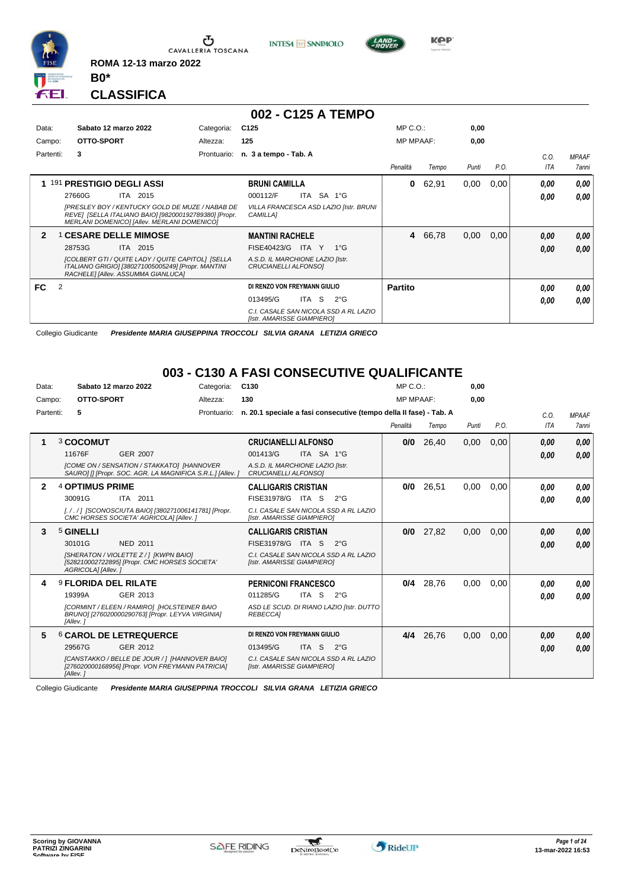ROMA 12-13 marzo 2022

**B0***

# CLASSIFICA

## 002 - C125 A TEMPO

| Data: | Sabato 12 marzo 2022 | Categoria: | C125 | MP C.O.: | 0,00 |
|---|---|---|---|---|---|
| Campo: | OTTO-SPORT | Altezza: | 125 | MP MPAAF: | 0,00 |
| Partenti: | 3 | Prontuario: | n. 3 a tempo - Tab. A | | |

| | Cavallo | Cavaliere | Penalità | Tempo | Punti | P.O. | C.O. ITA | MPAAF 7anni |
|---|---|---|---|---|---|---|---|---|
| 1 | 191 **PRESTIGIO DEGLI ASSI** 27660G ITA 2015 *[PRESSLEY BOY / KENTUCKY GOLD DE MUZE / NABAB DE REVE] [SELLA ITALIANO BAIO] [982000192789380] [Propr. MERLANI DOMENICO] [Allev. MERLANI DOMENICO]* | **BRUNI CAMILLA** 000112/F ITA SA 1°G *VILLA FRANCESCA ASD LAZIO [Istr. BRUNI CAMILLA]* | 0 | 62,91 | 0,00 | 0,00 | 0,00 / 0,00 | 0,00 / 0,00 |
| 2 | 1 **CESARE DELLE MIMOSE** 28753G ITA 2015 *[COLBERT GTI / QUITE LADY / QUITE CAPITOL] [SELLA ITALIANO GRIGIO] [380271005005249] [Propr. MANTINI RACHELE] [Allev. ASSUMMA GIANLUCA]* | **MANTINI RACHELE** FISE40423/G ITA Y 1°G *A.S.D. IL MARCHIONE LAZIO [Istr. CRUCIANELLI ALFONSO]* | 4 | 66,78 | 0,00 | 0,00 | 0,00 / 0,00 | 0,00 / 0,00 |
| FC | 2 | **DI RENZO VON FREYMANN GIULIO** 013495/G ITA S 2°G *C.I. CASALE SAN NICOLA SSD A RL LAZIO [Istr. AMARISSE GIAMPIERO]* | Partito | | | | 0,00 / 0,00 | 0,00 / 0,00 |

Collegio Giudicante *Presidente MARIA GIUSEPPINA TROCCOLI SILVIA GRANA LETIZIA GRIECO*

## 003 - C130 A FASI CONSECUTIVE QUALIFICANTE

| Data: | Sabato 12 marzo 2022 | Categoria: | C130 | MP C.O.: | 0,00 |
|---|---|---|---|---|---|
| Campo: | OTTO-SPORT | Altezza: | 130 | MP MPAAF: | 0,00 |
| Partenti: | 5 | Prontuario: | n. 20.1 speciale a fasi consecutive (tempo della II fase) - Tab. A | | |

| | Cavallo | Cavaliere | Penalità | Tempo | Punti | P.O. | C.O. ITA | MPAAF 7anni |
|---|---|---|---|---|---|---|---|---|
| 1 | 3 **COCOMUT** 11676F GER 2007 *[COME ON / SENSATION / STAKKATO] [HANNOVER SAURO] [] [Propr. SOC. AGR. LA MAGNIFICA S.R.L.] [Allev. ]* | **CRUCIANELLI ALFONSO** 001413/G ITA SA 1°G *A.S.D. IL MARCHIONE LAZIO [Istr. CRUCIANELLI ALFONSO]* | 0/0 | 26,40 | 0,00 | 0,00 | 0,00 / 0,00 | 0,00 / 0,00 |
| 2 | 4 **OPTIMUS PRIME** 30091G ITA 2011 *[. / . / ] [SCONOSCIUTA BAIO] [380271006141781] [Propr. CMC HORSES SOCIETA' AGRICOLA] [Allev. ]* | **CALLIGARIS CRISTIAN** FISE31978/G ITA S 2°G *C.I. CASALE SAN NICOLA SSD A RL LAZIO [Istr. AMARISSE GIAMPIERO]* | 0/0 | 26,51 | 0,00 | 0,00 | 0,00 / 0,00 | 0,00 / 0,00 |
| 3 | 5 **GINELLI** 30101G NED 2011 *[SHERATON / VIOLETTE Z / ] [KWPN BAIO] [528210002722895] [Propr. CMC HORSES SOCIETA' AGRICOLA] [Allev. ]* | **CALLIGARIS CRISTIAN** FISE31978/G ITA S 2°G *C.I. CASALE SAN NICOLA SSD A RL LAZIO [Istr. AMARISSE GIAMPIERO]* | 0/0 | 27,82 | 0,00 | 0,00 | 0,00 / 0,00 | 0,00 / 0,00 |
| 4 | 9 **FLORIDA DEL RILATE** 19399A GER 2013 *[CORMINT / ELEEN / RAMIRO] [HOLSTEINER BAIO BRUNO] [276020000290763] [Propr. LEYVA VIRGINIA] [Allev. ]* | **PERNICONI FRANCESCO** 011285/G ITA S 2°G *ASD LE SCUD. DI RIANO LAZIO [Istr. DUTTO REBECCA]* | 0/4 | 28,76 | 0,00 | 0,00 | 0,00 / 0,00 | 0,00 / 0,00 |
| 5 | 6 **CAROL DE LETREQUERCE** 29567G GER 2012 *[CANSTAKKO / BELLE DE JOUR / ] [HANNOVER BAIO] [276020000168956] [Propr. VON FREYMANN PATRICIA] [Allev. ]* | **DI RENZO VON FREYMANN GIULIO** 013495/G ITA S 2°G *C.I. CASALE SAN NICOLA SSD A RL LAZIO [Istr. AMARISSE GIAMPIERO]* | 4/4 | 26,76 | 0,00 | 0,00 | 0,00 / 0,00 | 0,00 / 0,00 |

Collegio Giudicante *Presidente MARIA GIUSEPPINA TROCCOLI SILVIA GRANA LETIZIA GRIECO*

Scoring by GIOVANNA PATRIZI ZINGARINI
Software by FISE

13-mar-2022 16:53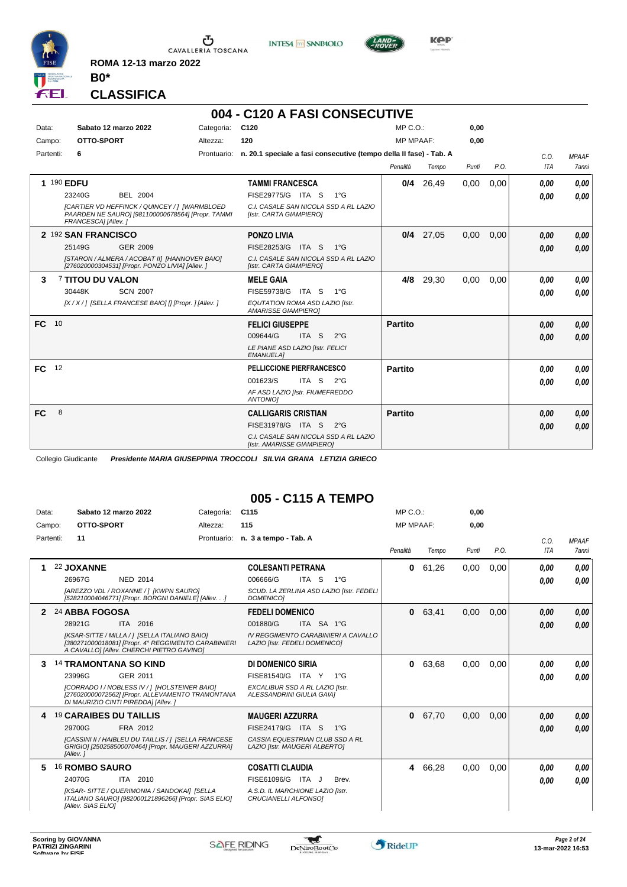ROMA 12-13 marzo 2022

**B0***

## CLASSIFICA

# 004 - C120 A FASI CONSECUTIVE

| | | | | | |
|---|---|---|---|---|---|
| Data: | Sabato 12 marzo 2022 | Categoria: | C120 | MP C.O.: | 0,00 |
| Campo: | OTTO-SPORT | Altezza: | 120 | MP MPAAF: | 0,00 |
| Partenti: | 6 | Prontuario: | n. 20.1 speciale a fasi consecutive (tempo della II fase) - Tab. A | | |

| Pos. | Cavallo | Cavaliere | Penalità | Tempo | Punti | P.O. | C.O. ITA | MPAAF 7anni |
|---|---|---|---|---|---|---|---|---|
| 1 | 190 **EDFU** 23240G BEL 2004 *[CARTIER VD HEFFINCK / QUINCEY / ] [WARMBLOED PAARDEN NE SAURO] [981100000678564] [Propr. TAMMI FRANCESCA] [Allev. ]* | **TAMMI FRANCESCA** FISE29775/G ITA S 1°G *C.I. CASALE SAN NICOLA SSD A RL LAZIO [Istr. CARTA GIAMPIERO]* | 0/4 | 26,49 | 0,00 | 0,00 | 0,00 / 0,00 | 0,00 / 0,00 |
| 2 | 192 **SAN FRANCISCO** 25149G GER 2009 *[STARON / ALMERA / ACOBAT II] [HANNOVER BAIO] [276020000304531] [Propr. PONZO LIVIA] [Allev. ]* | **PONZO LIVIA** FISE28253/G ITA S 1°G *C.I. CASALE SAN NICOLA SSD A RL LAZIO [Istr. CARTA GIAMPIERO]* | 0/4 | 27,05 | 0,00 | 0,00 | 0,00 / 0,00 | 0,00 / 0,00 |
| 3 | 7 **TITOU DU VALON** 30448K SCN 2007 *[X / X / ] [SELLA FRANCESE BAIO] [] [Propr. ] [Allev. ]* | **MELE GAIA** FISE59738/G ITA S 1°G *EQUTATION ROMA ASD LAZIO [Istr. AMARISSE GIAMPIERO]* | 4/8 | 29,30 | 0,00 | 0,00 | 0,00 / 0,00 | 0,00 / 0,00 |
| FC | 10 | **FELICI GIUSEPPE** 009644/G ITA S 2°G *LE PIANE ASD LAZIO [Istr. FELICI EMANUELA]* | Partito | | | | 0,00 / 0,00 | 0,00 / 0,00 |
| FC | 12 | **PELLICCIONE PIERFRANCESCO** 001623/S ITA S 2°G *AF ASD LAZIO [Istr. FIUMEFREDDO ANTONIO]* | Partito | | | | 0,00 / 0,00 | 0,00 / 0,00 |
| FC | 8 | **CALLIGARIS CRISTIAN** FISE31978/G ITA S 2°G *C.I. CASALE SAN NICOLA SSD A RL LAZIO [Istr. AMARISSE GIAMPIERO]* | Partito | | | | 0,00 / 0,00 | 0,00 / 0,00 |

Collegio Giudicante ***Presidente MARIA GIUSEPPINA TROCCOLI SILVIA GRANA LETIZIA GRIECO***

# 005 - C115 A TEMPO

| | | | | | |
|---|---|---|---|---|---|
| Data: | Sabato 12 marzo 2022 | Categoria: | C115 | MP C.O.: | 0,00 |
| Campo: | OTTO-SPORT | Altezza: | 115 | MP MPAAF: | 0,00 |
| Partenti: | 11 | Prontuario: | n. 3 a tempo - Tab. A | | |

| Pos. | Cavallo | Cavaliere | Penalità | Tempo | Punti | P.O. | C.O. ITA | MPAAF 7anni |
|---|---|---|---|---|---|---|---|---|
| 1 | 22 **JOXANNE** 26967G NED 2014 *[AREZZO VDL / ROXANNE / ] [KWPN SAURO] [528210004046771] [Propr. BORGNI DANIELE] [Allev. . .]* | **COLESANTI PETRANA** 006666/G ITA S 1°G *SCUD. LA ZERLINA ASD LAZIO [Istr. FEDELI DOMENICO]* | 0 | 61,26 | 0,00 | 0,00 | 0,00 / 0,00 | 0,00 / 0,00 |
| 2 | 24 **ABBA FOGOSA** 28921G ITA 2016 *[KSAR-SITTE / MILLA / ] [SELLA ITALIANO BAIO] [380271000018081] [Propr. 4° REGGIMENTO CARABINIERI A CAVALLO] [Allev. CHERCHI PIETRO GAVINO]* | **FEDELI DOMENICO** 001880/G ITA SA 1°G *IV REGGIMENTO CARABINIERI A CAVALLO LAZIO [Istr. FEDELI DOMENICO]* | 0 | 63,41 | 0,00 | 0,00 | 0,00 / 0,00 | 0,00 / 0,00 |
| 3 | 14 **TRAMONTANA SO KIND** 23996G GER 2011 *[CORRADO I / NOBLESS IV / ] [HOLSTEINER BAIO] [276020000072562] [Propr. ALLEVAMENTO TRAMONTANA DI MAURIZIO CINTI PIREDDA] [Allev. ]* | **DI DOMENICO SIRIA** FISE81540/G ITA Y 1°G *EXCALIBUR SSD A RL LAZIO [Istr. ALESSANDRINI GIULIA GAIA]* | 0 | 63,68 | 0,00 | 0,00 | 0,00 / 0,00 | 0,00 / 0,00 |
| 4 | 19 **CARAIBES DU TAILLIS** 29700G FRA 2012 *[CASSINI II / HAIBLEU DU TAILLIS / ] [SELLA FRANCESE GRIGIO] [250258500070464] [Propr. MAUGERI AZZURRA] [Allev. ]* | **MAUGERI AZZURRA** FISE24179/G ITA S 1°G *CASSIA EQUESTRIAN CLUB SSD A RL LAZIO [Istr. MAUGERI ALBERTO]* | 0 | 67,70 | 0,00 | 0,00 | 0,00 / 0,00 | 0,00 / 0,00 |
| 5 | 16 **ROMBO SAURO** 24070G ITA 2010 *[KSAR- SITTE / QUERIMONIA / SANDOKAI] [SELLA ITALIANO SAURO] [982000121896266] [Propr. SIAS ELIO] [Allev. SIAS ELIO]* | **COSATTI CLAUDIA** FISE61096/G ITA J Brev. *A.S.D. IL MARCHIONE LAZIO [Istr. CRUCIANELLI ALFONSO]* | 4 | 66,28 | 0,00 | 0,00 | 0,00 / 0,00 | 0,00 / 0,00 |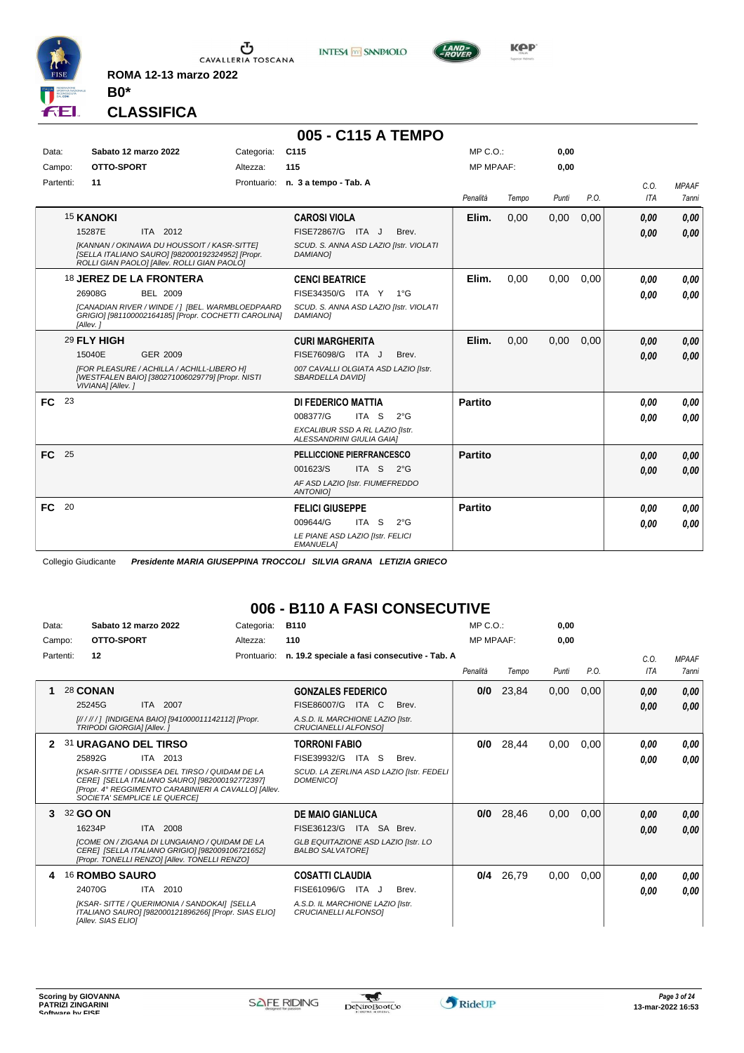ROMA 12-13 marzo 2022

**B0***

## CLASSIFICA

## 005 - C115 A TEMPO

| Data: | Sabato 12 marzo 2022 | Categoria: | C115 | MP C.O.: | 0,00 |
|---|---|---|---|---|---|
| Campo: | OTTO-SPORT | Altezza: | 115 | MP MPAAF: | 0,00 |
| Partenti: | 11 | Prontuario: | n. 3 a tempo - Tab. A | | |

| | Cavallo | Cavaliere | Penalità | Tempo | Punti | P.O. | C.O. ITA | MPAAF 7anni |
|---|---|---|---|---|---|---|---|---|
| | 15 **KANOKI** 15287E ITA 2012 *[KANNAN / OKINAWA DU HOUSSOIT / KASR-SITTE] [SELLA ITALIANO SAURO] [982000192324952] [Propr. ROLLI GIAN PAOLO] [Allev. ROLLI GIAN PAOLO]* | **CAROSI VIOLA** FISE72867/G ITA J Brev. *SCUD. S. ANNA ASD LAZIO [Istr. VIOLATI DAMIANO]* | **Elim.** | 0,00 | 0,00 | 0,00 | *0,00* *0,00* | *0,00* *0,00* |
| | 18 **JEREZ DE LA FRONTERA** 26908G BEL 2009 *[CANADIAN RIVER / WINDE / ] [BEL. WARMBLOEDPAARD GRIGIO] [981100002164185] [Propr. COCHETTI CAROLINA] [Allev. ]* | **CENCI BEATRICE** FISE34350/G ITA Y 1°G *SCUD. S. ANNA ASD LAZIO [Istr. VIOLATI DAMIANO]* | **Elim.** | 0,00 | 0,00 | 0,00 | *0,00* *0,00* | *0,00* *0,00* |
| | 29 **FLY HIGH** 15040E GER 2009 *[FOR PLEASURE / ACHILLA / ACHILL-LIBERO H] [WESTFALEN BAIO] [380271006029779] [Propr. NISTI VIVIANA] [Allev. ]* | **CURI MARGHERITA** FISE76098/G ITA J Brev. *007 CAVALLI OLGIATA ASD LAZIO [Istr. SBARDELLA DAVID]* | **Elim.** | 0,00 | 0,00 | 0,00 | *0,00* *0,00* | *0,00* *0,00* |
| **FC** | 23 | **DI FEDERICO MATTIA** 008377/G ITA S 2°G *EXCALIBUR SSD A RL LAZIO [Istr. ALESSANDRINI GIULIA GAIA]* | **Partito** | | | | *0,00* *0,00* | *0,00* *0,00* |
| **FC** | 25 | **PELLICCIONE PIERFRANCESCO** 001623/S ITA S 2°G *AF ASD LAZIO [Istr. FIUMEFREDDO ANTONIO]* | **Partito** | | | | *0,00* *0,00* | *0,00* *0,00* |
| **FC** | 20 | **FELICI GIUSEPPE** 009644/G ITA S 2°G *LE PIANE ASD LAZIO [Istr. FELICI EMANUELA]* | **Partito** | | | | *0,00* *0,00* | *0,00* *0,00* |

Collegio Giudicante ***Presidente MARIA GIUSEPPINA TROCCOLI SILVIA GRANA LETIZIA GRIECO***

## 006 - B110 A FASI CONSECUTIVE

| Data: | Sabato 12 marzo 2022 | Categoria: | B110 | MP C.O.: | 0,00 |
|---|---|---|---|---|---|
| Campo: | OTTO-SPORT | Altezza: | 110 | MP MPAAF: | 0,00 |
| Partenti: | 12 | Prontuario: | n. 19.2 speciale a fasi consecutive - Tab. A | | |

| | Cavallo | Cavaliere | Penalità | Tempo | Punti | P.O. | C.O. ITA | MPAAF 7anni |
|---|---|---|---|---|---|---|---|---|
| **1** | 28 **CONAN** 25245G ITA 2007 *[/ / / / / ] [INDIGENA BAIO] [941000011142112] [Propr. TRIPODI GIORGIA] [Allev. ]* | **GONZALES FEDERICO** FISE86007/G ITA C Brev. *A.S.D. IL MARCHIONE LAZIO [Istr. CRUCIANELLI ALFONSO]* | **0/0** | 23,84 | 0,00 | 0,00 | *0,00* *0,00* | *0,00* *0,00* |
| **2** | 31 **URAGANO DEL TIRSO** 25892G ITA 2013 *[KSAR-SITTE / ODISSEA DEL TIRSO / QUIDAM DE LA CERE] [SELLA ITALIANO SAURO] [982000192772397] [Propr. 4° REGGIMENTO CARABINIERI A CAVALLO] [Allev. SOCIETA' SEMPLICE LE QUERCE]* | **TORRONI FABIO** FISE39932/G ITA S Brev. *SCUD. LA ZERLINA ASD LAZIO [Istr. FEDELI DOMENICO]* | **0/0** | 28,44 | 0,00 | 0,00 | *0,00* *0,00* | *0,00* *0,00* |
| **3** | 32 **GO ON** 16234P ITA 2008 *[COME ON / ZIGANA DI LUNGAIANO / QUIDAM DE LA CERE] [SELLA ITALIANO GRIGIO] [982009106721652] [Propr. TONELLI RENZO] [Allev. TONELLI RENZO]* | **DE MAIO GIANLUCA** FISE36123/G ITA SA Brev. *GLB EQUITAZIONE ASD LAZIO [Istr. LO BALBO SALVATORE]* | **0/0** | 28,46 | 0,00 | 0,00 | *0,00* *0,00* | *0,00* *0,00* |
| **4** | 16 **ROMBO SAURO** 24070G ITA 2010 *[KSAR- SITTE / QUERIMONIA / SANDOKAI] [SELLA ITALIANO SAURO] [982000121896266] [Propr. SIAS ELIO] [Allev. SIAS ELIO]* | **COSATTI CLAUDIA** FISE61096/G ITA J Brev. *A.S.D. IL MARCHIONE LAZIO [Istr. CRUCIANELLI ALFONSO]* | **0/4** | 26,79 | 0,00 | 0,00 | *0,00* *0,00* | *0,00* *0,00* |

Scoring by GIOVANNA PATRIZI ZINGARINI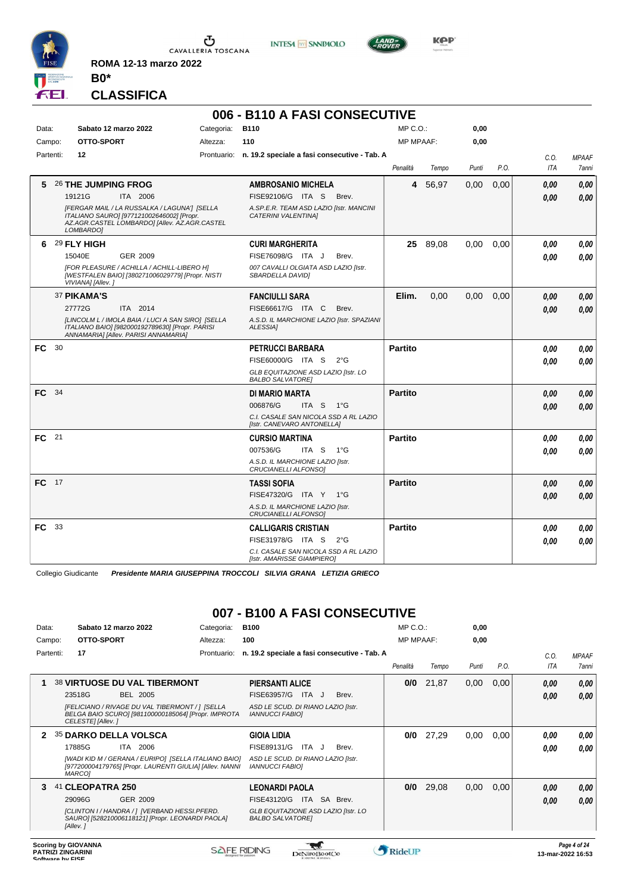ROMA 12-13 marzo 2022

**B0***

## CLASSIFICA

# 006 - B110 A FASI CONSECUTIVE

| | | | | | |
|---|---|---|---|---|---|
| Data: | Sabato 12 marzo 2022 | Categoria: | B110 | MP C.O.: | 0,00 |
| Campo: | OTTO-SPORT | Altezza: | 110 | MP MPAAF: | 0,00 |
| Partenti: | 12 | Prontuario: | n. 19.2 speciale a fasi consecutive - Tab. A | | |

| Cl. | N. | Cavallo | Cavaliere | Penalità | Tempo | Punti | P.O. | C.O. ITA | MPAAF 7anni |
|---|---|---|---|---|---|---|---|---|---|
| 5 | 26 | **THE JUMPING FROG** 19121G ITA 2006 *[FERGAR MAIL / LA RUSSALKA / LAGUNA'] [SELLA ITALIANO SAURO] [977121002646002] [Propr. AZ.AGR.CASTEL LOMBARDO] [Allev. AZ.AGR.CASTEL LOMBARDO]* | **AMBROSANIO MICHELA** FISE92106/G ITA S Brev. *A.SP.E.R. TEAM ASD LAZIO [Istr. MANCINI CATERINI VALENTINA]* | 4 | 56,97 | 0,00 | 0,00 | 0,00 / 0,00 | 0,00 / 0,00 |
| 6 | 29 | **FLY HIGH** 15040E GER 2009 *[FOR PLEASURE / ACHILLA / ACHILL-LIBERO H] [WESTFALEN BAIO] [380271006029779] [Propr. NISTI VIVIANA] [Allev. ]* | **CURI MARGHERITA** FISE76098/G ITA J Brev. *007 CAVALLI OLGIATA ASD LAZIO [Istr. SBARDELLA DAVID]* | 25 | 89,08 | 0,00 | 0,00 | 0,00 / 0,00 | 0,00 / 0,00 |
| | 37 | **PIKAMA'S** 27772G ITA 2014 *[LINCOLM L / IMOLA BAIA / LUCI A SAN SIRO] [SELLA ITALIANO BAIO] [982000192789630] [Propr. PARISI ANNAMARIA] [Allev. PARISI ANNAMARIA]* | **FANCIULLI SARA** FISE66617/G ITA C Brev. *A.S.D. IL MARCHIONE LAZIO [Istr. SPAZIANI ALESSIA]* | Elim. | 0,00 | 0,00 | 0,00 | 0,00 / 0,00 | 0,00 / 0,00 |
| FC | 30 | | **PETRUCCI BARBARA** FISE60000/G ITA S 2°G *GLB EQUITAZIONE ASD LAZIO [Istr. LO BALBO SALVATORE]* | Partito | | | | 0,00 / 0,00 | 0,00 / 0,00 |
| FC | 34 | | **DI MARIO MARTA** 006876/G ITA S 1°G *C.I. CASALE SAN NICOLA SSD A RL LAZIO [Istr. CANEVARO ANTONELLA]* | Partito | | | | 0,00 / 0,00 | 0,00 / 0,00 |
| FC | 21 | | **CURSIO MARTINA** 007536/G ITA S 1°G *A.S.D. IL MARCHIONE LAZIO [Istr. CRUCIANELLI ALFONSO]* | Partito | | | | 0,00 / 0,00 | 0,00 / 0,00 |
| FC | 17 | | **TASSI SOFIA** FISE47320/G ITA Y 1°G *A.S.D. IL MARCHIONE LAZIO [Istr. CRUCIANELLI ALFONSO]* | Partito | | | | 0,00 / 0,00 | 0,00 / 0,00 |
| FC | 33 | | **CALLIGARIS CRISTIAN** FISE31978/G ITA S 2°G *C.I. CASALE SAN NICOLA SSD A RL LAZIO [Istr. AMARISSE GIAMPIERO]* | Partito | | | | 0,00 / 0,00 | 0,00 / 0,00 |

Collegio Giudicante ***Presidente MARIA GIUSEPPINA TROCCOLI SILVIA GRANA LETIZIA GRIECO***

# 007 - B100 A FASI CONSECUTIVE

| | | | | | |
|---|---|---|---|---|---|
| Data: | Sabato 12 marzo 2022 | Categoria: | B100 | MP C.O.: | 0,00 |
| Campo: | OTTO-SPORT | Altezza: | 100 | MP MPAAF: | 0,00 |
| Partenti: | 17 | Prontuario: | n. 19.2 speciale a fasi consecutive - Tab. A | | |

| Cl. | N. | Cavallo | Cavaliere | Penalità | Tempo | Punti | P.O. | C.O. ITA | MPAAF 7anni |
|---|---|---|---|---|---|---|---|---|---|
| 1 | 38 | **VIRTUOSE DU VAL TIBERMONT** 23518G BEL 2005 *[FELICIANO / RIVAGE DU VAL TIBERMONT / ] [SELLA BELGA BAIO SCURO] [981100000185064] [Propr. IMPROTA CELESTE] [Allev. ]* | **PIERSANTI ALICE** FISE63957/G ITA J Brev. *ASD LE SCUD. DI RIANO LAZIO [Istr. IANNUCCI FABIO]* | 0/0 | 21,87 | 0,00 | 0,00 | 0,00 / 0,00 | 0,00 / 0,00 |
| 2 | 35 | **DARKO DELLA VOLSCA** 17885G ITA 2006 *[WADI KID M / GERANA / EURIPO] [SELLA ITALIANO BAIO] [977200004179765] [Propr. LAURENTI GIULIA] [Allev. NANNI MARCO]* | **GIOIA LIDIA** FISE89131/G ITA J Brev. *ASD LE SCUD. DI RIANO LAZIO [Istr. IANNUCCI FABIO]* | 0/0 | 27,29 | 0,00 | 0,00 | 0,00 / 0,00 | 0,00 / 0,00 |
| 3 | 41 | **CLEOPATRA 250** 29096G GER 2009 *[CLINTON I / HANDRA / ] [VERBAND HESSI.PFERD. SAURO] [528210006118121] [Propr. LEONARDI PAOLA] [Allev. ]* | **LEONARDI PAOLA** FISE43120/G ITA SA Brev. *GLB EQUITAZIONE ASD LAZIO [Istr. LO BALBO SALVATORE]* | 0/0 | 29,08 | 0,00 | 0,00 | 0,00 / 0,00 | 0,00 / 0,00 |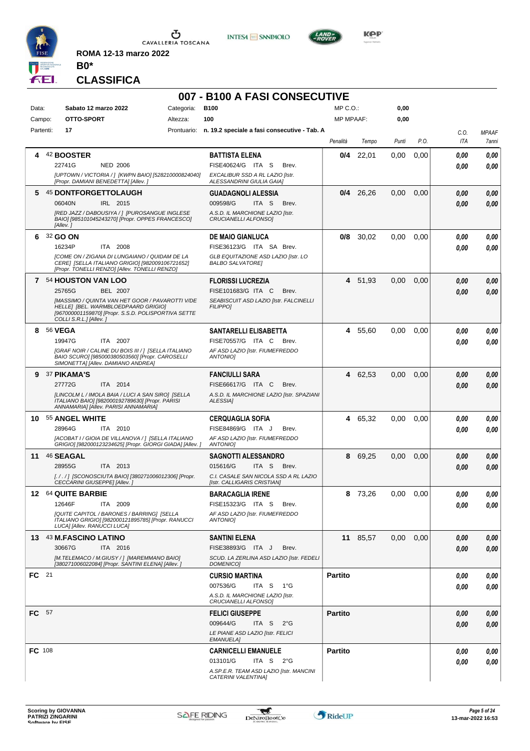**ROMA 12-13 marzo 2022**

**B0***

## CLASSIFICA

# 007 - B100 A FASI CONSECUTIVE

| | | | | | |
|---|---|---|---|---|---|
| Data: | Sabato 12 marzo 2022 | Categoria: | B100 | MP C.O.: | 0,00 |
| Campo: | OTTO-SPORT | Altezza: | 100 | MP MPAAF: | 0,00 |
| Partenti: | 17 | Prontuario: | n. 19.2 speciale a fasi consecutive - Tab. A | | |

| Pos. | Cavallo | Cavaliere | Penalità | Tempo | Punti | P.O. | C.O. ITA | MPAAF 7anni |
|---|---|---|---|---|---|---|---|---|
| 4 | 42 **BOOSTER** 22741G NED 2006 [UPTOWN / VICTORIA / ] [KWPN BAIO] [528210000824040] [Propr. DAMIANI BENEDETTA] [Allev. ] | **BATTISTA ELENA** FISE40624/G ITA S Brev. EXCALIBUR SSD A RL LAZIO [Istr. ALESSANDRINI GIULIA GAIA] | 0/4 | 22,01 | 0,00 | 0,00 | 0,00 / 0,00 | 0,00 / 0,00 |
| 5 | 45 **DONTFORGETTOLAUGH** 06040N IRL 2015 [RED JAZZ / DABOUSIYA / ] [PUROSANGUE INGLESE BAIO] [985101045243270] [Propr. OPPES FRANCESCO] [Allev. ] | **GUADAGNOLI ALESSIA** 009598/G ITA S Brev. A.S.D. IL MARCHIONE LAZIO [Istr. CRUCIANELLI ALFONSO] | 0/4 | 26,26 | 0,00 | 0,00 | 0,00 / 0,00 | 0,00 / 0,00 |
| 6 | 32 **GO ON** 16234P ITA 2008 [COME ON / ZIGANA DI LUNGAIANO / QUIDAM DE LA CERE] [SELLA ITALIANO GRIGIO] [982009106721652] [Propr. TONELLI RENZO] [Allev. TONELLI RENZO] | **DE MAIO GIANLUCA** FISE36123/G ITA SA Brev. GLB EQUITAZIONE ASD LAZIO [Istr. LO BALBO SALVATORE] | 0/8 | 30,02 | 0,00 | 0,00 | 0,00 / 0,00 | 0,00 / 0,00 |
| 7 | 54 **HOUSTON VAN LOO** 25765G BEL 2007 [MASSIMO / QUINTA VAN HET GOOR / PAVAROTTI V/DE HELLE] [BEL. WARMBLOEDPAARD GRIGIO] [967000001159870] [Propr. S.S.D. POLISPORTIVA SETTE COLLI S.R.L.] [Allev. ] | **FLORISSI LUCREZIA** FISE101683/G ITA C Brev. SEABISCUIT ASD LAZIO [Istr. FALCINELLI FILIPPO] | 4 | 51,93 | 0,00 | 0,00 | 0,00 / 0,00 | 0,00 / 0,00 |
| 8 | 56 **VEGA** 19947G ITA 2007 [GRAF NOIR / CALINE DU BOIS III / ] [SELLA ITALIANO BAIO SCURO] [985000380503560] [Propr. CAROSELLI SIMONETTA] [Allev. DAMIANO ANDREA] | **SANTARELLI ELISABETTA** FISE70557/G ITA C Brev. AF ASD LAZIO [Istr. FIUMEFREDDO ANTONIO] | 4 | 55,60 | 0,00 | 0,00 | 0,00 / 0,00 | 0,00 / 0,00 |
| 9 | 37 **PIKAMA'S** 27772G ITA 2014 [LINCOLM L / IMOLA BAIA / LUCI A SAN SIRO] [SELLA ITALIANO BAIO] [982000192789630] [Propr. PARISI ANNAMARIA] [Allev. PARISI ANNAMARIA] | **FANCIULLI SARA** FISE66617/G ITA C Brev. A.S.D. IL MARCHIONE LAZIO [Istr. SPAZIANI ALESSIA] | 4 | 62,53 | 0,00 | 0,00 | 0,00 / 0,00 | 0,00 / 0,00 |
| 10 | 55 **ANGEL WHITE** 28964G ITA 2010 [ACOBAT I / GIOIA DE VILLANOVA / ] [SELLA ITALIANO GRIGIO] [982000123234625] [Propr. GIORGI GIADA] [Allev. ] | **CERQUAGLIA SOFIA** FISE84869/G ITA J Brev. AF ASD LAZIO [Istr. FIUMEFREDDO ANTONIO] | 4 | 65,32 | 0,00 | 0,00 | 0,00 / 0,00 | 0,00 / 0,00 |
| 11 | 46 **SEAGAL** 28955G ITA 2013 [. / . / ] [SCONOSCIUTA BAIO] [380271006012306] [Propr. CECCARINI GIUSEPPE] [Allev. ] | **SAGNOTTI ALESSANDRO** 015616/G ITA S Brev. C.I. CASALE SAN NICOLA SSD A RL LAZIO [Istr. CALLIGARIS CRISTIAN] | 8 | 69,25 | 0,00 | 0,00 | 0,00 / 0,00 | 0,00 / 0,00 |
| 12 | 64 **QUITE BARBIE** 12646F ITA 2009 [QUITE CAPITOL / BARONES / BARRING] [SELLA ITALIANO GRIGIO] [982000121895785] [Propr. RANUCCI LUCA] [Allev. RANUCCI LUCA] | **BARACAGLIA IRENE** FISE15323/G ITA S Brev. AF ASD LAZIO [Istr. FIUMEFREDDO ANTONIO] | 8 | 73,26 | 0,00 | 0,00 | 0,00 / 0,00 | 0,00 / 0,00 |
| 13 | 43 **M.FASCINO LATINO** 30667G ITA 2016 [M.TELEMACO / M.GIUSY / ] [MAREMMANO BAIO] [380271006022084] [Propr. SANTINI ELENA] [Allev. ] | **SANTINI ELENA** FISE38893/G ITA J Brev. SCUD. LA ZERLINA ASD LAZIO [Istr. FEDELI DOMENICO] | 11 | 85,57 | 0,00 | 0,00 | 0,00 / 0,00 | 0,00 / 0,00 |
| FC | 21 | **CURSIO MARTINA** 007536/G ITA S 1°G A.S.D. IL MARCHIONE LAZIO [Istr. CRUCIANELLI ALFONSO] | Partito | | | | 0,00 / 0,00 | 0,00 / 0,00 |
| FC | 57 | **FELICI GIUSEPPE** 009644/G ITA S 2°G LE PIANE ASD LAZIO [Istr. FELICI EMANUELA] | Partito | | | | 0,00 / 0,00 | 0,00 / 0,00 |
| FC | 108 | **CARNICELLI EMANUELE** 013101/G ITA S 2°G A.SP.E.R. TEAM ASD LAZIO [Istr. MANCINI CATERINI VALENTINA] | Partito | | | | 0,00 / 0,00 | 0,00 / 0,00 |

Scoring by GIOVANNA PATRIZI ZINGARINI
Software by FISE

13-mar-2022 16:53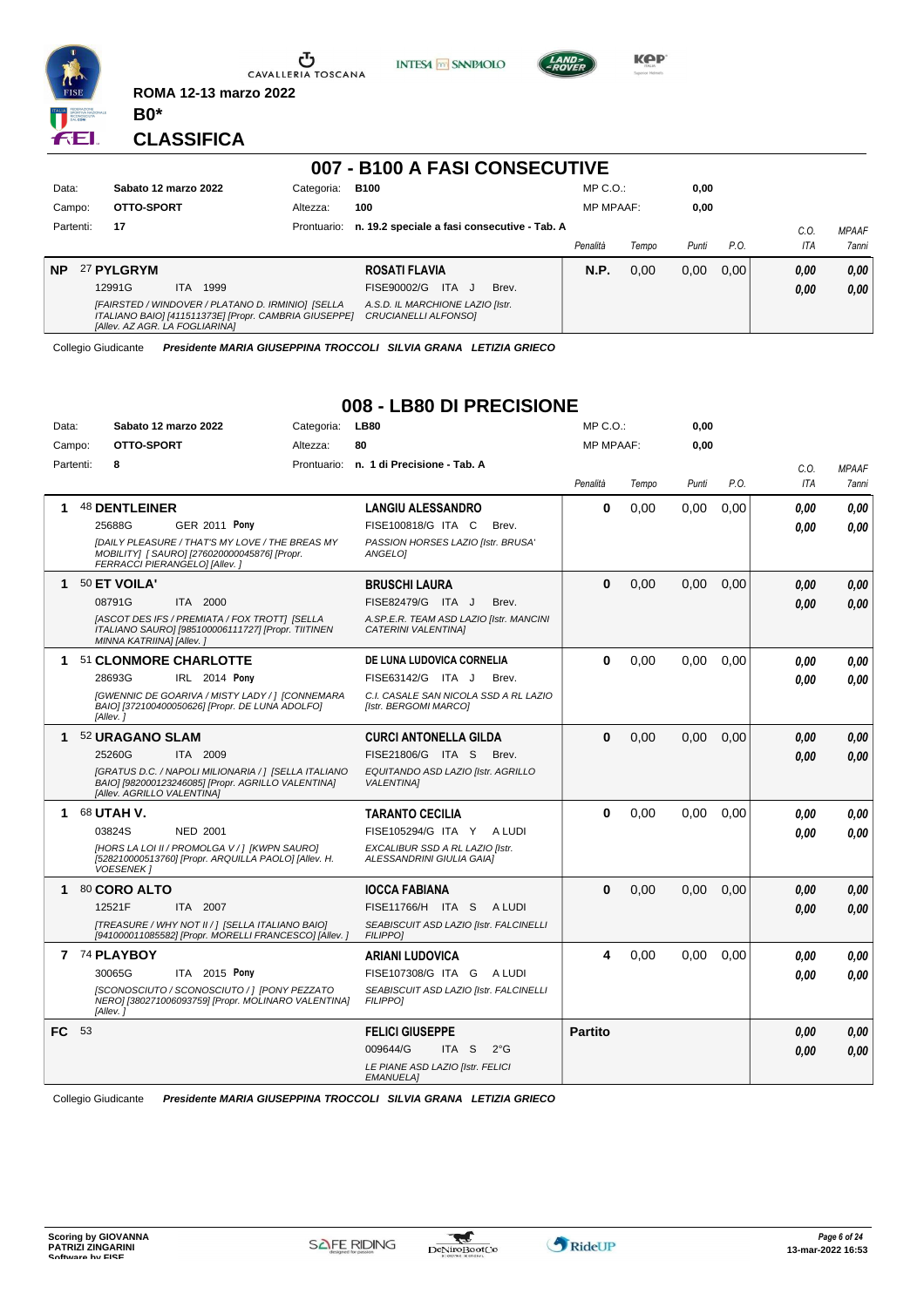ROMA 12-13 marzo 2022

**B0***

**CLASSIFICA**

## 007 - B100 A FASI CONSECUTIVE

| Data: | Sabato 12 marzo 2022 | Categoria: | B100 | MP C.O.: | 0,00 |
|---|---|---|---|---|---|
| Campo: | OTTO-SPORT | Altezza: | 100 | MP MPAAF: | 0,00 |
| Partenti: | 17 | Prontuario: | n. 19.2 speciale a fasi consecutive - Tab. A | | |

| | Cavallo | Cavaliere | Penalità | Tempo | Punti | P.O. | C.O. ITA | MPAAF 7anni |
|---|---|---|---|---|---|---|---|---|
| NP | 27 **PYLGRYM** 12991G ITA 1999 *[FAIRSTED / WINDOVER / PLATANO D. IRMINIO] [SELLA ITALIANO BAIO] [411511373E] [Propr. CAMBRIA GIUSEPPE] [Allev. AZ AGR. LA FOGLIARINA]* | **ROSATI FLAVIA** FISE90002/G ITA J Brev. *A.S.D. IL MARCHIONE LAZIO [Istr. CRUCIANELLI ALFONSO]* | **N.P.** | 0,00 | 0,00 | 0,00 | 0,00 / 0,00 | 0,00 / 0,00 |

Collegio Giudicante *Presidente MARIA GIUSEPPINA TROCCOLI SILVIA GRANA LETIZIA GRIECO*

## 008 - LB80 DI PRECISIONE

| Data: | Sabato 12 marzo 2022 | Categoria: | LB80 | MP C.O.: | 0,00 |
|---|---|---|---|---|---|
| Campo: | OTTO-SPORT | Altezza: | 80 | MP MPAAF: | 0,00 |
| Partenti: | 8 | Prontuario: | n. 1 di Precisione - Tab. A | | |

| | Cavallo | Cavaliere | Penalità | Tempo | Punti | P.O. | C.O. ITA | MPAAF 7anni |
|---|---|---|---|---|---|---|---|---|
| 1 | 48 **DENTLEINER** 25688G GER 2011 **Pony** *[DAILY PLEASURE / THAT'S MY LOVE / THE BREAS MY MOBILITY] [ SAURO] [276020000045876] [Propr. FERRACCI PIERANGELO] [Allev. ]* | **LANGIU ALESSANDRO** FISE100818/G ITA C Brev. *PASSION HORSES LAZIO [Istr. BRUSA' ANGELO]* | **0** | 0,00 | 0,00 | 0,00 | 0,00 / 0,00 | 0,00 / 0,00 |
| 1 | 50 **ET VOILA'** 08791G ITA 2000 *[ASCOT DES IFS / PREMIATA / FOX TROTT] [SELLA ITALIANO SAURO] [985100006111727] [Propr. TIITINEN MINNA KATRIINA] [Allev. ]* | **BRUSCHI LAURA** FISE82479/G ITA J Brev. *A.SP.E.R. TEAM ASD LAZIO [Istr. MANCINI CATERINI VALENTINA]* | **0** | 0,00 | 0,00 | 0,00 | 0,00 / 0,00 | 0,00 / 0,00 |
| 1 | 51 **CLONMORE CHARLOTTE** 28693G IRL 2014 **Pony** *[GWENNIC DE GOARIVA / MISTY LADY / ] [CONNEMARA BAIO] [372100400050626] [Propr. DE LUNA ADOLFO] [Allev. ]* | **DE LUNA LUDOVICA CORNELIA** FISE63142/G ITA J Brev. *C.I. CASALE SAN NICOLA SSD A RL LAZIO [Istr. BERGOMI MARCO]* | **0** | 0,00 | 0,00 | 0,00 | 0,00 / 0,00 | 0,00 / 0,00 |
| 1 | 52 **URAGANO SLAM** 25260G ITA 2009 *[GRATUS D.C. / NAPOLI MILIONARIA / ] [SELLA ITALIANO BAIO] [982000123246085] [Propr. AGRILLO VALENTINA] [Allev. AGRILLO VALENTINA]* | **CURCI ANTONELLA GILDA** FISE21806/G ITA S Brev. *EQUITANDO ASD LAZIO [Istr. AGRILLO VALENTINA]* | **0** | 0,00 | 0,00 | 0,00 | 0,00 / 0,00 | 0,00 / 0,00 |
| 1 | 68 **UTAH V.** 03824S NED 2001 *[HORS LA LOI II / PROMOLGA V / ] [KWPN SAURO] [528210000513760] [Propr. ARQUILLA PAOLO] [Allev. H. VOESENEK ]* | **TARANTO CECILIA** FISE105294/G ITA Y A LUDI *EXCALIBUR SSD A RL LAZIO [Istr. ALESSANDRINI GIULIA GAIA]* | **0** | 0,00 | 0,00 | 0,00 | 0,00 / 0,00 | 0,00 / 0,00 |
| 1 | 80 **CORO ALTO** 12521F ITA 2007 *[TREASURE / WHY NOT II / ] [SELLA ITALIANO BAIO] [941000011085582] [Propr. MORELLI FRANCESCO] [Allev. ]* | **IOCCA FABIANA** FISE11766/H ITA S A LUDI *SEABISCUIT ASD LAZIO [Istr. FALCINELLI FILIPPO]* | **0** | 0,00 | 0,00 | 0,00 | 0,00 / 0,00 | 0,00 / 0,00 |
| 7 | 74 **PLAYBOY** 30065G ITA 2015 **Pony** *[SCONOSCIUTO / SCONOSCIUTO / ] [PONY PEZZATO NERO] [380271006093759] [Propr. MOLINARO VALENTINA] [Allev. ]* | **ARIANI LUDOVICA** FISE107308/G ITA G A LUDI *SEABISCUIT ASD LAZIO [Istr. FALCINELLI FILIPPO]* | **4** | 0,00 | 0,00 | 0,00 | 0,00 / 0,00 | 0,00 / 0,00 |
| FC | 53 | **FELICI GIUSEPPE** 009644/G ITA S 2°G *LE PIANE ASD LAZIO [Istr. FELICI EMANUELA]* | **Partito** | | | | 0,00 / 0,00 | 0,00 / 0,00 |

Collegio Giudicante *Presidente MARIA GIUSEPPINA TROCCOLI SILVIA GRANA LETIZIA GRIECO*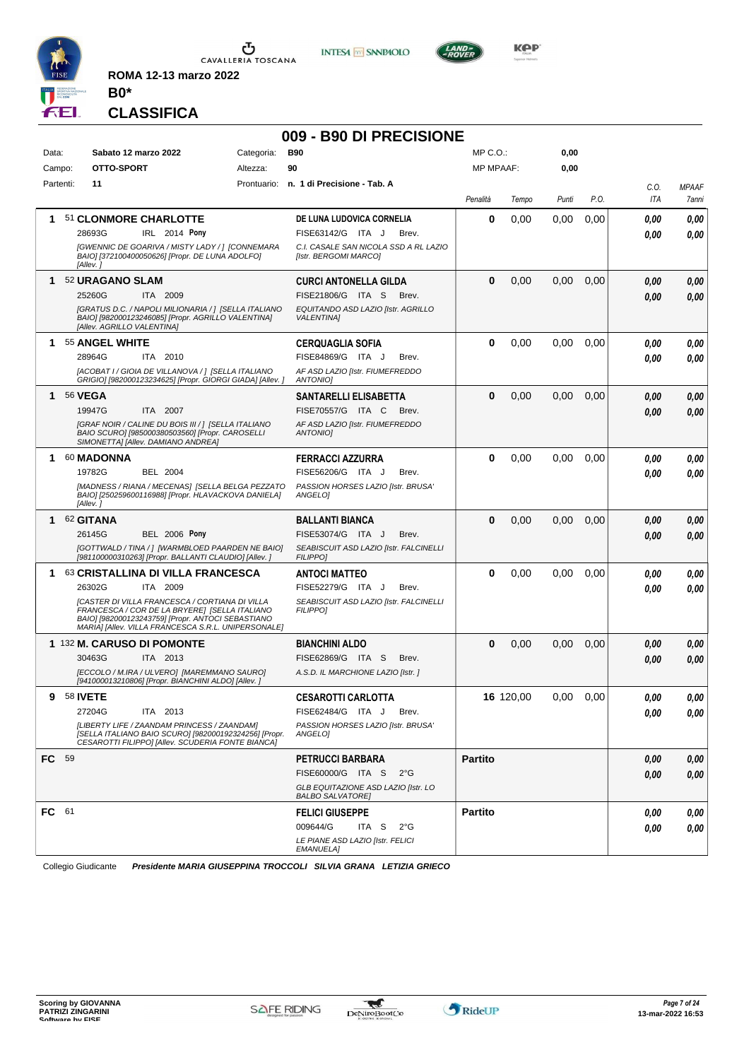**ROMA 12-13 marzo 2022**

**B0\***

# CLASSIFICA

## 009 - B90 DI PRECISIONE

| Data: | Sabato 12 marzo 2022 | Categoria: | B90 | MP C.O.: | 0,00 |
|---|---|---|---|---|---|
| Campo: | OTTO-SPORT | Altezza: | 90 | MP MPAAF: | 0,00 |
| Partenti: | 11 | Prontuario: | n. 1 di Precisione - Tab. A | | |

| Cl. | Cavallo | Cavaliere | Penalità | Tempo | Punti | P.O. | C.O. ITA | MPAAF 7anni |
|---|---|---|---|---|---|---|---|---|
| 1 | 51 **CLONMORE CHARLOTTE**<br>28693G IRL 2014 **Pony**<br>*[GWENNIC DE GOARIVA / MISTY LADY / ] [CONNEMARA BAIO] [372100400050626] [Propr. DE LUNA ADOLFO] [Allev. ]* | **DE LUNA LUDOVICA CORNELIA**<br>FISE63142/G ITA J Brev.<br>*C.I. CASALE SAN NICOLA SSD A RL LAZIO [Istr. BERGOMI MARCO]* | 0 | 0,00 | 0,00 | 0,00 | 0,00<br>0,00 | 0,00<br>0,00 |
| 1 | 52 **URAGANO SLAM**<br>25260G ITA 2009<br>*[GRATUS D.C. / NAPOLI MILIONARIA / ] [SELLA ITALIANO BAIO] [982000123246085] [Propr. AGRILLO VALENTINA] [Allev. AGRILLO VALENTINA]* | **CURCI ANTONELLA GILDA**<br>FISE21806/G ITA S Brev.<br>*EQUITANDO ASD LAZIO [Istr. AGRILLO VALENTINA]* | 0 | 0,00 | 0,00 | 0,00 | 0,00<br>0,00 | 0,00<br>0,00 |
| 1 | 55 **ANGEL WHITE**<br>28964G ITA 2010<br>*[ACOBAT I / GIOIA DE VILLANOVA / ] [SELLA ITALIANO GRIGIO] [982000123234625] [Propr. GIORGI GIADA] [Allev. ]* | **CERQUAGLIA SOFIA**<br>FISE84869/G ITA J Brev.<br>*AF ASD LAZIO [Istr. FIUMEFREDDO ANTONIO]* | 0 | 0,00 | 0,00 | 0,00 | 0,00<br>0,00 | 0,00<br>0,00 |
| 1 | 56 **VEGA**<br>19947G ITA 2007<br>*[GRAF NOIR / CALINE DU BOIS III / ] [SELLA ITALIANO BAIO SCURO] [985000380503560] [Propr. CAROSELLI SIMONETTA] [Allev. DAMIANO ANDREA]* | **SANTARELLI ELISABETTA**<br>FISE70557/G ITA C Brev.<br>*AF ASD LAZIO [Istr. FIUMEFREDDO ANTONIO]* | 0 | 0,00 | 0,00 | 0,00 | 0,00<br>0,00 | 0,00<br>0,00 |
| 1 | 60 **MADONNA**<br>19782G BEL 2004<br>*[MADNESS / RIANA / MECENAS] [SELLA BELGA PEZZATO BAIO] [250259600116988] [Propr. HLAVACKOVA DANIELA] [Allev. ]* | **FERRACCI AZZURRA**<br>FISE56206/G ITA J Brev.<br>*PASSION HORSES LAZIO [Istr. BRUSA' ANGELO]* | 0 | 0,00 | 0,00 | 0,00 | 0,00<br>0,00 | 0,00<br>0,00 |
| 1 | 62 **GITANA**<br>26145G BEL 2006 **Pony**<br>*[GOTTWALD / TINA / ] [WARMBLOED PAARDEN NE BAIO] [981100000310263] [Propr. BALLANTI CLAUDIO] [Allev. ]* | **BALLANTI BIANCA**<br>FISE53074/G ITA J Brev.<br>*SEABISCUIT ASD LAZIO [Istr. FALCINELLI FILIPPO]* | 0 | 0,00 | 0,00 | 0,00 | 0,00<br>0,00 | 0,00<br>0,00 |
| 1 | 63 **CRISTALLINA DI VILLA FRANCESCA**<br>26302G ITA 2009<br>*[CASTER DI VILLA FRANCESCA / CORTIANA DI VILLA FRANCESCA / COR DE LA BRYERE] [SELLA ITALIANO BAIO] [982000123243759] [Propr. ANTOCI SEBASTIANO MARIA] [Allev. VILLA FRANCESCA S.R.L. UNIPERSONALE]* | **ANTOCI MATTEO**<br>FISE52279/G ITA J Brev.<br>*SEABISCUIT ASD LAZIO [Istr. FALCINELLI FILIPPO]* | 0 | 0,00 | 0,00 | 0,00 | 0,00<br>0,00 | 0,00<br>0,00 |
| 1 | 132 **M. CARUSO DI POMONTE**<br>30463G ITA 2013<br>*[ECCOLO / M.IRA / ULVERO] [MAREMMANO SAURO] [941000013210806] [Propr. BIANCHINI ALDO] [Allev. ]* | **BIANCHINI ALDO**<br>FISE62869/G ITA S Brev.<br>*A.S.D. IL MARCHIONE LAZIO [Istr. ]* | 0 | 0,00 | 0,00 | 0,00 | 0,00<br>0,00 | 0,00<br>0,00 |
| 9 | 58 **IVETE**<br>27204G ITA 2013<br>*[LIBERTY LIFE / ZAANDAM PRINCESS / ZAANDAM] [SELLA ITALIANO BAIO SCURO] [982000192324256] [Propr. CESAROTTI FILIPPO] [Allev. SCUDERIA FONTE BIANCA]* | **CESAROTTI CARLOTTA**<br>FISE62484/G ITA J Brev.<br>*PASSION HORSES LAZIO [Istr. BRUSA' ANGELO]* | 16 | 120,00 | 0,00 | 0,00 | 0,00<br>0,00 | 0,00<br>0,00 |
| FC | 59 | **PETRUCCI BARBARA**<br>FISE60000/G ITA S 2°G<br>*GLB EQUITAZIONE ASD LAZIO [Istr. LO BALBO SALVATORE]* | **Partito** | | | | 0,00<br>0,00 | 0,00<br>0,00 |
| FC | 61 | **FELICI GIUSEPPE**<br>009644/G ITA S 2°G<br>*LE PIANE ASD LAZIO [Istr. FELICI EMANUELA]* | **Partito** | | | | 0,00<br>0,00 | 0,00<br>0,00 |

Collegio Giudicante ***Presidente MARIA GIUSEPPINA TROCCOLI SILVIA GRANA LETIZIA GRIECO***

**Scoring by GIOVANNA PATRIZI ZINGARINI**

13-mar-2022 16:53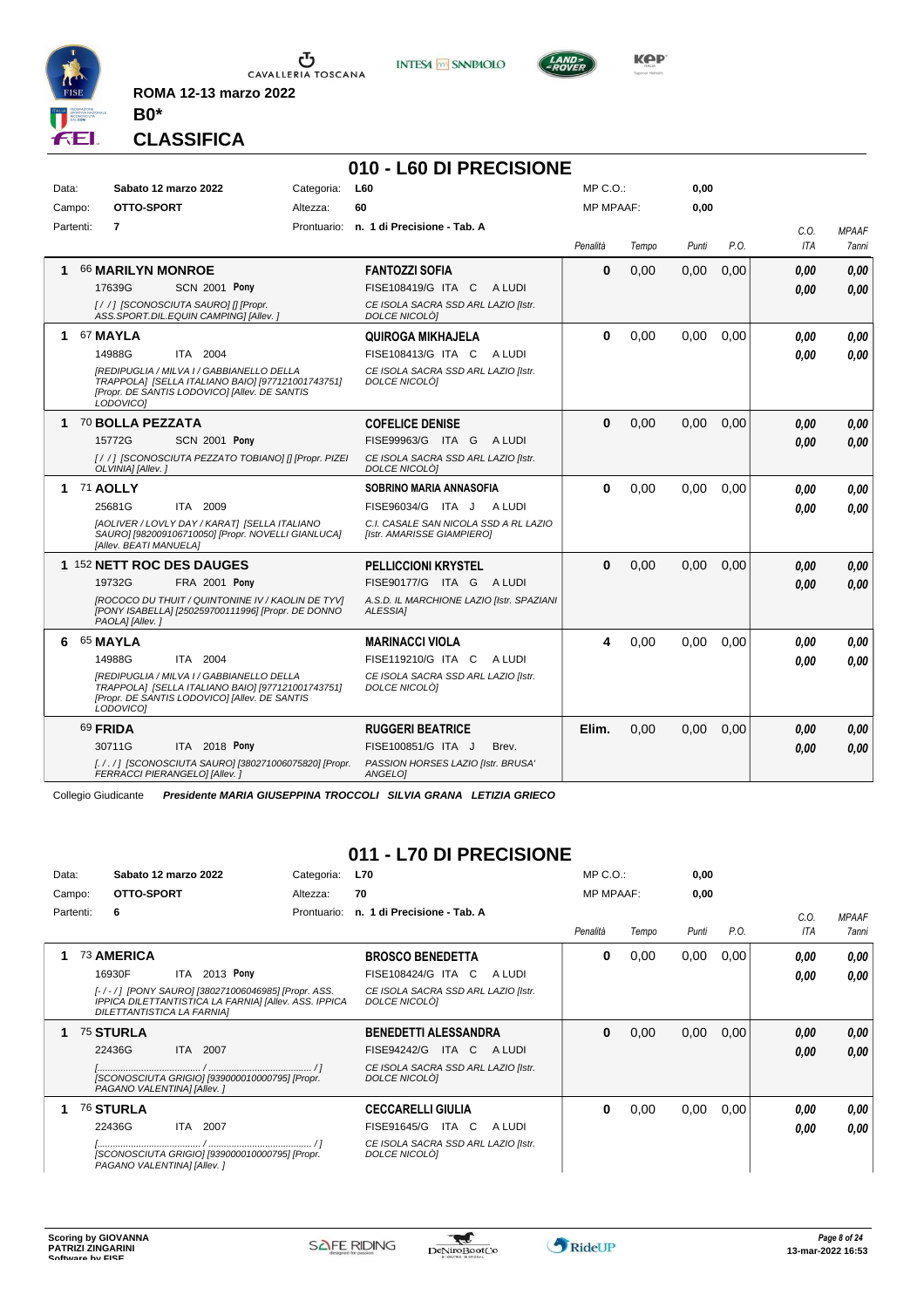ROMA 12-13 marzo 2022

**B0***

**CLASSIFICA**

## 010 - L60 DI PRECISIONE

| Data: | Sabato 12 marzo 2022 | Categoria: | L60 | MP C.O.: | 0,00 |
|---|---|---|---|---|---|
| Campo: | OTTO-SPORT | Altezza: | 60 | MP MPAAF: | 0,00 |
| Partenti: | 7 | Prontuario: | n. 1 di Precisione - Tab. A | | |

| Cl. | Cavallo | Cavaliere | Penalità | Tempo | Punti | P.O. | C.O. ITA | MPAAF 7anni |
|---|---|---|---|---|---|---|---|---|
| 1 | 66 **MARILYN MONROE** 17639G SCN 2001 **Pony** [/ / ] [SCONOSCIUTA SAURO] [] [Propr. ASS.SPORT.DIL.EQUIN CAMPING] [Allev. ] | **FANTOZZI SOFIA** FISE108419/G ITA C A LUDI CE ISOLA SACRA SSD ARL LAZIO [Istr. DOLCE NICOLÒ] | 0 | 0,00 | 0,00 | 0,00 | 0,00 0,00 | 0,00 0,00 |
| 1 | 67 **MAYLA** 14988G ITA 2004 [REDIPUGLIA / MILVA I / GABBIANELLO DELLA TRAPPOLA] [SELLA ITALIANO BAIO] [977121001743751] [Propr. DE SANTIS LODOVICO] [Allev. DE SANTIS LODOVICO] | **QUIROGA MIKHAJELA** FISE108413/G ITA C A LUDI CE ISOLA SACRA SSD ARL LAZIO [Istr. DOLCE NICOLÒ] | 0 | 0,00 | 0,00 | 0,00 | 0,00 0,00 | 0,00 0,00 |
| 1 | 70 **BOLLA PEZZATA** 15772G SCN 2001 **Pony** [/ / ] [SCONOSCIUTA PEZZATO TOBIANO] [] [Propr. PIZEI OLVINIA] [Allev. ] | **COFELICE DENISE** FISE99963/G ITA G A LUDI CE ISOLA SACRA SSD ARL LAZIO [Istr. DOLCE NICOLÒ] | 0 | 0,00 | 0,00 | 0,00 | 0,00 0,00 | 0,00 0,00 |
| 1 | 71 **AOLLY** 25681G ITA 2009 [AOLIVER / LOVLY DAY / KARAT] [SELLA ITALIANO SAURO] [982009106710050] [Propr. NOVELLI GIANLUCA] [Allev. BEATI MANUELA] | **SOBRINO MARIA ANNASOFIA** FISE96034/G ITA J A LUDI C.I. CASALE SAN NICOLA SSD A RL LAZIO [Istr. AMARISSE GIAMPIERO] | 0 | 0,00 | 0,00 | 0,00 | 0,00 0,00 | 0,00 0,00 |
| 1 | 152 **NETT ROC DES DAUGES** 19732G FRA 2001 **Pony** [ROCOCO DU THUIT / QUINTONINE IV / KAOLIN DE TYV] [PONY ISABELLA] [250259700111996] [Propr. DE DONNO PAOLA] [Allev. ] | **PELLICCIONI KRYSTEL** FISE90177/G ITA G A LUDI A.S.D. IL MARCHIONE LAZIO [Istr. SPAZIANI ALESSIA] | 0 | 0,00 | 0,00 | 0,00 | 0,00 0,00 | 0,00 0,00 |
| 6 | 65 **MAYLA** 14988G ITA 2004 [REDIPUGLIA / MILVA I / GABBIANELLO DELLA TRAPPOLA] [SELLA ITALIANO BAIO] [977121001743751] [Propr. DE SANTIS LODOVICO] [Allev. DE SANTIS LODOVICO] | **MARINACCI VIOLA** FISE119210/G ITA C A LUDI CE ISOLA SACRA SSD ARL LAZIO [Istr. DOLCE NICOLÒ] | 4 | 0,00 | 0,00 | 0,00 | 0,00 0,00 | 0,00 0,00 |
| | 69 **FRIDA** 30711G ITA 2018 **Pony** [. / . / ] [SCONOSCIUTA SAURO] [380271006075820] [Propr. FERRACCI PIERANGELO] [Allev. ] | **RUGGERI BEATRICE** FISE100851/G ITA J Brev. PASSION HORSES LAZIO [Istr. BRUSA' ANGELO] | Elim. | 0,00 | 0,00 | 0,00 | 0,00 0,00 | 0,00 0,00 |

Collegio Giudicante *Presidente MARIA GIUSEPPINA TROCCOLI SILVIA GRANA LETIZIA GRIECO*

## 011 - L70 DI PRECISIONE

| Data: | Sabato 12 marzo 2022 | Categoria: | L70 | MP C.O.: | 0,00 |
|---|---|---|---|---|---|
| Campo: | OTTO-SPORT | Altezza: | 70 | MP MPAAF: | 0,00 |
| Partenti: | 6 | Prontuario: | n. 1 di Precisione - Tab. A | | |

| Cl. | Cavallo | Cavaliere | Penalità | Tempo | Punti | P.O. | C.O. ITA | MPAAF 7anni |
|---|---|---|---|---|---|---|---|---|
| 1 | 73 **AMERICA** 16930F ITA 2013 **Pony** [- / - / ] [PONY SAURO] [380271006046985] [Propr. ASS. IPPICA DILETTANTISTICA LA FARNIA] [Allev. ASS. IPPICA DILETTANTISTICA LA FARNIA] | **BROSCO BENEDETTA** FISE108424/G ITA C A LUDI CE ISOLA SACRA SSD ARL LAZIO [Istr. DOLCE NICOLÒ] | 0 | 0,00 | 0,00 | 0,00 | 0,00 0,00 | 0,00 0,00 |
| 1 | 75 **STURLA** 22436G ITA 2007 [........................................ / ........................................ / ] [SCONOSCIUTA GRIGIO] [939000010000795] [Propr. PAGANO VALENTINA] [Allev. ] | **BENEDETTI ALESSANDRA** FISE94242/G ITA C A LUDI CE ISOLA SACRA SSD ARL LAZIO [Istr. DOLCE NICOLÒ] | 0 | 0,00 | 0,00 | 0,00 | 0,00 0,00 | 0,00 0,00 |
| 1 | 76 **STURLA** 22436G ITA 2007 [........................................ / ........................................ / ] [SCONOSCIUTA GRIGIO] [939000010000795] [Propr. PAGANO VALENTINA] [Allev. ] | **CECCARELLI GIULIA** FISE91645/G ITA C A LUDI CE ISOLA SACRA SSD ARL LAZIO [Istr. DOLCE NICOLÒ] | 0 | 0,00 | 0,00 | 0,00 | 0,00 0,00 | 0,00 0,00 |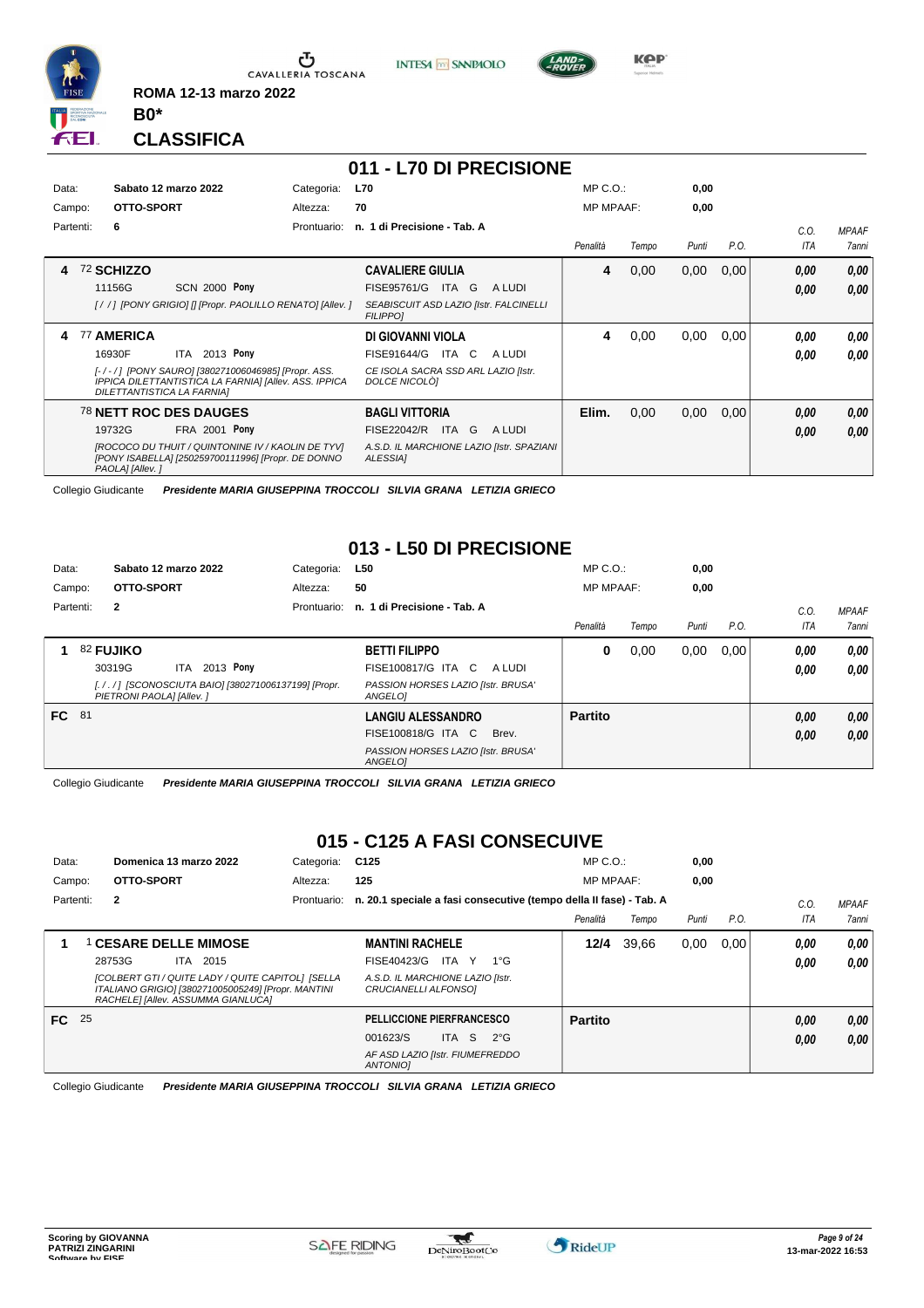ROMA 12-13 marzo 2022

**B0***

# CLASSIFICA

## 011 - L70 DI PRECISIONE

Data: **Sabato 12 marzo 2022** Categoria: **L70** MP C.O.: **0,00**

Campo: **OTTO-SPORT** Altezza: **70** MP MPAAF: **0,00**

Partenti: **6** Prontuario: **n. 1 di Precisione - Tab. A**

| Cl. | Cavallo | Cavaliere | Penalità | Tempo | Punti | P.O. | C.O. ITA | MPAAF 7anni |
|---|---|---|---|---|---|---|---|---|
| 4 | 72 **SCHIZZO** 11156G SCN 2000 **Pony** *[/ /] [PONY GRIGIO] [] [Propr. PAOLILLO RENATO] [Allev. ]* | **CAVALIERE GIULIA** FISE95761/G ITA G A LUDI *SEABISCUIT ASD LAZIO [Istr. FALCINELLI FILIPPO]* | 4 | 0,00 | 0,00 | 0,00 | 0,00 / 0,00 | 0,00 / 0,00 |
| 4 | 77 **AMERICA** 16930F ITA 2013 **Pony** *[-/-/] [PONY SAURO] [380271006046985] [Propr. ASS. IPPICA DILETTANTISTICA LA FARNIA] [Allev. ASS. IPPICA DILETTANTISTICA LA FARNIA]* | **DI GIOVANNI VIOLA** FISE91644/G ITA C A LUDI *CE ISOLA SACRA SSD ARL LAZIO [Istr. DOLCE NICOLÒ]* | 4 | 0,00 | 0,00 | 0,00 | 0,00 / 0,00 | 0,00 / 0,00 |
| | 78 **NETT ROC DES DAUGES** 19732G FRA 2001 **Pony** *[ROCOCO DU THUIT / QUINTONINE IV / KAOLIN DE TYV] [PONY ISABELLA] [250259700111996] [Propr. DE DONNO PAOLA] [Allev. ]* | **BAGLI VITTORIA** FISE22042/R ITA G A LUDI *A.S.D. IL MARCHIONE LAZIO [Istr. SPAZIANI ALESSIA]* | Elim. | 0,00 | 0,00 | 0,00 | 0,00 / 0,00 | 0,00 / 0,00 |

Collegio Giudicante *Presidente MARIA GIUSEPPINA TROCCOLI SILVIA GRANA LETIZIA GRIECO*

## 013 - L50 DI PRECISIONE

Data: **Sabato 12 marzo 2022** Categoria: **L50** MP C.O.: **0,00**

Campo: **OTTO-SPORT** Altezza: **50** MP MPAAF: **0,00**

Partenti: **2** Prontuario: **n. 1 di Precisione - Tab. A**

| Cl. | Cavallo | Cavaliere | Penalità | Tempo | Punti | P.O. | C.O. ITA | MPAAF 7anni |
|---|---|---|---|---|---|---|---|---|
| 1 | 82 **FUJIKO** 30319G ITA 2013 **Pony** *[./ ./] [SCONOSCIUTA BAIO] [380271006137199] [Propr. PIETRONI PAOLA] [Allev. ]* | **BETTI FILIPPO** FISE100817/G ITA C A LUDI *PASSION HORSES LAZIO [Istr. BRUSA' ANGELO]* | 0 | 0,00 | 0,00 | 0,00 | 0,00 / 0,00 | 0,00 / 0,00 |
| FC | 81 | **LANGIU ALESSANDRO** FISE100818/G ITA C Brev. *PASSION HORSES LAZIO [Istr. BRUSA' ANGELO]* | Partito | | | | 0,00 / 0,00 | 0,00 / 0,00 |

Collegio Giudicante *Presidente MARIA GIUSEPPINA TROCCOLI SILVIA GRANA LETIZIA GRIECO*

## 015 - C125 A FASI CONSECUIVE

Data: **Domenica 13 marzo 2022** Categoria: **C125** MP C.O.: **0,00**

Campo: **OTTO-SPORT** Altezza: **125** MP MPAAF: **0,00**

Partenti: **2** Prontuario: **n. 20.1 speciale a fasi consecutive (tempo della II fase) - Tab. A**

| Cl. | Cavallo | Cavaliere | Penalità | Tempo | Punti | P.O. | C.O. ITA | MPAAF 7anni |
|---|---|---|---|---|---|---|---|---|
| 1 | 1 **CESARE DELLE MIMOSE** 28753G ITA 2015 *[COLBERT GTI / QUITE LADY / QUITE CAPITOL] [SELLA ITALIANO GRIGIO] [380271005005249] [Propr. MANTINI RACHELE] [Allev. ASSUMMA GIANLUCA]* | **MANTINI RACHELE** FISE40423/G ITA Y 1°G *A.S.D. IL MARCHIONE LAZIO [Istr. CRUCIANELLI ALFONSO]* | 12/4 | 39,66 | 0,00 | 0,00 | 0,00 / 0,00 | 0,00 / 0,00 |
| FC | 25 | **PELLICCIONE PIERFRANCESCO** 001623/S ITA S 2°G *AF ASD LAZIO [Istr. FIUMEFREDDO ANTONIO]* | Partito | | | | 0,00 / 0,00 | 0,00 / 0,00 |

Collegio Giudicante *Presidente MARIA GIUSEPPINA TROCCOLI SILVIA GRANA LETIZIA GRIECO*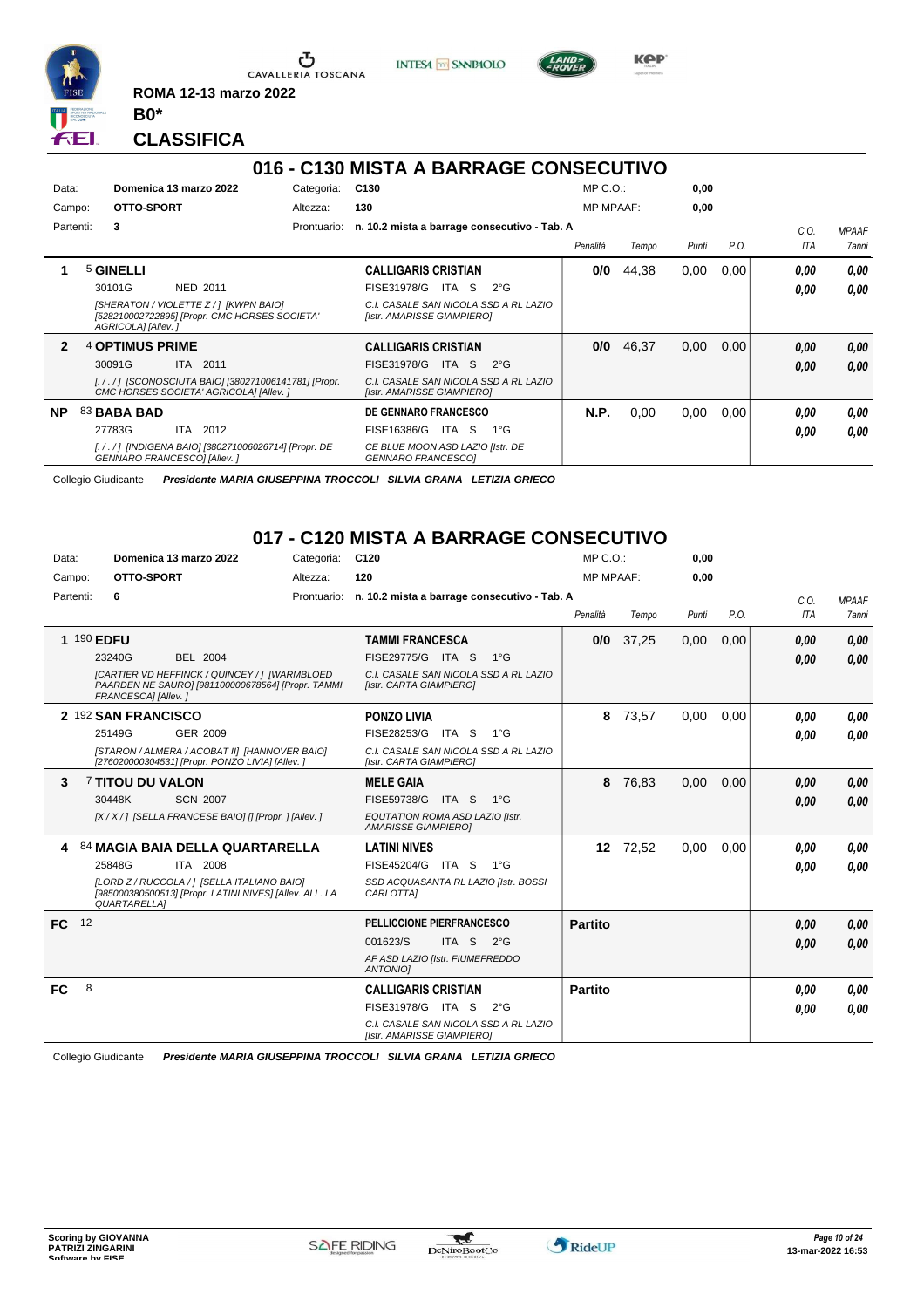ROMA 12-13 marzo 2022

**B0***

## CLASSIFICA

# 016 - C130 MISTA A BARRAGE CONSECUTIVO

| | | | |
|---|---|---|---|
| Data: | Domenica 13 marzo 2022 | Categoria: | C130 |
| Campo: | OTTO-SPORT | Altezza: | 130 |
| Partenti: | 3 | Prontuario: | n. 10.2 mista a barrage consecutivo - Tab. A |

MP C.O.: 0,00
MP MPAAF: 0,00

| | Cavallo | Cavaliere | Penalità | Tempo | Punti | P.O. | C.O. ITA | MPAAF 7anni |
|---|---|---|---|---|---|---|---|---|
| 1 | 5 **GINELLI**<br>30101G NED 2011<br>*[SHERATON / VIOLETTE Z / ] [KWPN BAIO] [528210002722895] [Propr. CMC HORSES SOCIETA' AGRICOLA] [Allev. ]* | **CALLIGARIS CRISTIAN**<br>FISE31978/G ITA S 2°G<br>*C.I. CASALE SAN NICOLA SSD A RL LAZIO [Istr. AMARISSE GIAMPIERO]* | 0/0 | 44,38 | 0,00 | 0,00 | 0,00<br>0,00 | 0,00<br>0,00 |
| 2 | 4 **OPTIMUS PRIME**<br>30091G ITA 2011<br>*[. / . / ] [SCONOSCIUTA BAIO] [380271006141781] [Propr. CMC HORSES SOCIETA' AGRICOLA] [Allev. ]* | **CALLIGARIS CRISTIAN**<br>FISE31978/G ITA S 2°G<br>*C.I. CASALE SAN NICOLA SSD A RL LAZIO [Istr. AMARISSE GIAMPIERO]* | 0/0 | 46,37 | 0,00 | 0,00 | 0,00<br>0,00 | 0,00<br>0,00 |
| NP | 83 **BABA BAD**<br>27783G ITA 2012<br>*[. / . / ] [INDIGENA BAIO] [380271006026714] [Propr. DE GENNARO FRANCESCO] [Allev. ]* | **DE GENNARO FRANCESCO**<br>FISE16386/G ITA S 1°G<br>*CE BLUE MOON ASD LAZIO [Istr. DE GENNARO FRANCESCO]* | N.P. | 0,00 | 0,00 | 0,00 | 0,00<br>0,00 | 0,00<br>0,00 |

Collegio Giudicante *Presidente MARIA GIUSEPPINA TROCCOLI SILVIA GRANA LETIZIA GRIECO*

# 017 - C120 MISTA A BARRAGE CONSECUTIVO

| | | | |
|---|---|---|---|
| Data: | Domenica 13 marzo 2022 | Categoria: | C120 |
| Campo: | OTTO-SPORT | Altezza: | 120 |
| Partenti: | 6 | Prontuario: | n. 10.2 mista a barrage consecutivo - Tab. A |

MP C.O.: 0,00
MP MPAAF: 0,00

| | Cavallo | Cavaliere | Penalità | Tempo | Punti | P.O. | C.O. ITA | MPAAF 7anni |
|---|---|---|---|---|---|---|---|---|
| 1 | 190 **EDFU**<br>23240G BEL 2004<br>*[CARTIER VD HEFFINCK / QUINCEY / ] [WARMBLOED PAARDEN NE SAURO] [981100000678564] [Propr. TAMMI FRANCESCA] [Allev. ]* | **TAMMI FRANCESCA**<br>FISE29775/G ITA S 1°G<br>*C.I. CASALE SAN NICOLA SSD A RL LAZIO [Istr. CARTA GIAMPIERO]* | 0/0 | 37,25 | 0,00 | 0,00 | 0,00<br>0,00 | 0,00<br>0,00 |
| 2 | 192 **SAN FRANCISCO**<br>25149G GER 2009<br>*[STARON / ALMERA / ACOBAT II] [HANNOVER BAIO] [276020000304531] [Propr. PONZO LIVIA] [Allev. ]* | **PONZO LIVIA**<br>FISE28253/G ITA S 1°G<br>*C.I. CASALE SAN NICOLA SSD A RL LAZIO [Istr. CARTA GIAMPIERO]* | 8 | 73,57 | 0,00 | 0,00 | 0,00<br>0,00 | 0,00<br>0,00 |
| 3 | 7 **TITOU DU VALON**<br>30448K SCN 2007<br>*[X / X / ] [SELLA FRANCESE BAIO] [] [Propr. ] [Allev. ]* | **MELE GAIA**<br>FISE59738/G ITA S 1°G<br>*EQUTATION ROMA ASD LAZIO [Istr. AMARISSE GIAMPIERO]* | 8 | 76,83 | 0,00 | 0,00 | 0,00<br>0,00 | 0,00<br>0,00 |
| 4 | 84 **MAGIA BAIA DELLA QUARTARELLA**<br>25848G ITA 2008<br>*[LORD Z / RUCCOLA / ] [SELLA ITALIANO BAIO] [985000380500513] [Propr. LATINI NIVES] [Allev. ALL. LA QUARTARELLA]* | **LATINI NIVES**<br>FISE45204/G ITA S 1°G<br>*SSD ACQUASANTA RL LAZIO [Istr. BOSSI CARLOTTA]* | 12 | 72,52 | 0,00 | 0,00 | 0,00<br>0,00 | 0,00<br>0,00 |
| FC | 12 | **PELLICCIONE PIERFRANCESCO**<br>001623/S ITA S 2°G<br>*AF ASD LAZIO [Istr. FIUMEFREDDO ANTONIO]* | Partito | | | | 0,00<br>0,00 | 0,00<br>0,00 |
| FC | 8 | **CALLIGARIS CRISTIAN**<br>FISE31978/G ITA S 2°G<br>*C.I. CASALE SAN NICOLA SSD A RL LAZIO [Istr. AMARISSE GIAMPIERO]* | Partito | | | | 0,00<br>0,00 | 0,00<br>0,00 |

Collegio Giudicante *Presidente MARIA GIUSEPPINA TROCCOLI SILVIA GRANA LETIZIA GRIECO*

Scoring by GIOVANNA PATRIZI ZINGARINI
Software by FISE

13-mar-2022 16:53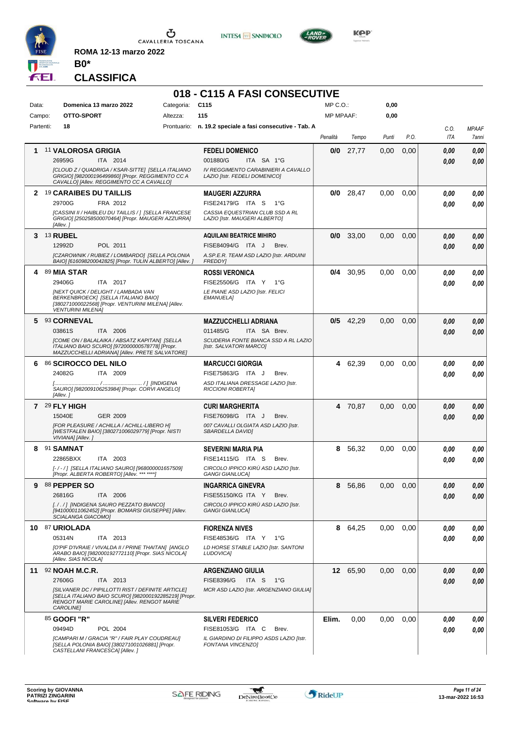ROMA 12-13 marzo 2022

**B0***

## CLASSIFICA

# 018 - C115 A FASI CONSECUTIVE

| | | | | | |
|---|---|---|---|---|---|
| Data: | Domenica 13 marzo 2022 | Categoria: | C115 | MP C.O.: | 0,00 |
| Campo: | OTTO-SPORT | Altezza: | 115 | MP MPAAF: | 0,00 |
| Partenti: | 18 | Prontuario: | n. 19.2 speciale a fasi consecutive - Tab. A | | |

| Pos. | Cavallo | Cavaliere | Penalità | Tempo | Punti | P.O. | C.O. ITA | MPAAF 7anni |
|---|---|---|---|---|---|---|---|---|
| 1 | 11 **VALOROSA GRIGIA** 26959G ITA 2014 [CLOUD Z / QUADRIGA / KSAR-SITTE] [SELLA ITALIANO GRIGIO] [982000196499860] [Propr. REGGIMENTO CC A CAVALLO] [Allev. REGGIMENTO CC A CAVALLO] | **FEDELI DOMENICO** 001880/G ITA SA 1°G IV REGGIMENTO CARABINIERI A CAVALLO LAZIO [Istr. FEDELI DOMENICO] | 0/0 | 27,77 | 0,00 | 0,00 | 0,00 / 0,00 | 0,00 / 0,00 |
| 2 | 19 **CARAIBES DU TAILLIS** 29700G FRA 2012 [CASSINI II / HAIBLEU DU TAILLIS / ] [SELLA FRANCESE GRIGIO] [250258500070464] [Propr. MAUGERI AZZURRA] [Allev. ] | **MAUGERI AZZURRA** FISE24179/G ITA S 1°G CASSIA EQUESTRIAN CLUB SSD A RL LAZIO [Istr. MAUGERI ALBERTO] | 0/0 | 28,47 | 0,00 | 0,00 | 0,00 / 0,00 | 0,00 / 0,00 |
| 3 | 13 **RUBEL** 12992D POL 2011 [CZAROWNIK / RUBIEZ / LOMBARDO] [SELLA POLONIA BAIO] [616098200042825] [Propr. TULIN ALBERTO] [Allev. ] | **AQUILANI BEATRICE MIHIRO** FISE84094/G ITA J Brev. A.SP.E.R. TEAM ASD LAZIO [Istr. ARDUINI FREDDY] | 0/0 | 33,00 | 0,00 | 0,00 | 0,00 / 0,00 | 0,00 / 0,00 |
| 4 | 89 **MIA STAR** 29406G ITA 2017 [NEXT QUICK / DELIGHT / LAMBADA VAN BERKENBROECK] [SELLA ITALIANO BAIO] [380271000022568] [Propr. VENTURINI MILENA] [Allev. VENTURINI MILENA] | **ROSSI VERONICA** FISE25506/G ITA Y 1°G LE PIANE ASD LAZIO [Istr. FELICI EMANUELA] | 0/4 | 30,95 | 0,00 | 0,00 | 0,00 / 0,00 | 0,00 / 0,00 |
| 5 | 93 **CORNEVAL** 03861S ITA 2006 [COME ON / BALALAIKA / ABSATZ KAPITAN] [SELLA ITALIANO BAIO SCURO] [972000000578778] [Propr. MAZZUCCHELLI ADRIANA] [Allev. PRETE SALVATORE] | **MAZZUCCHELLI ADRIANA** 011485/G ITA SA Brev. SCUDERIA FONTE BIANCA SSD A RL LAZIO [Istr. SALVATORI MARCO] | 0/5 | 42,29 | 0,00 | 0,00 | 0,00 / 0,00 | 0,00 / 0,00 |
| 6 | 86 **SCIROCCO DEL NILO** 24082G ITA 2009 [............................ / ........................ / ] [INDIGENA SAURO] [982009106253984] [Propr. CORVI ANGELO] [Allev. ] | **MARCUCCI GIORGIA** FISE75863/G ITA J Brev. ASD ITALIANA DRESSAGE LAZIO [Istr. RICCIONI ROBERTA] | 4 | 62,39 | 0,00 | 0,00 | 0,00 / 0,00 | 0,00 / 0,00 |
| 7 | 29 **FLY HIGH** 15040E GER 2009 [FOR PLEASURE / ACHILLA / ACHILL-LIBERO H] [WESTFALEN BAIO] [380271006029779] [Propr. NISTI VIVIANA] [Allev. ] | **CURI MARGHERITA** FISE76098/G ITA J Brev. 007 CAVALLI OLGIATA ASD LAZIO [Istr. SBARDELLA DAVID] | 4 | 70,87 | 0,00 | 0,00 | 0,00 / 0,00 | 0,00 / 0,00 |
| 8 | 91 **SAMNAT** 22865BXX ITA 2003 [- / - / ] [SELLA ITALIANO SAURO] [968000001657509] [Propr. ALBERTA ROBERTO] [Allev. *** ****] | **SEVERINI MARIA PIA** FISE14115/G ITA S Brev. CIRCOLO IPPICO KIRÙ ASD LAZIO [Istr. GANGI GIANLUCA] | 8 | 56,32 | 0,00 | 0,00 | 0,00 / 0,00 | 0,00 / 0,00 |
| 9 | 88 **PEPPER SO** 26816G ITA 2006 [. / . / ] [INDIGENA SAURO PEZZATO BIANCO] [941000011062452] [Propr. BOMARSI GIUSEPPE] [Allev. SCIALANGA GIACOMO] | **INGARRICA GINEVRA** FISE55150/KG ITA Y Brev. CIRCOLO IPPICO KIRÙ ASD LAZIO [Istr. GANGI GIANLUCA] | 8 | 56,86 | 0,00 | 0,00 | 0,00 / 0,00 | 0,00 / 0,00 |
| 10 | 87 **URIOLADA** 05314N ITA 2013 [O'PIF D'IVRAIE / VIVALDA II / PRINE THAITAN] [ANGLO ARABO BAIO] [982000192772110] [Propr. SIAS NICOLA] [Allev. SIAS NICOLA] | **FIORENZA NIVES** FISE48536/G ITA Y 1°G LD HORSE STABLE LAZIO [Istr. SANTONI LUDOVICA] | 8 | 64,25 | 0,00 | 0,00 | 0,00 / 0,00 | 0,00 / 0,00 |
| 11 | 92 **NOAH M.C.R.** 27606G ITA 2013 [SILVANER DC / PIPILLOTTI RIST / DEFINITE ARTICLE] [SELLA ITALIANO BAIO SCURO] [982000192285219] [Propr. RENGOT MARIE CAROLINE] [Allev. RENGOT MARIE CAROLINE] | **ARGENZIANO GIULIA** FISE8396/G ITA S 1°G MCR ASD LAZIO [Istr. ARGENZIANO GIULIA] | 12 | 65,90 | 0,00 | 0,00 | 0,00 / 0,00 | 0,00 / 0,00 |
| | 85 **GOOFI "R"** 09494D POL 2004 [CAMPARI M / GRACIA "R" / FAIR PLAY COUDREAU] [SELLA POLONIA BAIO] [380271001026881] [Propr. CASTELLANI FRANCESCA] [Allev. ] | **SILVERI FEDERICO** FISE81053/G ITA C Brev. IL GIARDINO DI FILIPPO ASDS LAZIO [Istr. FONTANA VINCENZO] | Elim. | 0,00 | 0,00 | 0,00 | 0,00 / 0,00 | 0,00 / 0,00 |

Scoring by GIOVANNA PATRIZI ZINGARINI

13-mar-2022 16:53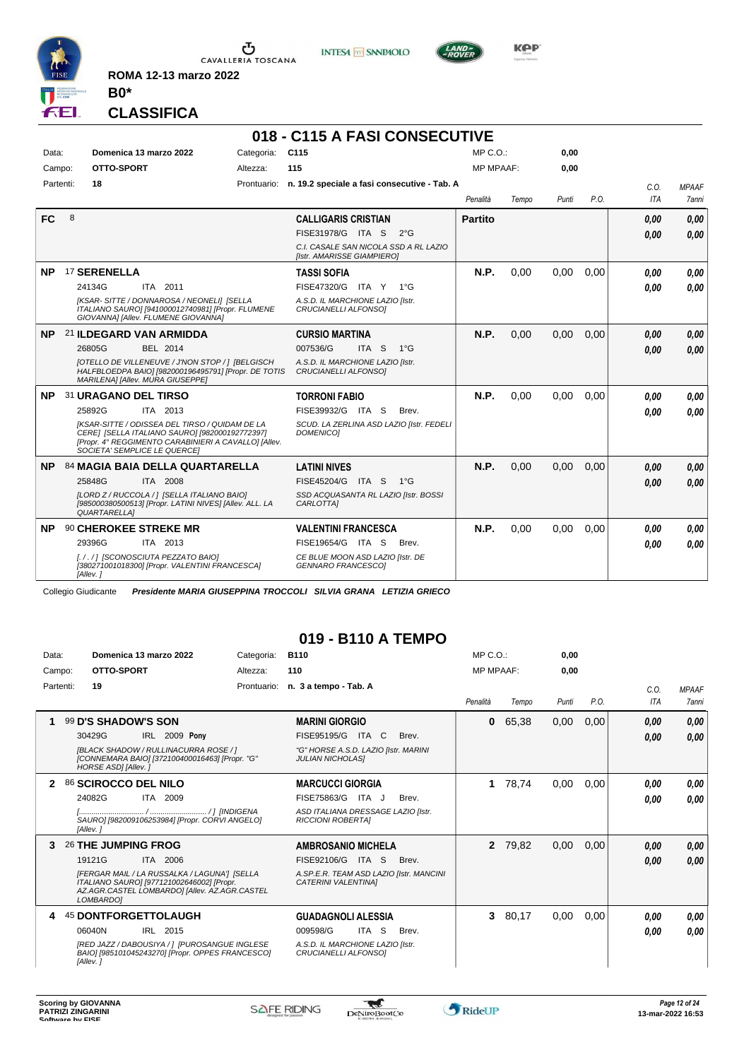ROMA 12-13 marzo 2022

**B0***

## CLASSIFICA

# 018 - C115 A FASI CONSECUTIVE

| | | | | | |
|---|---|---|---|---|---|
| Data: | Domenica 13 marzo 2022 | Categoria: | C115 | MP C.O.: | 0,00 |
| Campo: | OTTO-SPORT | Altezza: | 115 | MP MPAAF: | 0,00 |
| Partenti: | 18 | Prontuario: | n. 19.2 speciale a fasi consecutive - Tab. A | | |

| Pos. | Cavallo | Cavaliere | Penalità | Tempo | Punti | P.O. | C.O. ITA | MPAAF 7anni |
|---|---|---|---|---|---|---|---|---|
| FC | 8 | **CALLIGARIS CRISTIAN** FISE31978/G ITA S 2°G *C.I. CASALE SAN NICOLA SSD A RL LAZIO [Istr. AMARISSE GIAMPIERO]* | **Partito** | | | | 0,00 / 0,00 | 0,00 / 0,00 |
| NP | 17 **SERENELLA** 24134G ITA 2011 *[KSAR- SITTE / DONNAROSA / NEONELI] [SELLA ITALIANO SAURO] [941000012740981] [Propr. FLUMENE GIOVANNA] [Allev. FLUMENE GIOVANNA]* | **TASSI SOFIA** FISE47320/G ITA Y 1°G *A.S.D. IL MARCHIONE LAZIO [Istr. CRUCIANELLI ALFONSO]* | N.P. | 0,00 | 0,00 | 0,00 | 0,00 / 0,00 | 0,00 / 0,00 |
| NP | 21 **ILDEGARD VAN ARMIDDA** 26805G BEL 2014 *[OTELLO DE VILLENEUVE / J'NON STOP / ] [BELGISCH HALFBLOEDPA BAIO] [982000196495791] [Propr. DE TOTIS MARILENA] [Allev. MURA GIUSEPPE]* | **CURSIO MARTINA** 007536/G ITA S 1°G *A.S.D. IL MARCHIONE LAZIO [Istr. CRUCIANELLI ALFONSO]* | N.P. | 0,00 | 0,00 | 0,00 | 0,00 / 0,00 | 0,00 / 0,00 |
| NP | 31 **URAGANO DEL TIRSO** 25892G ITA 2013 *[KSAR-SITTE / ODISSEA DEL TIRSO / QUIDAM DE LA CERE] [SELLA ITALIANO SAURO] [982000192772397] [Propr. 4° REGGIMENTO CARABINIERI A CAVALLO] [Allev. SOCIETA' SEMPLICE LE QUERCE]* | **TORRONI FABIO** FISE39932/G ITA S Brev. *SCUD. LA ZERLINA ASD LAZIO [Istr. FEDELI DOMENICO]* | N.P. | 0,00 | 0,00 | 0,00 | 0,00 / 0,00 | 0,00 / 0,00 |
| NP | 84 **MAGIA BAIA DELLA QUARTARELLA** 25848G ITA 2008 *[LORD Z / RUCCOLA / ] [SELLA ITALIANO BAIO] [985000380500513] [Propr. LATINI NIVES] [Allev. ALL. LA QUARTARELLA]* | **LATINI NIVES** FISE45204/G ITA S 1°G *SSD ACQUASANTA RL LAZIO [Istr. BOSSI CARLOTTA]* | N.P. | 0,00 | 0,00 | 0,00 | 0,00 / 0,00 | 0,00 / 0,00 |
| NP | 90 **CHEROKEE STREKE MR** 29396G ITA 2013 *[. / . / ] [SCONOSCIUTA PEZZATO BAIO] [380271001018300] [Propr. VALENTINI FRANCESCA] [Allev. ]* | **VALENTINI FRANCESCA** FISE19654/G ITA S Brev. *CE BLUE MOON ASD LAZIO [Istr. DE GENNARO FRANCESCO]* | N.P. | 0,00 | 0,00 | 0,00 | 0,00 / 0,00 | 0,00 / 0,00 |

Collegio Giudicante ***Presidente MARIA GIUSEPPINA TROCCOLI SILVIA GRANA LETIZIA GRIECO***

# 019 - B110 A TEMPO

| | | | | | |
|---|---|---|---|---|---|
| Data: | Domenica 13 marzo 2022 | Categoria: | B110 | MP C.O.: | 0,00 |
| Campo: | OTTO-SPORT | Altezza: | 110 | MP MPAAF: | 0,00 |
| Partenti: | 19 | Prontuario: | n. 3 a tempo - Tab. A | | |

| Pos. | Cavallo | Cavaliere | Penalità | Tempo | Punti | P.O. | C.O. ITA | MPAAF 7anni |
|---|---|---|---|---|---|---|---|---|
| 1 | 99 **D'S SHADOW'S SON** 30429G IRL 2009 **Pony** *[BLACK SHADOW / RULLINACURRA ROSE / ] [CONNEMARA BAIO] [372100400016463] [Propr. "G" HORSE ASD] [Allev. ]* | **MARINI GIORGIO** FISE95195/G ITA C Brev. *"G" HORSE A.S.D. LAZIO [Istr. MARINI JULIAN NICHOLAS]* | 0 | 65,38 | 0,00 | 0,00 | 0,00 / 0,00 | 0,00 / 0,00 |
| 2 | 86 **SCIROCCO DEL NILO** 24082G ITA 2009 *[............................ / ........................ / ] [INDIGENA SAURO] [982009106253984] [Propr. CORVI ANGELO] [Allev. ]* | **MARCUCCI GIORGIA** FISE75863/G ITA J Brev. *ASD ITALIANA DRESSAGE LAZIO [Istr. RICCIONI ROBERTA]* | 1 | 78,74 | 0,00 | 0,00 | 0,00 / 0,00 | 0,00 / 0,00 |
| 3 | 26 **THE JUMPING FROG** 19121G ITA 2006 *[FERGAR MAIL / LA RUSSALKA / LAGUNA'] [SELLA ITALIANO SAURO] [977121002646002] [Propr. AZ.AGR.CASTEL LOMBARDO] [Allev. AZ.AGR.CASTEL LOMBARDO]* | **AMBROSANIO MICHELA** FISE92106/G ITA S Brev. *A.SP.E.R. TEAM ASD LAZIO [Istr. MANCINI CATERINI VALENTINA]* | 2 | 79,82 | 0,00 | 0,00 | 0,00 / 0,00 | 0,00 / 0,00 |
| 4 | 45 **DONTFORGETTOLAUGH** 06040N IRL 2015 *[RED JAZZ / DABOUSIYA / ] [PUROSANGUE INGLESE BAIO] [985101045243270] [Propr. OPPES FRANCESCO] [Allev. ]* | **GUADAGNOLI ALESSIA** 009598/G ITA S Brev. *A.S.D. IL MARCHIONE LAZIO [Istr. CRUCIANELLI ALFONSO]* | 3 | 80,17 | 0,00 | 0,00 | 0,00 / 0,00 | 0,00 / 0,00 |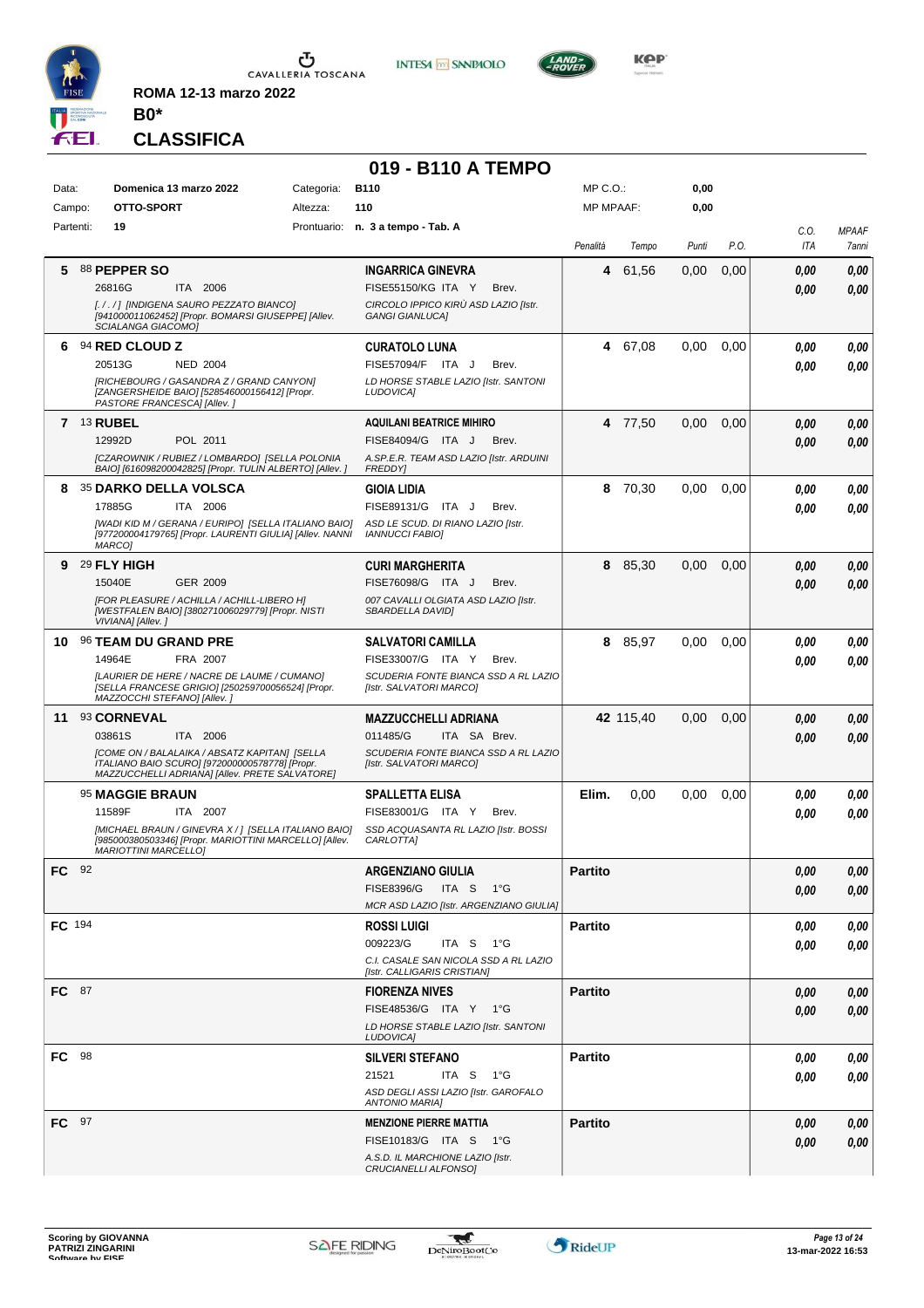ROMA 12-13 marzo 2022

**B0***

## CLASSIFICA

# 019 - B110 A TEMPO

| | | | | | |
|---|---|---|---|---|---|
| Data: | Domenica 13 marzo 2022 | Categoria: | B110 | MP C.O.: | 0,00 |
| Campo: | OTTO-SPORT | Altezza: | 110 | MP MPAAF: | 0,00 |
| Partenti: | 19 | Prontuario: | n. 3 a tempo - Tab. A | | |

| Cl. | Cavallo | Cavaliere | Penalità | Tempo | Punti | P.O. | C.O. ITA | MPAAF 7anni |
|---|---|---|---|---|---|---|---|---|
| 5 | 88 **PEPPER SO**<br>26816G ITA 2006<br>*[. / . / ] [INDIGENA SAURO PEZZATO BIANCO] [941000011062452] [Propr. BOMARSI GIUSEPPE] [Allev. SCIALANGA GIACOMO]* | **INGARRICA GINEVRA**<br>FISE55150/KG ITA Y Brev.<br>*CIRCOLO IPPICO KIRÙ ASD LAZIO [Istr. GANGI GIANLUCA]* | 4 | 61,56 | 0,00 | 0,00 | 0,00<br>0,00 | 0,00<br>0,00 |
| 6 | 94 **RED CLOUD Z**<br>20513G NED 2004<br>*[RICHEBOURG / GASANDRA Z / GRAND CANYON] [ZANGERSHEIDE BAIO] [528546000156412] [Propr. PASTORE FRANCESCA] [Allev. ]* | **CURATOLO LUNA**<br>FISE57094/F ITA J Brev.<br>*LD HORSE STABLE LAZIO [Istr. SANTONI LUDOVICA]* | 4 | 67,08 | 0,00 | 0,00 | 0,00<br>0,00 | 0,00<br>0,00 |
| 7 | 13 **RUBEL**<br>12992D POL 2011<br>*[CZAROWNIK / RUBIEZ / LOMBARDO] [SELLA POLONIA BAIO] [616098200042825] [Propr. TULIN ALBERTO] [Allev. ]* | **AQUILANI BEATRICE MIHIRO**<br>FISE84094/G ITA J Brev.<br>*A.SP.E.R. TEAM ASD LAZIO [Istr. ARDUINI FREDDY]* | 4 | 77,50 | 0,00 | 0,00 | 0,00<br>0,00 | 0,00<br>0,00 |
| 8 | 35 **DARKO DELLA VOLSCA**<br>17885G ITA 2006<br>*[WADI KID M / GERANA / EURIPO] [SELLA ITALIANO BAIO] [977200004179765] [Propr. LAURENTI GIULIA] [Allev. NANNI MARCO]* | **GIOIA LIDIA**<br>FISE89131/G ITA J Brev.<br>*ASD LE SCUD. DI RIANO LAZIO [Istr. IANNUCCI FABIO]* | 8 | 70,30 | 0,00 | 0,00 | 0,00<br>0,00 | 0,00<br>0,00 |
| 9 | 29 **FLY HIGH**<br>15040E GER 2009<br>*[FOR PLEASURE / ACHILLA / ACHILL-LIBERO H] [WESTFALEN BAIO] [380271006029779] [Propr. NISTI VIVIANA] [Allev. ]* | **CURI MARGHERITA**<br>FISE76098/G ITA J Brev.<br>*007 CAVALLI OLGIATA ASD LAZIO [Istr. SBARDELLA DAVID]* | 8 | 85,30 | 0,00 | 0,00 | 0,00<br>0,00 | 0,00<br>0,00 |
| 10 | 96 **TEAM DU GRAND PRE**<br>14964E FRA 2007<br>*[LAURIER DE HERE / NACRE DE LAUME / CUMANO] [SELLA FRANCESE GRIGIO] [250259700056524] [Propr. MAZZOCCHI STEFANO] [Allev. ]* | **SALVATORI CAMILLA**<br>FISE33007/G ITA Y Brev.<br>*SCUDERIA FONTE BIANCA SSD A RL LAZIO [Istr. SALVATORI MARCO]* | 8 | 85,97 | 0,00 | 0,00 | 0,00<br>0,00 | 0,00<br>0,00 |
| 11 | 93 **CORNEVAL**<br>03861S ITA 2006<br>*[COME ON / BALALAIKA / ABSATZ KAPITAN] [SELLA ITALIANO BAIO SCURO] [972000000578778] [Propr. MAZZUCCHELLI ADRIANA] [Allev. PRETE SALVATORE]* | **MAZZUCCHELLI ADRIANA**<br>011485/G ITA SA Brev.<br>*SCUDERIA FONTE BIANCA SSD A RL LAZIO [Istr. SALVATORI MARCO]* | 42 | 115,40 | 0,00 | 0,00 | 0,00<br>0,00 | 0,00<br>0,00 |
| | 95 **MAGGIE BRAUN**<br>11589F ITA 2007<br>*[MICHAEL BRAUN / GINEVRA X / ] [SELLA ITALIANO BAIO] [985000380503346] [Propr. MARIOTTINI MARCELLO] [Allev. MARIOTTINI MARCELLO]* | **SPALLETTA ELISA**<br>FISE83001/G ITA Y Brev.<br>*SSD ACQUASANTA RL LAZIO [Istr. BOSSI CARLOTTA]* | Elim. | 0,00 | 0,00 | 0,00 | 0,00<br>0,00 | 0,00<br>0,00 |
| FC | 92 | **ARGENZIANO GIULIA**<br>FISE8396/G ITA S 1°G<br>*MCR ASD LAZIO [Istr. ARGENZIANO GIULIA]* | Partito | | | | 0,00<br>0,00 | 0,00<br>0,00 |
| FC | 194 | **ROSSI LUIGI**<br>009223/G ITA S 1°G<br>*C.I. CASALE SAN NICOLA SSD A RL LAZIO [Istr. CALLIGARIS CRISTIAN]* | Partito | | | | 0,00<br>0,00 | 0,00<br>0,00 |
| FC | 87 | **FIORENZA NIVES**<br>FISE48536/G ITA Y 1°G<br>*LD HORSE STABLE LAZIO [Istr. SANTONI LUDOVICA]* | Partito | | | | 0,00<br>0,00 | 0,00<br>0,00 |
| FC | 98 | **SILVERI STEFANO**<br>21521 ITA S 1°G<br>*ASD DEGLI ASSI LAZIO [Istr. GAROFALO ANTONIO MARIA]* | Partito | | | | 0,00<br>0,00 | 0,00<br>0,00 |
| FC | 97 | **MENZIONE PIERRE MATTIA**<br>FISE10183/G ITA S 1°G<br>*A.S.D. IL MARCHIONE LAZIO [Istr. CRUCIANELLI ALFONSO]* | Partito | | | | 0,00<br>0,00 | 0,00<br>0,00 |

Scoring by GIOVANNA PATRIZI ZINGARINI

13-mar-2022 16:53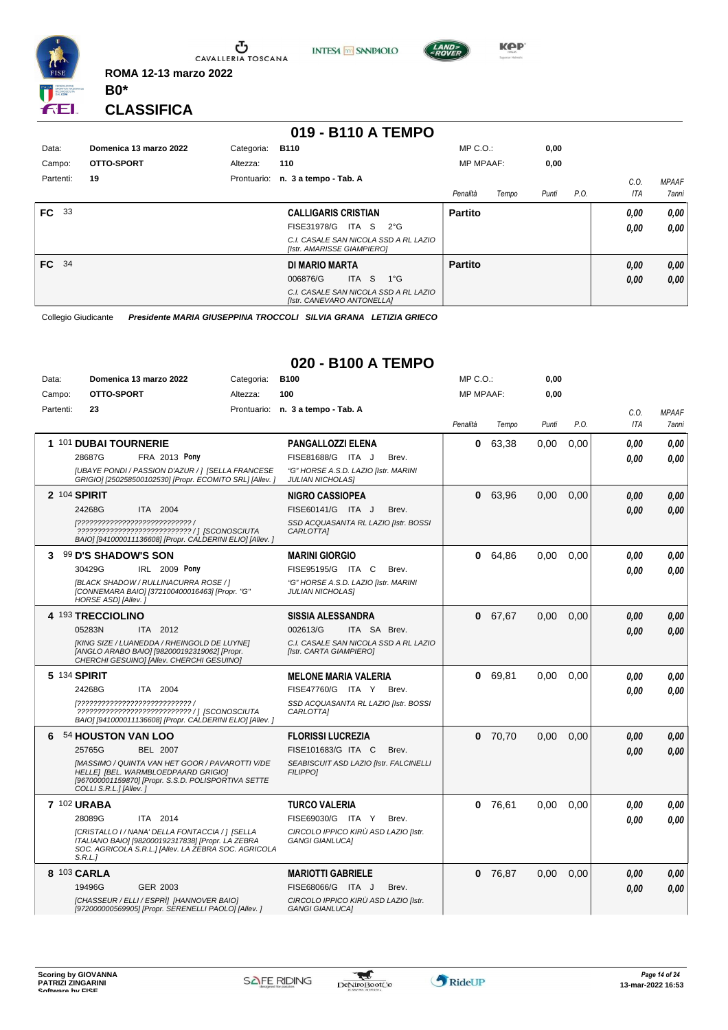ROMA 12-13 marzo 2022

**B0***

## CLASSIFICA

## 019 - B110 A TEMPO

| Data: | Domenica 13 marzo 2022 | Categoria: | B110 | MP C.O.: | 0,00 |
|---|---|---|---|---|---|
| Campo: | OTTO-SPORT | Altezza: | 110 | MP MPAAF: | 0,00 |
| Partenti: | 19 | Prontuario: | n. 3 a tempo - Tab. A | | |

| | | Cavaliere | Penalità | Tempo | Punti | P.O. | C.O. ITA | MPAAF 7anni |
|---|---|---|---|---|---|---|---|---|
| FC | 33 | **CALLIGARIS CRISTIAN** FISE31978/G ITA S 2°G *C.I. CASALE SAN NICOLA SSD A RL LAZIO [Istr. AMARISSE GIAMPIERO]* | **Partito** | | | | 0,00 / 0,00 | 0,00 / 0,00 |
| FC | 34 | **DI MARIO MARTA** 006876/G ITA S 1°G *C.I. CASALE SAN NICOLA SSD A RL LAZIO [Istr. CANEVARO ANTONELLA]* | **Partito** | | | | 0,00 / 0,00 | 0,00 / 0,00 |

Collegio Giudicante *Presidente MARIA GIUSEPPINA TROCCOLI SILVIA GRANA LETIZIA GRIECO*

## 020 - B100 A TEMPO

| Data: | Domenica 13 marzo 2022 | Categoria: | B100 | MP C.O.: | 0,00 |
|---|---|---|---|---|---|
| Campo: | OTTO-SPORT | Altezza: | 100 | MP MPAAF: | 0,00 |
| Partenti: | 23 | Prontuario: | n. 3 a tempo - Tab. A | | |

| Pos. | Cavallo | Cavaliere | Penalità | Tempo | Punti | P.O. | C.O. ITA | MPAAF 7anni |
|---|---|---|---|---|---|---|---|---|
| 1 | 101 **DUBAI TOURNERIE** 28687G FRA 2013 **Pony** *[UBAYE PONDI / PASSION D'AZUR / ] [SELLA FRANCESE GRIGIO] [250258500102530] [Propr. ECOMITO SRL] [Allev. ]* | **PANGALLOZZI ELENA** FISE81688/G ITA J Brev. *"G" HORSE A.S.D. LAZIO [Istr. MARINI JULIAN NICHOLAS]* | 0 | 63,38 | 0,00 | 0,00 | 0,00 / 0,00 | 0,00 / 0,00 |
| 2 | 104 **SPIRIT** 24268G ITA 2004 *[????????????????????????????? / ????????????????????????????? / ] [SCONOSCIUTA BAIO] [941000011136608] [Propr. CALDERINI ELIO] [Allev. ]* | **NIGRO CASSIOPEA** FISE60141/G ITA J Brev. *SSD ACQUASANTA RL LAZIO [Istr. BOSSI CARLOTTA]* | 0 | 63,96 | 0,00 | 0,00 | 0,00 / 0,00 | 0,00 / 0,00 |
| 3 | 99 **D'S SHADOW'S SON** 30429G IRL 2009 **Pony** *[BLACK SHADOW / RULLINACURRA ROSE / ] [CONNEMARA BAIO] [372100400016463] [Propr. "G" HORSE ASD] [Allev. ]* | **MARINI GIORGIO** FISE95195/G ITA C Brev. *"G" HORSE A.S.D. LAZIO [Istr. MARINI JULIAN NICHOLAS]* | 0 | 64,86 | 0,00 | 0,00 | 0,00 / 0,00 | 0,00 / 0,00 |
| 4 | 193 **TRECCIOLINO** 05283N ITA 2012 *[KING SIZE / LUANEDDA / RHEINGOLD DE LUYNE] [ANGLO ARABO BAIO] [982000192319062] [Propr. CHERCHI GESUINO] [Allev. CHERCHI GESUINO]* | **SISSIA ALESSANDRA** 002613/G ITA SA Brev. *C.I. CASALE SAN NICOLA SSD A RL LAZIO [Istr. CARTA GIAMPIERO]* | 0 | 67,67 | 0,00 | 0,00 | 0,00 / 0,00 | 0,00 / 0,00 |
| 5 | 134 **SPIRIT** 24268G ITA 2004 *[????????????????????????????? / ????????????????????????????? / ] [SCONOSCIUTA BAIO] [941000011136608] [Propr. CALDERINI ELIO] [Allev. ]* | **MELONE MARIA VALERIA** FISE47760/G ITA Y Brev. *SSD ACQUASANTA RL LAZIO [Istr. BOSSI CARLOTTA]* | 0 | 69,81 | 0,00 | 0,00 | 0,00 / 0,00 | 0,00 / 0,00 |
| 6 | 54 **HOUSTON VAN LOO** 25765G BEL 2007 *[MASSIMO / QUINTA VAN HET GOOR / PAVAROTTI V/DE HELLE] [BEL. WARMBLOEDPAARD GRIGIO] [967000001159870] [Propr. S.S.D. POLISPORTIVA SETTE COLLI S.R.L.] [Allev. ]* | **FLORISSI LUCREZIA** FISE101683/G ITA C Brev. *SEABISCUIT ASD LAZIO [Istr. FALCINELLI FILIPPO]* | 0 | 70,70 | 0,00 | 0,00 | 0,00 / 0,00 | 0,00 / 0,00 |
| 7 | 102 **URABA** 28089G ITA 2014 *[CRISTALLO I / NANA' DELLA FONTACCIA / ] [SELLA ITALIANO BAIO] [982000192317838] [Propr. LA ZEBRA SOC. AGRICOLA S.R.L.] [Allev. LA ZEBRA SOC. AGRICOLA S.R.L.]* | **TURCO VALERIA** FISE69030/G ITA Y Brev. *CIRCOLO IPPICO KIRÙ ASD LAZIO [Istr. GANGI GIANLUCA]* | 0 | 76,61 | 0,00 | 0,00 | 0,00 / 0,00 | 0,00 / 0,00 |
| 8 | 103 **CARLA** 19496G GER 2003 *[CHASSEUR / ELLI / ESPRÌ] [HANNOVER BAIO] [972000000569905] [Propr. SERENELLI PAOLO] [Allev. ]* | **MARIOTTI GABRIELE** FISE68066/G ITA J Brev. *CIRCOLO IPPICO KIRÙ ASD LAZIO [Istr. GANGI GIANLUCA]* | 0 | 76,87 | 0,00 | 0,00 | 0,00 / 0,00 | 0,00 / 0,00 |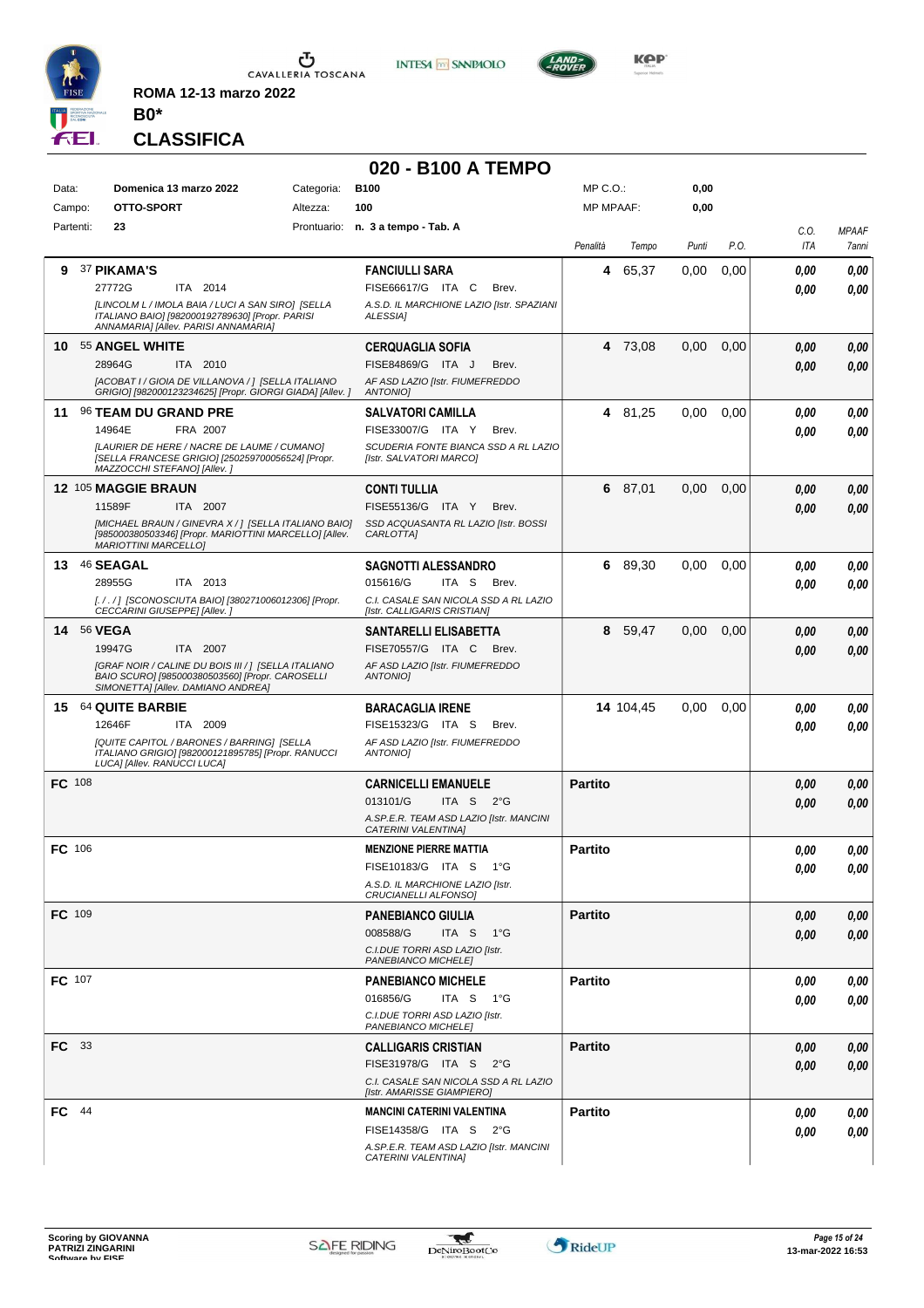**ROMA 12-13 marzo 2022**

**B0***

**CLASSIFICA**

## 020 - B100 A TEMPO

| | | | | | |
|---|---|---|---|---|---|
| Data: | **Domenica 13 marzo 2022** | Categoria: | **B100** | MP C.O.: | **0,00** |
| Campo: | **OTTO-SPORT** | Altezza: | **100** | MP MPAAF: | **0,00** |
| Partenti: | **23** | Prontuario: | **n. 3 a tempo - Tab. A** | | |

| Cl. | Cavallo | Cavaliere | Penalità | Tempo | Punti | P.O. | C.O. ITA | MPAAF 7anni |
|---|---|---|---|---|---|---|---|---|
| **9** | 37 **PIKAMA'S**<br>27772G ITA 2014<br>*[LINCOLM L / IMOLA BAIA / LUCI A SAN SIRO] [SELLA ITALIANO BAIO] [982000192789630] [Propr. PARISI ANNAMARIA] [Allev. PARISI ANNAMARIA]* | **FANCIULLI SARA**<br>FISE66617/G ITA C Brev.<br>*A.S.D. IL MARCHIONE LAZIO [Istr. SPAZIANI ALESSIA]* | **4** | 65,37 | 0,00 | 0,00 | ***0,00***<br>***0,00*** | ***0,00***<br>***0,00*** |
| **10** | 55 **ANGEL WHITE**<br>28964G ITA 2010<br>*[ACOBAT I / GIOIA DE VILLANOVA / ] [SELLA ITALIANO GRIGIO] [982000123234625] [Propr. GIORGI GIADA] [Allev. ]* | **CERQUAGLIA SOFIA**<br>FISE84869/G ITA J Brev.<br>*AF ASD LAZIO [Istr. FIUMEFREDDO ANTONIO]* | **4** | 73,08 | 0,00 | 0,00 | ***0,00***<br>***0,00*** | ***0,00***<br>***0,00*** |
| **11** | 96 **TEAM DU GRAND PRE**<br>14964E FRA 2007<br>*[LAURIER DE HERE / NACRE DE LAUME / CUMANO] [SELLA FRANCESE GRIGIO] [250259700056524] [Propr. MAZZOCCHI STEFANO] [Allev. ]* | **SALVATORI CAMILLA**<br>FISE33007/G ITA Y Brev.<br>*SCUDERIA FONTE BIANCA SSD A RL LAZIO [Istr. SALVATORI MARCO]* | **4** | 81,25 | 0,00 | 0,00 | ***0,00***<br>***0,00*** | ***0,00***<br>***0,00*** |
| **12** | 105 **MAGGIE BRAUN**<br>11589F ITA 2007<br>*[MICHAEL BRAUN / GINEVRA X / ] [SELLA ITALIANO BAIO] [985000380503346] [Propr. MARIOTTINI MARCELLO] [Allev. MARIOTTINI MARCELLO]* | **CONTI TULLIA**<br>FISE55136/G ITA Y Brev.<br>*SSD ACQUASANTA RL LAZIO [Istr. BOSSI CARLOTTA]* | **6** | 87,01 | 0,00 | 0,00 | ***0,00***<br>***0,00*** | ***0,00***<br>***0,00*** |
| **13** | 46 **SEAGAL**<br>28955G ITA 2013<br>*[. / . / ] [SCONOSCIUTA BAIO] [380271006012306] [Propr. CECCARINI GIUSEPPE] [Allev. ]* | **SAGNOTTI ALESSANDRO**<br>015616/G ITA S Brev.<br>*C.I. CASALE SAN NICOLA SSD A RL LAZIO [Istr. CALLIGARIS CRISTIAN]* | **6** | 89,30 | 0,00 | 0,00 | ***0,00***<br>***0,00*** | ***0,00***<br>***0,00*** |
| **14** | 56 **VEGA**<br>19947G ITA 2007<br>*[GRAF NOIR / CALINE DU BOIS III / ] [SELLA ITALIANO BAIO SCURO] [985000380503560] [Propr. CAROSELLI SIMONETTA] [Allev. DAMIANO ANDREA]* | **SANTARELLI ELISABETTA**<br>FISE70557/G ITA C Brev.<br>*AF ASD LAZIO [Istr. FIUMEFREDDO ANTONIO]* | **8** | 59,47 | 0,00 | 0,00 | ***0,00***<br>***0,00*** | ***0,00***<br>***0,00*** |
| **15** | 64 **QUITE BARBIE**<br>12646F ITA 2009<br>*[QUITE CAPITOL / BARONES / BARRING] [SELLA ITALIANO GRIGIO] [982000121895785] [Propr. RANUCCI LUCA] [Allev. RANUCCI LUCA]* | **BARACAGLIA IRENE**<br>FISE15323/G ITA S Brev.<br>*AF ASD LAZIO [Istr. FIUMEFREDDO ANTONIO]* | **14** | 104,45 | 0,00 | 0,00 | ***0,00***<br>***0,00*** | ***0,00***<br>***0,00*** |
| **FC** | 108 | **CARNICELLI EMANUELE**<br>013101/G ITA S 2°G<br>*A.SP.E.R. TEAM ASD LAZIO [Istr. MANCINI CATERINI VALENTINA]* | **Partito** | | | | ***0,00***<br>***0,00*** | ***0,00***<br>***0,00*** |
| **FC** | 106 | **MENZIONE PIERRE MATTIA**<br>FISE10183/G ITA S 1°G<br>*A.S.D. IL MARCHIONE LAZIO [Istr. CRUCIANELLI ALFONSO]* | **Partito** | | | | ***0,00***<br>***0,00*** | ***0,00***<br>***0,00*** |
| **FC** | 109 | **PANEBIANCO GIULIA**<br>008588/G ITA S 1°G<br>*C.I.DUE TORRI ASD LAZIO [Istr. PANEBIANCO MICHELE]* | **Partito** | | | | ***0,00***<br>***0,00*** | ***0,00***<br>***0,00*** |
| **FC** | 107 | **PANEBIANCO MICHELE**<br>016856/G ITA S 1°G<br>*C.I.DUE TORRI ASD LAZIO [Istr. PANEBIANCO MICHELE]* | **Partito** | | | | ***0,00***<br>***0,00*** | ***0,00***<br>***0,00*** |
| **FC** | 33 | **CALLIGARIS CRISTIAN**<br>FISE31978/G ITA S 2°G<br>*C.I. CASALE SAN NICOLA SSD A RL LAZIO [Istr. AMARISSE GIAMPIERO]* | **Partito** | | | | ***0,00***<br>***0,00*** | ***0,00***<br>***0,00*** |
| **FC** | 44 | **MANCINI CATERINI VALENTINA**<br>FISE14358/G ITA S 2°G<br>*A.SP.E.R. TEAM ASD LAZIO [Istr. MANCINI CATERINI VALENTINA]* | **Partito** | | | | ***0,00***<br>***0,00*** | ***0,00***<br>***0,00*** |

**Scoring by GIOVANNA PATRIZI ZINGARINI**
Software by FISE

13-mar-2022 16:53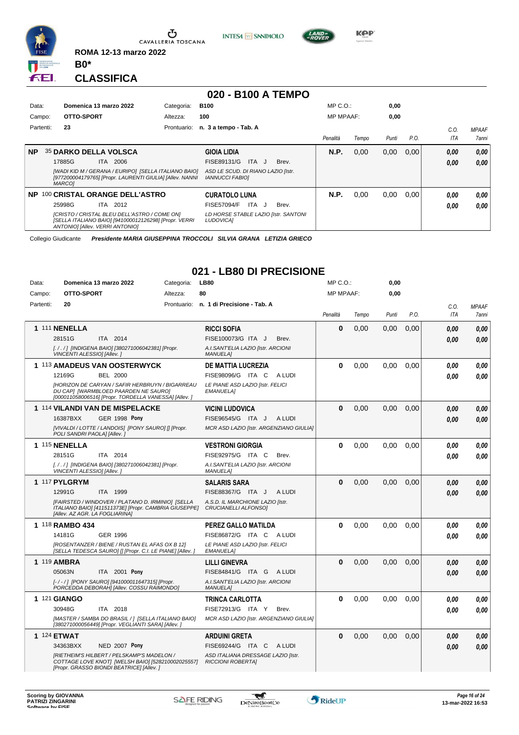ROMA 12-13 marzo 2022

**B0***

## CLASSIFICA

## 020 - B100 A TEMPO

| Data: | Domenica 13 marzo 2022 | Categoria: | B100 | MP C.O.: | 0,00 |
|---|---|---|---|---|---|
| Campo: | OTTO-SPORT | Altezza: | 100 | MP MPAAF: | 0,00 |
| Partenti: | 23 | Prontuario: | n. 3 a tempo - Tab. A | | |

| | Cavallo | Cavaliere | Penalità | Tempo | Punti | P.O. | C.O. ITA | MPAAF 7anni |
|---|---|---|---|---|---|---|---|---|
| NP | 35 **DARKO DELLA VOLSCA** | **GIOIA LIDIA** | **N.P.** | 0,00 | 0,00 | 0,00 | 0,00 | 0,00 |
| | 17885G ITA 2006 | FISE89131/G ITA J Brev. | | | | | 0,00 | 0,00 |
| | *[WADI KID M / GERANA / EURIPO] [SELLA ITALIANO BAIO] [977200004179765] [Propr. LAURENTI GIULIA] [Allev. NANNI MARCO]* | *ASD LE SCUD. DI RIANO LAZIO [Istr. IANNUCCI FABIO]* | | | | | | |
| NP | 100 **CRISTAL ORANGE DELL'ASTRO** | **CURATOLO LUNA** | **N.P.** | 0,00 | 0,00 | 0,00 | 0,00 | 0,00 |
| | 25998G ITA 2012 | FISE57094/F ITA J Brev. | | | | | 0,00 | 0,00 |
| | *[CRISTO / CRISTAL BLEU DELL'ASTRO / COME ON] [SELLA ITALIANO BAIO] [941000012126298] [Propr. VERRI ANTONIO] [Allev. VERRI ANTONIO]* | *LD HORSE STABLE LAZIO [Istr. SANTONI LUDOVICA]* | | | | | | |

Collegio Giudicante *Presidente MARIA GIUSEPPINA TROCCOLI SILVIA GRANA LETIZIA GRIECO*

## 021 - LB80 DI PRECISIONE

| Data: | Domenica 13 marzo 2022 | Categoria: | LB80 | MP C.O.: | 0,00 |
|---|---|---|---|---|---|
| Campo: | OTTO-SPORT | Altezza: | 80 | MP MPAAF: | 0,00 |
| Partenti: | 20 | Prontuario: | n. 1 di Precisione - Tab. A | | |

| | Cavallo | Cavaliere | Penalità | Tempo | Punti | P.O. | C.O. ITA | MPAAF 7anni |
|---|---|---|---|---|---|---|---|---|
| 1 | 111 **NENELLA** | **RICCI SOFIA** | **0** | 0,00 | 0,00 | 0,00 | 0,00 | 0,00 |
| | 28151G ITA 2014 | FISE100073/G ITA J Brev. | | | | | 0,00 | 0,00 |
| | *[. / . / ] [INDIGENA BAIO] [380271006042381] [Propr. VINCENTI ALESSIO] [Allev. ]* | *A.I.SANT'ELIA LAZIO [Istr. ARCIONI MANUELA]* | | | | | | |
| 1 | 113 **AMADEUS VAN OOSTERWYCK** | **DE MATTIA LUCREZIA** | **0** | 0,00 | 0,00 | 0,00 | 0,00 | 0,00 |
| | 12169G BEL 2000 | FISE98096/G ITA C A LUDI | | | | | 0,00 | 0,00 |
| | *[HORIZON DE CARYAN / SAFIR HERBRUYN / BIGARREAU DU CAP] [WARMBLOED PAARDEN NE SAURO] [000011058006516] [Propr. TORDELLA VANESSA] [Allev. ]* | *LE PIANE ASD LAZIO [Istr. FELICI EMANUELA]* | | | | | | |
| 1 | 114 **VILANDI VAN DE MISPELACKE** | **VICINI LUDOVICA** | **0** | 0,00 | 0,00 | 0,00 | 0,00 | 0,00 |
| | 16387BXX GER 1998 **Pony** | FISE96545/G ITA J A LUDI | | | | | 0,00 | 0,00 |
| | *[VIVALDI / LOTTE / LANDOIS] [PONY SAURO] [] [Propr. POLI SANDRI PAOLA] [Allev. ]* | *MCR ASD LAZIO [Istr. ARGENZIANO GIULIA]* | | | | | | |
| 1 | 115 **NENELLA** | **VESTRONI GIORGIA** | **0** | 0,00 | 0,00 | 0,00 | 0,00 | 0,00 |
| | 28151G ITA 2014 | FISE92975/G ITA C Brev. | | | | | 0,00 | 0,00 |
| | *[. / . / ] [INDIGENA BAIO] [380271006042381] [Propr. VINCENTI ALESSIO] [Allev. ]* | *A.I.SANT'ELIA LAZIO [Istr. ARCIONI MANUELA]* | | | | | | |
| 1 | 117 **PYLGRYM** | **SALARIS SARA** | **0** | 0,00 | 0,00 | 0,00 | 0,00 | 0,00 |
| | 12991G ITA 1999 | FISE88367/G ITA J A LUDI | | | | | 0,00 | 0,00 |
| | *[FAIRSTED / WINDOVER / PLATANO D. IRMINIO] [SELLA ITALIANO BAIO] [411511373E] [Propr. CAMBRIA GIUSEPPE] [Allev. AZ AGR. LA FOGLIARINA]* | *A.S.D. IL MARCHIONE LAZIO [Istr. CRUCIANELLI ALFONSO]* | | | | | | |
| 1 | 118 **RAMBO 434** | **PEREZ GALLO MATILDA** | **0** | 0,00 | 0,00 | 0,00 | 0,00 | 0,00 |
| | 14181G GER 1996 | FISE86872/G ITA C A LUDI | | | | | 0,00 | 0,00 |
| | *[ROSENTANZER / BIENE / RUSTAN EL AFAS OX B 12] [SELLA TEDESCA SAURO] [] [Propr. C.I. LE PIANE] [Allev. ]* | *LE PIANE ASD LAZIO [Istr. FELICI EMANUELA]* | | | | | | |
| 1 | 119 **AMBRA** | **LILLI GINEVRA** | **0** | 0,00 | 0,00 | 0,00 | 0,00 | 0,00 |
| | 05063N ITA 2001 **Pony** | FISE84841/G ITA G A LUDI | | | | | 0,00 | 0,00 |
| | *[- / - / ] [PONY SAURO] [941000011647315] [Propr. PORCEDDA DEBORAH] [Allev. COSSU RAIMONDO]* | *A.I.SANT'ELIA LAZIO [Istr. ARCIONI MANUELA]* | | | | | | |
| 1 | 121 **GIANGO** | **TRINCA CARLOTTA** | **0** | 0,00 | 0,00 | 0,00 | 0,00 | 0,00 |
| | 30948G ITA 2018 | FISE72913/G ITA Y Brev. | | | | | 0,00 | 0,00 |
| | *[MASTER / SAMBA DO BRASIL / ] [SELLA ITALIANO BAIO] [380271000056449] [Propr. VEGLIANTI SARA] [Allev. ]* | *MCR ASD LAZIO [Istr. ARGENZIANO GIULIA]* | | | | | | |
| 1 | 124 **ETWAT** | **ARDUINI GRETA** | **0** | 0,00 | 0,00 | 0,00 | 0,00 | 0,00 |
| | 34363BXX NED 2007 **Pony** | FISE69244/G ITA C A LUDI | | | | | 0,00 | 0,00 |
| | *[RIETHEIM'S HILBERT / PELSKAMP'S MADELON / COTTAGE LOVE KNOT] [WELSH BAIO] [528210002025557] [Propr. GRASSO BIONDI BEATRICE] [Allev. ]* | *ASD ITALIANA DRESSAGE LAZIO [Istr. RICCIONI ROBERTA]* | | | | | | |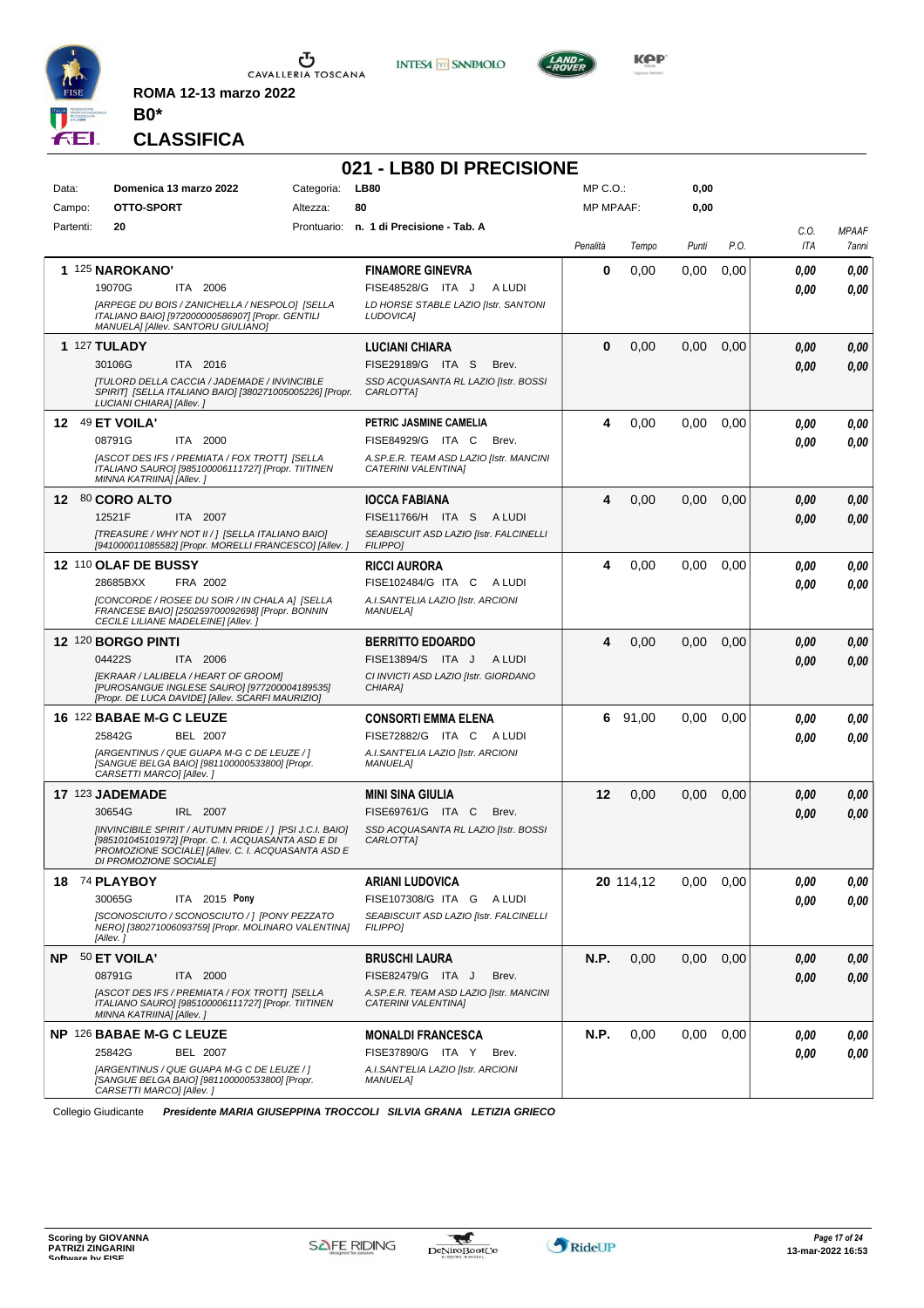ROMA 12-13 marzo 2022

**B0***

## CLASSIFICA

# 021 - LB80 DI PRECISIONE

| | | | | | |
|---|---|---|---|---|---|
| Data: | Domenica 13 marzo 2022 | Categoria: | LB80 | MP C.O.: | 0,00 |
| Campo: | OTTO-SPORT | Altezza: | 80 | MP MPAAF: | 0,00 |
| Partenti: | 20 | Prontuario: | n. 1 di Precisione - Tab. A | | |

| Class. | Cavallo | Cavaliere | Penalità | Tempo | Punti | P.O. | C.O. ITA | MPAAF 7anni |
|---|---|---|---|---|---|---|---|---|
| 1 | 125 **NAROKANO'** 19070G ITA 2006 *[ARPEGE DU BOIS / ZANICHELLA / NESPOLO] [SELLA ITALIANO BAIO] [972000000586907] [Propr. GENTILI MANUELA] [Allev. SANTORU GIULIANO]* | **FINAMORE GINEVRA** FISE48528/G ITA J A LUDI *LD HORSE STABLE LAZIO [Istr. SANTONI LUDOVICA]* | 0 | 0,00 | 0,00 | 0,00 | 0,00 / 0,00 | 0,00 / 0,00 |
| 1 | 127 **TULADY** 30106G ITA 2016 *[TULORD DELLA CACCIA / JADEMADE / INVINCIBLE SPIRIT] [SELLA ITALIANO BAIO] [380271005005226] [Propr. LUCIANI CHIARA] [Allev. ]* | **LUCIANI CHIARA** FISE29189/G ITA S Brev. *SSD ACQUASANTA RL LAZIO [Istr. BOSSI CARLOTTA]* | 0 | 0,00 | 0,00 | 0,00 | 0,00 / 0,00 | 0,00 / 0,00 |
| 12 | 49 **ET VOILA'** 08791G ITA 2000 *[ASCOT DES IFS / PREMIATA / FOX TROTT] [SELLA ITALIANO SAURO] [985100006111727] [Propr. TIITINEN MINNA KATRIINA] [Allev. ]* | **PETRIC JASMINE CAMELIA** FISE84929/G ITA C Brev. *A.SP.E.R. TEAM ASD LAZIO [Istr. MANCINI CATERINI VALENTINA]* | 4 | 0,00 | 0,00 | 0,00 | 0,00 / 0,00 | 0,00 / 0,00 |
| 12 | 80 **CORO ALTO** 12521F ITA 2007 *[TREASURE / WHY NOT II / ] [SELLA ITALIANO BAIO] [941000011085582] [Propr. MORELLI FRANCESCO] [Allev. ]* | **IOCCA FABIANA** FISE11766/H ITA S A LUDI *SEABISCUIT ASD LAZIO [Istr. FALCINELLI FILIPPO]* | 4 | 0,00 | 0,00 | 0,00 | 0,00 / 0,00 | 0,00 / 0,00 |
| 12 | 110 **OLAF DE BUSSY** 28685BXX FRA 2002 *[CONCORDE / ROSEE DU SOIR / IN CHALA A] [SELLA FRANCESE BAIO] [250259700092698] [Propr. BONNIN CECILE LILIANE MADELEINE] [Allev. ]* | **RICCI AURORA** FISE102484/G ITA C A LUDI *A.I.SANT'ELIA LAZIO [Istr. ARCIONI MANUELA]* | 4 | 0,00 | 0,00 | 0,00 | 0,00 / 0,00 | 0,00 / 0,00 |
| 12 | 120 **BORGO PINTI** 04422S ITA 2006 *[EKRAAR / LALIBELA / HEART OF GROOM] [PUROSANGUE INGLESE SAURO] [977200004189535] [Propr. DE LUCA DAVIDE] [Allev. SCARFI MAURIZIO]* | **BERRITTO EDOARDO** FISE13894/S ITA J A LUDI *CI INVICTI ASD LAZIO [Istr. GIORDANO CHIARA]* | 4 | 0,00 | 0,00 | 0,00 | 0,00 / 0,00 | 0,00 / 0,00 |
| 16 | 122 **BABAE M-G C LEUZE** 25842G BEL 2007 *[ARGENTINUS / QUE GUAPA M-G C DE LEUZE / ] [SANGUE BELGA BAIO] [981100000533800] [Propr. CARSETTI MARCO] [Allev. ]* | **CONSORTI EMMA ELENA** FISE72882/G ITA C A LUDI *A.I.SANT'ELIA LAZIO [Istr. ARCIONI MANUELA]* | 6 | 91,00 | 0,00 | 0,00 | 0,00 / 0,00 | 0,00 / 0,00 |
| 17 | 123 **JADEMADE** 30654G IRL 2007 *[INVINCIBILE SPIRIT / AUTUMN PRIDE / ] [PSI J.C.I. BAIO] [985101045101972] [Propr. C. I. ACQUASANTA ASD E DI PROMOZIONE SOCIALE] [Allev. C. I. ACQUASANTA ASD E DI PROMOZIONE SOCIALE]* | **MINI SINA GIULIA** FISE69761/G ITA C Brev. *SSD ACQUASANTA RL LAZIO [Istr. BOSSI CARLOTTA]* | 12 | 0,00 | 0,00 | 0,00 | 0,00 / 0,00 | 0,00 / 0,00 |
| 18 | 74 **PLAYBOY** 30065G ITA 2015 **Pony** *[SCONOSCIUTO / SCONOSCIUTO / ] [PONY PEZZATO NERO] [380271006093759] [Propr. MOLINARO VALENTINA] [Allev. ]* | **ARIANI LUDOVICA** FISE107308/G ITA G A LUDI *SEABISCUIT ASD LAZIO [Istr. FALCINELLI FILIPPO]* | 20 | 114,12 | 0,00 | 0,00 | 0,00 / 0,00 | 0,00 / 0,00 |
| NP | 50 **ET VOILA'** 08791G ITA 2000 *[ASCOT DES IFS / PREMIATA / FOX TROTT] [SELLA ITALIANO SAURO] [985100006111727] [Propr. TIITINEN MINNA KATRIINA] [Allev. ]* | **BRUSCHI LAURA** FISE82479/G ITA J Brev. *A.SP.E.R. TEAM ASD LAZIO [Istr. MANCINI CATERINI VALENTINA]* | N.P. | 0,00 | 0,00 | 0,00 | 0,00 / 0,00 | 0,00 / 0,00 |
| NP | 126 **BABAE M-G C LEUZE** 25842G BEL 2007 *[ARGENTINUS / QUE GUAPA M-G C DE LEUZE / ] [SANGUE BELGA BAIO] [981100000533800] [Propr. CARSETTI MARCO] [Allev. ]* | **MONALDI FRANCESCA** FISE37890/G ITA Y Brev. *A.I.SANT'ELIA LAZIO [Istr. ARCIONI MANUELA]* | N.P. | 0,00 | 0,00 | 0,00 | 0,00 / 0,00 | 0,00 / 0,00 |

Collegio Giudicante ***Presidente MARIA GIUSEPPINA TROCCOLI SILVIA GRANA LETIZIA GRIECO***

Scoring by GIOVANNA PATRIZI ZINGARINI

13-mar-2022 16:53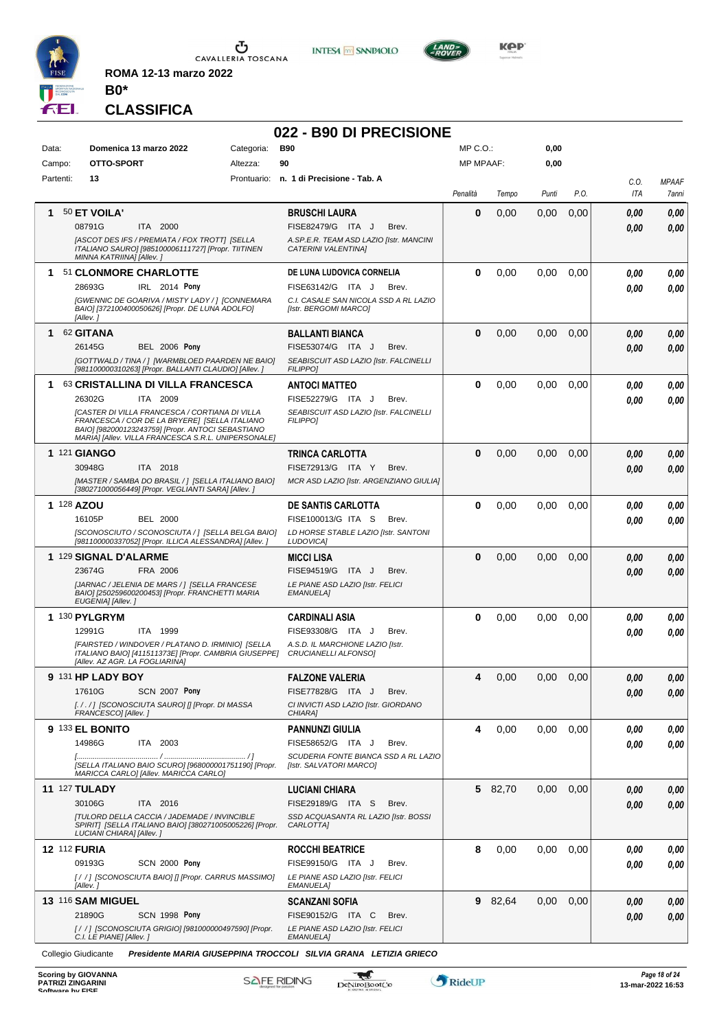**ROMA 12-13 marzo 2022**

**B0***

# CLASSIFICA

## 022 - B90 DI PRECISIONE

| Data: | Domenica 13 marzo 2022 | Categoria: | B90 | MP C.O.: | 0,00 |
|---|---|---|---|---|---|
| Campo: | OTTO-SPORT | Altezza: | 90 | MP MPAAF: | 0,00 |
| Partenti: | 13 | Prontuario: | n. 1 di Precisione - Tab. A | | |

| Cl. | Cavallo | Cavaliere | Penalità | Tempo | Punti | P.O. | C.O. ITA | MPAAF 7anni |
|---|---|---|---|---|---|---|---|---|
| 1 | 50 **ET VOILA'** 08791G ITA 2000 [ASCOT DES IFS / PREMIATA / FOX TROTT] [SELLA ITALIANO SAURO] [985100006111727] [Propr. TIITINEN MINNA KATRIINA] [Allev. ] | **BRUSCHI LAURA** FISE82479/G ITA J Brev. A.SP.E.R. TEAM ASD LAZIO [Istr. MANCINI CATERINI VALENTINA] | 0 | 0,00 | 0,00 | 0,00 | 0,00 / 0,00 | 0,00 / 0,00 |
| 1 | 51 **CLONMORE CHARLOTTE** 28693G IRL 2014 **Pony** [GWENNIC DE GOARIVA / MISTY LADY / ] [CONNEMARA BAIO] [372100400050626] [Propr. DE LUNA ADOLFO] [Allev. ] | **DE LUNA LUDOVICA CORNELIA** FISE63142/G ITA J Brev. C.I. CASALE SAN NICOLA SSD A RL LAZIO [Istr. BERGOMI MARCO] | 0 | 0,00 | 0,00 | 0,00 | 0,00 / 0,00 | 0,00 / 0,00 |
| 1 | 62 **GITANA** 26145G BEL 2006 **Pony** [GOTTWALD / TINA / ] [WARMBLOED PAARDEN NE BAIO] [981100000310263] [Propr. BALLANTI CLAUDIO] [Allev. ] | **BALLANTI BIANCA** FISE53074/G ITA J Brev. SEABISCUIT ASD LAZIO [Istr. FALCINELLI FILIPPO] | 0 | 0,00 | 0,00 | 0,00 | 0,00 / 0,00 | 0,00 / 0,00 |
| 1 | 63 **CRISTALLINA DI VILLA FRANCESCA** 26302G ITA 2009 [CASTER DI VILLA FRANCESCA / CORTIANA DI VILLA FRANCESCA / COR DE LA BRYERE] [SELLA ITALIANO BAIO] [982000123243759] [Propr. ANTOCI SEBASTIANO MARIA] [Allev. VILLA FRANCESCA S.R.L. UNIPERSONALE] | **ANTOCI MATTEO** FISE52279/G ITA J Brev. SEABISCUIT ASD LAZIO [Istr. FALCINELLI FILIPPO] | 0 | 0,00 | 0,00 | 0,00 | 0,00 / 0,00 | 0,00 / 0,00 |
| 1 | 121 **GIANGO** 30948G ITA 2018 [MASTER / SAMBA DO BRASIL / ] [SELLA ITALIANO BAIO] [380271000056449] [Propr. VEGLIANTI SARA] [Allev. ] | **TRINCA CARLOTTA** FISE72913/G ITA Y Brev. MCR ASD LAZIO [Istr. ARGENZIANO GIULIA] | 0 | 0,00 | 0,00 | 0,00 | 0,00 / 0,00 | 0,00 / 0,00 |
| 1 | 128 **AZOU** 16105P BEL 2000 [SCONOSCIUTO / SCONOSCIUTA / ] [SELLA BELGA BAIO] [981100000337052] [Propr. ILLICA ALESSANDRA] [Allev. ] | **DE SANTIS CARLOTTA** FISE100013/G ITA S Brev. LD HORSE STABLE LAZIO [Istr. SANTONI LUDOVICA] | 0 | 0,00 | 0,00 | 0,00 | 0,00 / 0,00 | 0,00 / 0,00 |
| 1 | 129 **SIGNAL D'ALARME** 23674G FRA 2006 [JARNAC / JELENIA DE MARS / ] [SELLA FRANCESE BAIO] [250259600200453] [Propr. FRANCHETTI MARIA EUGENIA] [Allev. ] | **MICCI LISA** FISE94519/G ITA J Brev. LE PIANE ASD LAZIO [Istr. FELICI EMANUELA] | 0 | 0,00 | 0,00 | 0,00 | 0,00 / 0,00 | 0,00 / 0,00 |
| 1 | 130 **PYLGRYM** 12991G ITA 1999 [FAIRSTED / WINDOVER / PLATANO D. IRMINIO] [SELLA ITALIANO BAIO] [411511373E] [Propr. CAMBRIA GIUSEPPE] [Allev. AZ AGR. LA FOGLIARINA] | **CARDINALI ASIA** FISE93308/G ITA J Brev. A.S.D. IL MARCHIONE LAZIO [Istr. CRUCIANELLI ALFONSO] | 0 | 0,00 | 0,00 | 0,00 | 0,00 / 0,00 | 0,00 / 0,00 |
| 9 | 131 **HP LADY BOY** 17610G SCN 2007 **Pony** [. / . / ] [SCONOSCIUTA SAURO] [] [Propr. DI MASSA FRANCESCO] [Allev. ] | **FALZONE VALERIA** FISE77828/G ITA J Brev. CI INVICTI ASD LAZIO [Istr. GIORDANO CHIARA] | 4 | 0,00 | 0,00 | 0,00 | 0,00 / 0,00 | 0,00 / 0,00 |
| 9 | 133 **EL BONITO** 14986G ITA 2003 [......................................... / ......................................... / ] [SELLA ITALIANO BAIO SCURO] [968000001751190] [Propr. MARICCA CARLO] [Allev. MARICCA CARLO] | **PANNUNZI GIULIA** FISE58652/G ITA J Brev. SCUDERIA FONTE BIANCA SSD A RL LAZIO [Istr. SALVATORI MARCO] | 4 | 0,00 | 0,00 | 0,00 | 0,00 / 0,00 | 0,00 / 0,00 |
| 11 | 127 **TULADY** 30106G ITA 2016 [TULORD DELLA CACCIA / JADEMADE / INVINCIBLE SPIRIT] [SELLA ITALIANO BAIO] [380271005005226] [Propr. LUCIANI CHIARA] [Allev. ] | **LUCIANI CHIARA** FISE29189/G ITA S Brev. SSD ACQUASANTA RL LAZIO [Istr. BOSSI CARLOTTA] | 5 | 82,70 | 0,00 | 0,00 | 0,00 / 0,00 | 0,00 / 0,00 |
| 12 | 112 **FURIA** 09193G SCN 2000 **Pony** [/ / ] [SCONOSCIUTA BAIO] [] [Propr. CARRUS MASSIMO] [Allev. ] | **ROCCHI BEATRICE** FISE99150/G ITA J Brev. LE PIANE ASD LAZIO [Istr. FELICI EMANUELA] | 8 | 0,00 | 0,00 | 0,00 | 0,00 / 0,00 | 0,00 / 0,00 |
| 13 | 116 **SAM MIGUEL** 21890G SCN 1998 **Pony** [/ / ] [SCONOSCIUTA GRIGIO] [981000000497590] [Propr. C.I. LE PIANE] [Allev. ] | **SCANZANI SOFIA** FISE90152/G ITA C Brev. LE PIANE ASD LAZIO [Istr. FELICI EMANUELA] | 9 | 82,64 | 0,00 | 0,00 | 0,00 / 0,00 | 0,00 / 0,00 |

Collegio Giudicante *Presidente MARIA GIUSEPPINA TROCCOLI SILVIA GRANA LETIZIA GRIECO*

Scoring by GIOVANNA PATRIZI ZINGARINI

13-mar-2022 16:53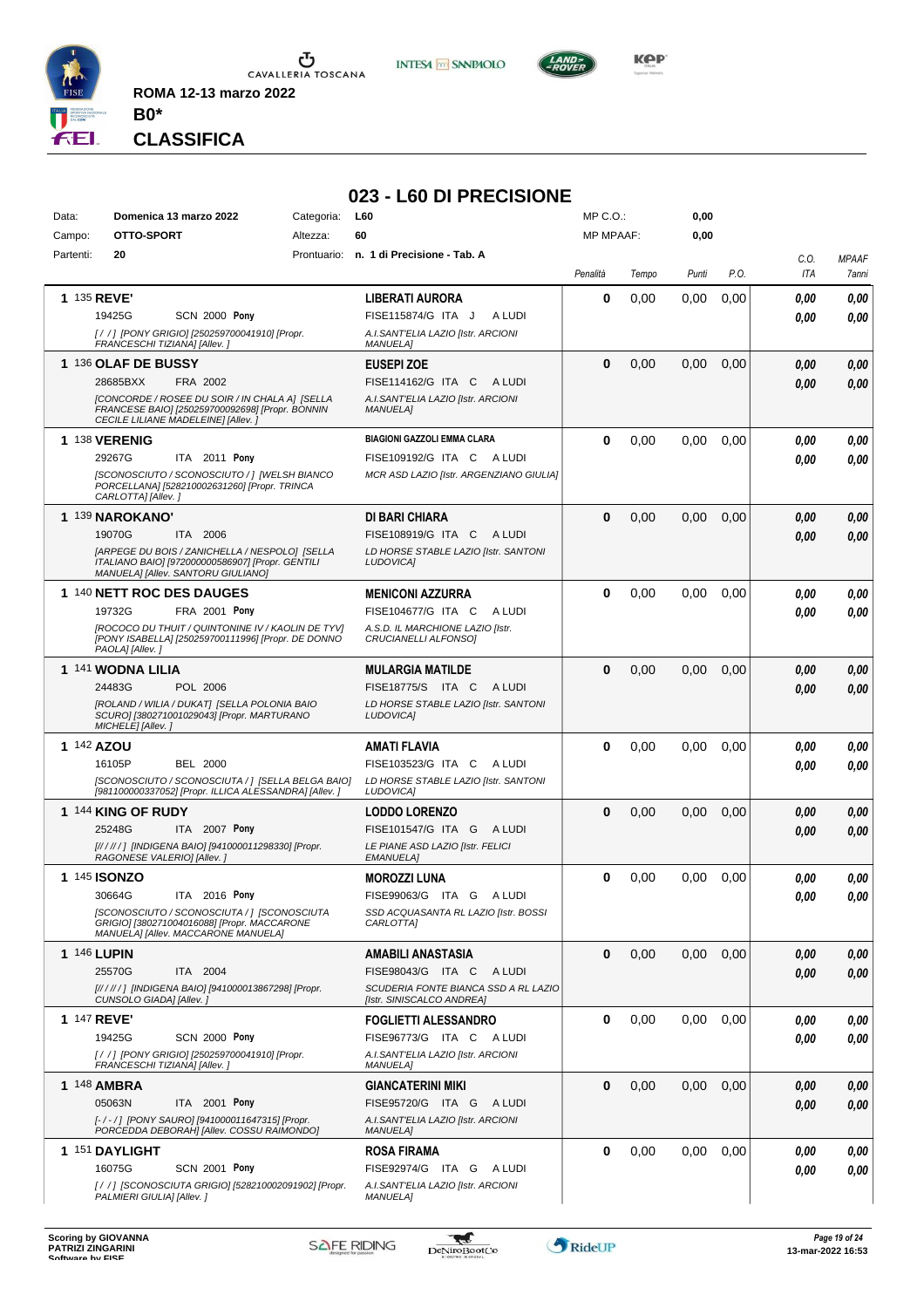CAVALLERIA TOSCANA

**ROMA 12-13 marzo 2022**

**B0***

## CLASSIFICA

# 023 - L60 DI PRECISIONE

| Data: | Domenica 13 marzo 2022 | Categoria: | L60 | MP C.O.: | 0,00 |
|---|---|---|---|---|---|
| Campo: | OTTO-SPORT | Altezza: | 60 | MP MPAAF: | 0,00 |
| Partenti: | 20 | Prontuario: | n. 1 di Precisione - Tab. A | | |

| Pos. | Cavallo | Cavaliere | Penalità | Tempo | Punti | P.O. | C.O. ITA | MPAAF 7anni |
|---|---|---|---|---|---|---|---|---|
| 1 | 135 **REVE'** 19425G SCN 2000 **Pony** *[ / / ] [PONY GRIGIO] [250259700041910] [Propr. FRANCESCHI TIZIANA] [Allev. ]* | **LIBERATI AURORA** FISE115874/G ITA J A LUDI *A.I.SANT'ELIA LAZIO [Istr. ARCIONI MANUELA]* | 0 | 0,00 | 0,00 | 0,00 | 0,00 / 0,00 | 0,00 / 0,00 |
| 1 | 136 **OLAF DE BUSSY** 28685BXX FRA 2002 *[CONCORDE / ROSEE DU SOIR / IN CHALA A] [SELLA FRANCESE BAIO] [250259700092698] [Propr. BONNIN CECILE LILIANE MADELEINE] [Allev. ]* | **EUSEPI ZOE** FISE114162/G ITA C A LUDI *A.I.SANT'ELIA LAZIO [Istr. ARCIONI MANUELA]* | 0 | 0,00 | 0,00 | 0,00 | 0,00 / 0,00 | 0,00 / 0,00 |
| 1 | 138 **VERENIG** 29267G ITA 2011 **Pony** *[SCONOSCIUTO / SCONOSCIUTO / ] [WELSH BIANCO PORCELLANA] [528210002631260] [Propr. TRINCA CARLOTTA] [Allev. ]* | **BIAGIONI GAZZOLI EMMA CLARA** FISE109192/G ITA C A LUDI *MCR ASD LAZIO [Istr. ARGENZIANO GIULIA]* | 0 | 0,00 | 0,00 | 0,00 | 0,00 / 0,00 | 0,00 / 0,00 |
| 1 | 139 **NAROKANO'** 19070G ITA 2006 *[ARPEGE DU BOIS / ZANICHELLA / NESPOLO] [SELLA ITALIANO BAIO] [972000000586907] [Propr. GENTILI MANUELA] [Allev. SANTORU GIULIANO]* | **DI BARI CHIARA** FISE108919/G ITA C A LUDI *LD HORSE STABLE LAZIO [Istr. SANTONI LUDOVICA]* | 0 | 0,00 | 0,00 | 0,00 | 0,00 / 0,00 | 0,00 / 0,00 |
| 1 | 140 **NETT ROC DES DAUGES** 19732G FRA 2001 **Pony** *[ROCOCO DU THUIT / QUINTONINE IV / KAOLIN DE TYV] [PONY ISABELLA] [250259700111996] [Propr. DE DONNO PAOLA] [Allev. ]* | **MENICONI AZZURRA** FISE104677/G ITA C A LUDI *A.S.D. IL MARCHIONE LAZIO [Istr. CRUCIANELLI ALFONSO]* | 0 | 0,00 | 0,00 | 0,00 | 0,00 / 0,00 | 0,00 / 0,00 |
| 1 | 141 **WODNA LILIA** 24483G POL 2006 *[ROLAND / WILIA / DUKAT] [SELLA POLONIA BAIO SCURO] [380271001029043] [Propr. MARTURANO MICHELE] [Allev. ]* | **MULARGIA MATILDE** FISE18775/S ITA C A LUDI *LD HORSE STABLE LAZIO [Istr. SANTONI LUDOVICA]* | 0 | 0,00 | 0,00 | 0,00 | 0,00 / 0,00 | 0,00 / 0,00 |
| 1 | 142 **AZOU** 16105P BEL 2000 *[SCONOSCIUTO / SCONOSCIUTA / ] [SELLA BELGA BAIO] [981100000337052] [Propr. ILLICA ALESSANDRA] [Allev. ]* | **AMATI FLAVIA** FISE103523/G ITA C A LUDI *LD HORSE STABLE LAZIO [Istr. SANTONI LUDOVICA]* | 0 | 0,00 | 0,00 | 0,00 | 0,00 / 0,00 | 0,00 / 0,00 |
| 1 | 144 **KING OF RUDY** 25248G ITA 2007 **Pony** *[// / // / ] [INDIGENA BAIO] [941000011298330] [Propr. RAGONESE VALERIO] [Allev. ]* | **LODDO LORENZO** FISE101547/G ITA G A LUDI *LE PIANE ASD LAZIO [Istr. FELICI EMANUELA]* | 0 | 0,00 | 0,00 | 0,00 | 0,00 / 0,00 | 0,00 / 0,00 |
| 1 | 145 **ISONZO** 30664G ITA 2016 **Pony** *[SCONOSCIUTO / SCONOSCIUTA / ] [SCONOSCIUTA GRIGIO] [380271004016088] [Propr. MACCARONE MANUELA] [Allev. MACCARONE MANUELA]* | **MOROZZI LUNA** FISE99063/G ITA G A LUDI *SSD ACQUASANTA RL LAZIO [Istr. BOSSI CARLOTTA]* | 0 | 0,00 | 0,00 | 0,00 | 0,00 / 0,00 | 0,00 / 0,00 |
| 1 | 146 **LUPIN** 25570G ITA 2004 *[// / // / ] [INDIGENA BAIO] [941000013867298] [Propr. CUNSOLO GIADA] [Allev. ]* | **AMABILI ANASTASIA** FISE98043/G ITA C A LUDI *SCUDERIA FONTE BIANCA SSD A RL LAZIO [Istr. SINISCALCO ANDREA]* | 0 | 0,00 | 0,00 | 0,00 | 0,00 / 0,00 | 0,00 / 0,00 |
| 1 | 147 **REVE'** 19425G SCN 2000 **Pony** *[ / / ] [PONY GRIGIO] [250259700041910] [Propr. FRANCESCHI TIZIANA] [Allev. ]* | **FOGLIETTI ALESSANDRO** FISE96773/G ITA C A LUDI *A.I.SANT'ELIA LAZIO [Istr. ARCIONI MANUELA]* | 0 | 0,00 | 0,00 | 0,00 | 0,00 / 0,00 | 0,00 / 0,00 |
| 1 | 148 **AMBRA** 05063N ITA 2001 **Pony** *[- / - / ] [PONY SAURO] [941000011647315] [Propr. PORCEDDA DEBORAH] [Allev. COSSU RAIMONDO]* | **GIANCATERINI MIKI** FISE95720/G ITA G A LUDI *A.I.SANT'ELIA LAZIO [Istr. ARCIONI MANUELA]* | 0 | 0,00 | 0,00 | 0,00 | 0,00 / 0,00 | 0,00 / 0,00 |
| 1 | 151 **DAYLIGHT** 16075G SCN 2001 **Pony** *[ / / ] [SCONOSCIUTA GRIGIO] [528210002091902] [Propr. PALMIERI GIULIA] [Allev. ]* | **ROSA FIRAMA** FISE92974/G ITA G A LUDI *A.I.SANT'ELIA LAZIO [Istr. ARCIONI MANUELA]* | 0 | 0,00 | 0,00 | 0,00 | 0,00 / 0,00 | 0,00 / 0,00 |

Scoring by GIOVANNA PATRIZI ZINGARINI
Software by FISE

13-mar-2022 16:53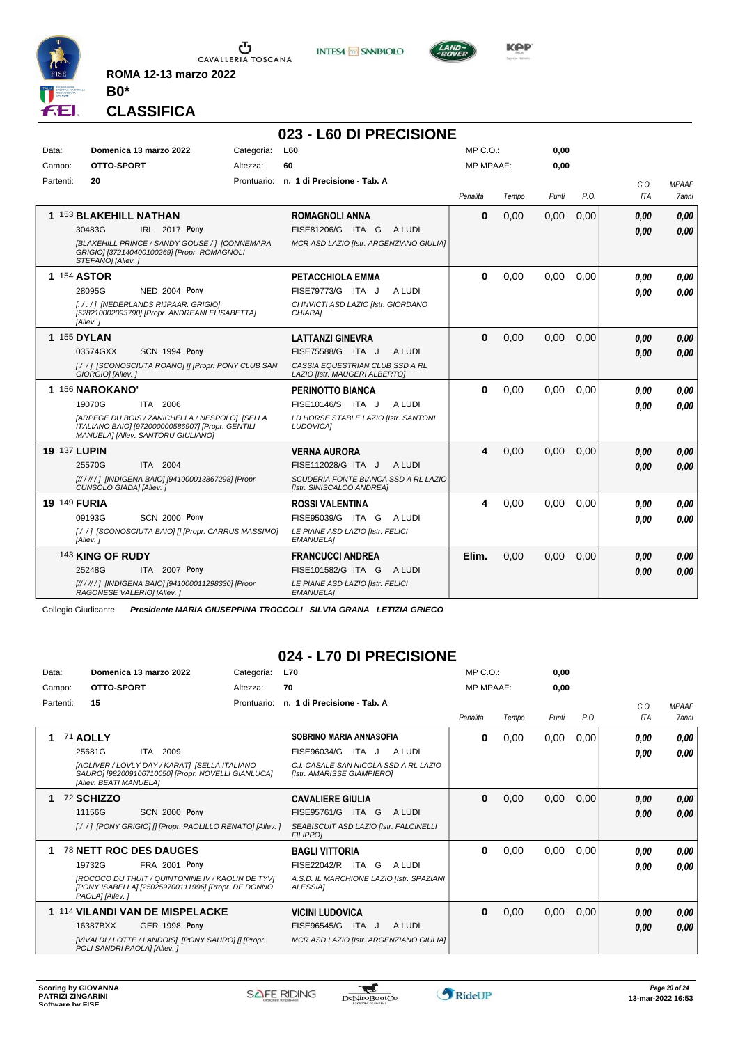ROMA 12-13 marzo 2022

**B0***

## CLASSIFICA

# 023 - L60 DI PRECISIONE

| | | | | | |
|---|---|---|---|---|---|
| Data: | Domenica 13 marzo 2022 | Categoria: | L60 | MP C.O.: | 0,00 |
| Campo: | OTTO-SPORT | Altezza: | 60 | MP MPAAF: | 0,00 |
| Partenti: | 20 | Prontuario: | n. 1 di Precisione - Tab. A | | |

| Cl. | Cavallo | Cavaliere | Penalità | Tempo | Punti | P.O. | C.O. ITA | MPAAF 7anni |
|---|---|---|---|---|---|---|---|---|
| 1 | 153 **BLAKEHILL NATHAN**<br>30483G IRL 2017 **Pony**<br>*[BLAKEHILL PRINCE / SANDY GOUSE / ] [CONNEMARA GRIGIO] [372140400100269] [Propr. ROMAGNOLI STEFANO] [Allev. ]* | **ROMAGNOLI ANNA**<br>FISE81206/G ITA G A LUDI<br>*MCR ASD LAZIO [Istr. ARGENZIANO GIULIA]* | **0** | 0,00 | 0,00 | 0,00 | ***0,00***<br>***0,00*** | ***0,00***<br>***0,00*** |
| 1 | 154 **ASTOR**<br>28095G NED 2004 **Pony**<br>*[. / . / ] [NEDERLANDS RIJPAAR. GRIGIO] [528210002093790] [Propr. ANDREANI ELISABETTA] [Allev. ]* | **PETACCHIOLA EMMA**<br>FISE79773/G ITA J A LUDI<br>*CI INVICTI ASD LAZIO [Istr. GIORDANO CHIARA]* | **0** | 0,00 | 0,00 | 0,00 | ***0,00***<br>***0,00*** | ***0,00***<br>***0,00*** |
| 1 | 155 **DYLAN**<br>03574GXX SCN 1994 **Pony**<br>*[ / / ] [SCONOSCIUTA ROANO] [] [Propr. PONY CLUB SAN GIORGIO] [Allev. ]* | **LATTANZI GINEVRA**<br>FISE75588/G ITA J A LUDI<br>*CASSIA EQUESTRIAN CLUB SSD A RL LAZIO [Istr. MAUGERI ALBERTO]* | **0** | 0,00 | 0,00 | 0,00 | ***0,00***<br>***0,00*** | ***0,00***<br>***0,00*** |
| 1 | 156 **NAROKANO'**<br>19070G ITA 2006<br>*[ARPEGE DU BOIS / ZANICHELLA / NESPOLO] [SELLA ITALIANO BAIO] [972000000586907] [Propr. GENTILI MANUELA] [Allev. SANTORU GIULIANO]* | **PERINOTTO BIANCA**<br>FISE10146/S ITA J A LUDI<br>*LD HORSE STABLE LAZIO [Istr. SANTONI LUDOVICA]* | **0** | 0,00 | 0,00 | 0,00 | ***0,00***<br>***0,00*** | ***0,00***<br>***0,00*** |
| 19 | 137 **LUPIN**<br>25570G ITA 2004<br>*[// / // / ] [INDIGENA BAIO] [941000013867298] [Propr. CUNSOLO GIADA] [Allev. ]* | **VERNA AURORA**<br>FISE112028/G ITA J A LUDI<br>*SCUDERIA FONTE BIANCA SSD A RL LAZIO [Istr. SINISCALCO ANDREA]* | **4** | 0,00 | 0,00 | 0,00 | ***0,00***<br>***0,00*** | ***0,00***<br>***0,00*** |
| 19 | 149 **FURIA**<br>09193G SCN 2000 **Pony**<br>*[ / / ] [SCONOSCIUTA BAIO] [] [Propr. CARRUS MASSIMO] [Allev. ]* | **ROSSI VALENTINA**<br>FISE95039/G ITA G A LUDI<br>*LE PIANE ASD LAZIO [Istr. FELICI EMANUELA]* | **4** | 0,00 | 0,00 | 0,00 | ***0,00***<br>***0,00*** | ***0,00***<br>***0,00*** |
| | 143 **KING OF RUDY**<br>25248G ITA 2007 **Pony**<br>*[// / // / ] [INDIGENA BAIO] [941000011298330] [Propr. RAGONESE VALERIO] [Allev. ]* | **FRANCUCCI ANDREA**<br>FISE101582/G ITA G A LUDI<br>*LE PIANE ASD LAZIO [Istr. FELICI EMANUELA]* | **Elim.** | 0,00 | 0,00 | 0,00 | ***0,00***<br>***0,00*** | ***0,00***<br>***0,00*** |

Collegio Giudicante ***Presidente MARIA GIUSEPPINA TROCCOLI SILVIA GRANA LETIZIA GRIECO***

# 024 - L70 DI PRECISIONE

| | | | | | |
|---|---|---|---|---|---|
| Data: | Domenica 13 marzo 2022 | Categoria: | L70 | MP C.O.: | 0,00 |
| Campo: | OTTO-SPORT | Altezza: | 70 | MP MPAAF: | 0,00 |
| Partenti: | 15 | Prontuario: | n. 1 di Precisione - Tab. A | | |

| Cl. | Cavallo | Cavaliere | Penalità | Tempo | Punti | P.O. | C.O. ITA | MPAAF 7anni |
|---|---|---|---|---|---|---|---|---|
| 1 | 71 **AOLLY**<br>25681G ITA 2009<br>*[AOLIVER / LOVLY DAY / KARAT] [SELLA ITALIANO SAURO] [982009106710050] [Propr. NOVELLI GIANLUCA] [Allev. BEATI MANUELA]* | **SOBRINO MARIA ANNASOFIA**<br>FISE96034/G ITA J A LUDI<br>*C.I. CASALE SAN NICOLA SSD A RL LAZIO [Istr. AMARISSE GIAMPIERO]* | **0** | 0,00 | 0,00 | 0,00 | ***0,00***<br>***0,00*** | ***0,00***<br>***0,00*** |
| 1 | 72 **SCHIZZO**<br>11156G SCN 2000 **Pony**<br>*[ / / ] [PONY GRIGIO] [] [Propr. PAOLILLO RENATO] [Allev. ]* | **CAVALIERE GIULIA**<br>FISE95761/G ITA G A LUDI<br>*SEABISCUIT ASD LAZIO [Istr. FALCINELLI FILIPPO]* | **0** | 0,00 | 0,00 | 0,00 | ***0,00***<br>***0,00*** | ***0,00***<br>***0,00*** |
| 1 | 78 **NETT ROC DES DAUGES**<br>19732G FRA 2001 **Pony**<br>*[ROCOCO DU THUIT / QUINTONINE IV / KAOLIN DE TYV] [PONY ISABELLA] [250259700111996] [Propr. DE DONNO PAOLA] [Allev. ]* | **BAGLI VITTORIA**<br>FISE22042/R ITA G A LUDI<br>*A.S.D. IL MARCHIONE LAZIO [Istr. SPAZIANI ALESSIA]* | **0** | 0,00 | 0,00 | 0,00 | ***0,00***<br>***0,00*** | ***0,00***<br>***0,00*** |
| 1 | 114 **VILANDI VAN DE MISPELACKE**<br>16387BXX GER 1998 **Pony**<br>*[VIVALDI / LOTTE / LANDOIS] [PONY SAURO] [] [Propr. POLI SANDRI PAOLA] [Allev. ]* | **VICINI LUDOVICA**<br>FISE96545/G ITA J A LUDI<br>*MCR ASD LAZIO [Istr. ARGENZIANO GIULIA]* | **0** | 0,00 | 0,00 | 0,00 | ***0,00***<br>***0,00*** | ***0,00***<br>***0,00*** |

Scoring by GIOVANNA PATRIZI ZINGARINI
Software by FISE

13-mar-2022 16:53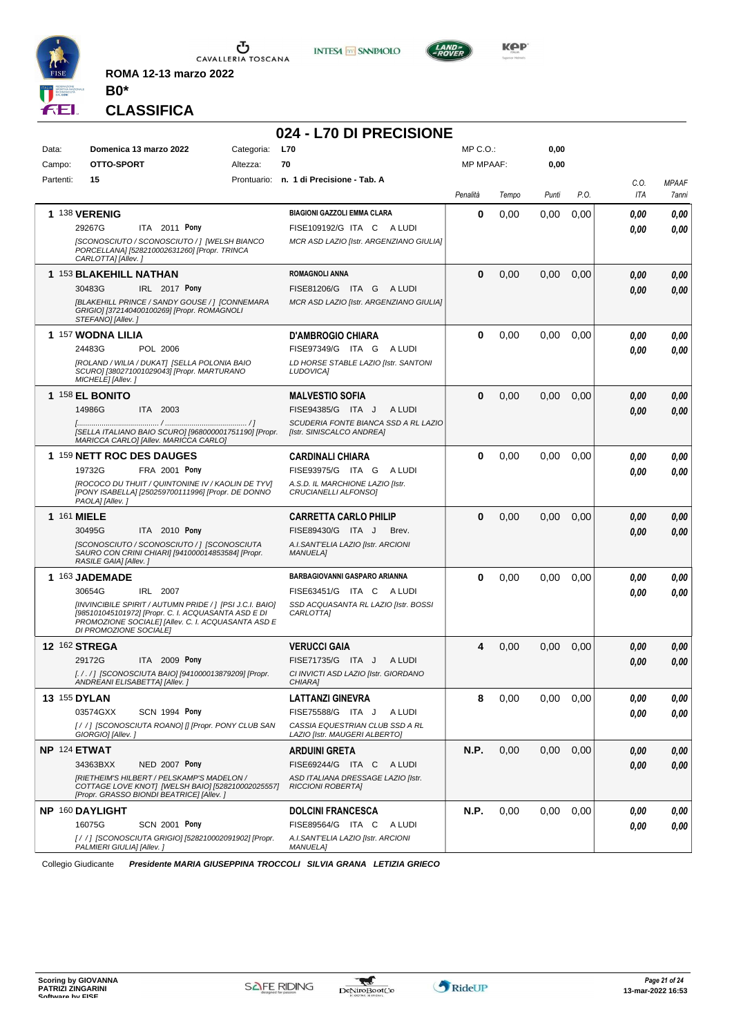**ROMA 12-13 marzo 2022**

**B0***

## CLASSIFICA

# 024 - L70 DI PRECISIONE

| | | | | | |
|---|---|---|---|---|---|
| Data: | Domenica 13 marzo 2022 | Categoria: | L70 | MP C.O.: | 0,00 |
| Campo: | OTTO-SPORT | Altezza: | 70 | MP MPAAF: | 0,00 |
| Partenti: | 15 | Prontuario: | n. 1 di Precisione - Tab. A | | |

| Pos. | Cavallo | Cavaliere | Penalità | Tempo | Punti | P.O. | C.O. ITA | MPAAF 7anni |
|---|---|---|---|---|---|---|---|---|
| 1 | 138 **VERENIG** 29267G ITA 2011 **Pony** *[SCONOSCIUTO / SCONOSCIUTO / ] [WELSH BIANCO PORCELLANA] [528210002631260] [Propr. TRINCA CARLOTTA] [Allev. ]* | **BIAGIONI GAZZOLI EMMA CLARA** FISE109192/G ITA C A LUDI *MCR ASD LAZIO [Istr. ARGENZIANO GIULIA]* | 0 | 0,00 | 0,00 | 0,00 | 0,00 / 0,00 | 0,00 / 0,00 |
| 1 | 153 **BLAKEHILL NATHAN** 30483G IRL 2017 **Pony** *[BLAKEHILL PRINCE / SANDY GOUSE / ] [CONNEMARA GRIGIO] [372140400100269] [Propr. ROMAGNOLI STEFANO] [Allev. ]* | **ROMAGNOLI ANNA** FISE81206/G ITA G A LUDI *MCR ASD LAZIO [Istr. ARGENZIANO GIULIA]* | 0 | 0,00 | 0,00 | 0,00 | 0,00 / 0,00 | 0,00 / 0,00 |
| 1 | 157 **WODNA LILIA** 24483G POL 2006 *[ROLAND / WILIA / DUKAT] [SELLA POLONIA BAIO SCURO] [380271001029043] [Propr. MARTURANO MICHELE] [Allev. ]* | **D'AMBROGIO CHIARA** FISE97349/G ITA G A LUDI *LD HORSE STABLE LAZIO [Istr. SANTONI LUDOVICA]* | 0 | 0,00 | 0,00 | 0,00 | 0,00 / 0,00 | 0,00 / 0,00 |
| 1 | 158 **EL BONITO** 14986G ITA 2003 *[........................................ / ........................................ / ] [SELLA ITALIANO BAIO SCURO] [968000001751190] [Propr. MARICCA CARLO] [Allev. MARICCA CARLO]* | **MALVESTIO SOFIA** FISE94385/G ITA J A LUDI *SCUDERIA FONTE BIANCA SSD A RL LAZIO [Istr. SINISCALCO ANDREA]* | 0 | 0,00 | 0,00 | 0,00 | 0,00 / 0,00 | 0,00 / 0,00 |
| 1 | 159 **NETT ROC DES DAUGES** 19732G FRA 2001 **Pony** *[ROCOCO DU THUIT / QUINTONINE IV / KAOLIN DE TYV] [PONY ISABELLA] [250259700111996] [Propr. DE DONNO PAOLA] [Allev. ]* | **CARDINALI CHIARA** FISE93975/G ITA G A LUDI *A.S.D. IL MARCHIONE LAZIO [Istr. CRUCIANELLI ALFONSO]* | 0 | 0,00 | 0,00 | 0,00 | 0,00 / 0,00 | 0,00 / 0,00 |
| 1 | 161 **MIELE** 30495G ITA 2010 **Pony** *[SCONOSCIUTO / SCONOSCIUTO / ] [SCONOSCIUTA SAURO CON CRINI CHIARI] [941000014853584] [Propr. RASILE GAIA] [Allev. ]* | **CARRETTA CARLO PHILIP** FISE89430/G ITA J Brev. *A.I.SANT'ELIA LAZIO [Istr. ARCIONI MANUELA]* | 0 | 0,00 | 0,00 | 0,00 | 0,00 / 0,00 | 0,00 / 0,00 |
| 1 | 163 **JADEMADE** 30654G IRL 2007 *[INVINCIBILE SPIRIT / AUTUMN PRIDE / ] [PSI J.C.I. BAIO] [985101045101972] [Propr. C. I. ACQUASANTA ASD E DI PROMOZIONE SOCIALE] [Allev. C. I. ACQUASANTA ASD E DI PROMOZIONE SOCIALE]* | **BARBAGIOVANNI GASPARO ARIANNA** FISE63451/G ITA C A LUDI *SSD ACQUASANTA RL LAZIO [Istr. BOSSI CARLOTTA]* | 0 | 0,00 | 0,00 | 0,00 | 0,00 / 0,00 | 0,00 / 0,00 |
| 12 | 162 **STREGA** 29172G ITA 2009 **Pony** *[. / . / ] [SCONOSCIUTA BAIO] [941000013879209] [Propr. ANDREANI ELISABETTA] [Allev. ]* | **VERUCCI GAIA** FISE71735/G ITA J A LUDI *CI INVICTI ASD LAZIO [Istr. GIORDANO CHIARA]* | 4 | 0,00 | 0,00 | 0,00 | 0,00 / 0,00 | 0,00 / 0,00 |
| 13 | 155 **DYLAN** 03574GXX SCN 1994 **Pony** *[ / / ] [SCONOSCIUTA ROANO] [] [Propr. PONY CLUB SAN GIORGIO] [Allev. ]* | **LATTANZI GINEVRA** FISE75588/G ITA J A LUDI *CASSIA EQUESTRIAN CLUB SSD A RL LAZIO [Istr. MAUGERI ALBERTO]* | 8 | 0,00 | 0,00 | 0,00 | 0,00 / 0,00 | 0,00 / 0,00 |
| NP | 124 **ETWAT** 34363BXX NED 2007 **Pony** *[RIETHEIM'S HILBERT / PELSKAMP'S MADELON / COTTAGE LOVE KNOT] [WELSH BAIO] [528210002025557] [Propr. GRASSO BIONDI BEATRICE] [Allev. ]* | **ARDUINI GRETA** FISE69244/G ITA C A LUDI *ASD ITALIANA DRESSAGE LAZIO [Istr. RICCIONI ROBERTA]* | N.P. | 0,00 | 0,00 | 0,00 | 0,00 / 0,00 | 0,00 / 0,00 |
| NP | 160 **DAYLIGHT** 16075G SCN 2001 **Pony** *[ / / ] [SCONOSCIUTA GRIGIO] [528210002091902] [Propr. PALMIERI GIULIA] [Allev. ]* | **DOLCINI FRANCESCA** FISE89564/G ITA C A LUDI *A.I.SANT'ELIA LAZIO [Istr. ARCIONI MANUELA]* | N.P. | 0,00 | 0,00 | 0,00 | 0,00 / 0,00 | 0,00 / 0,00 |

Collegio Giudicante ***Presidente MARIA GIUSEPPINA TROCCOLI SILVIA GRANA LETIZIA GRIECO***

**Scoring by GIOVANNA PATRIZI ZINGARINI**
**Software by FISE**

*13-mar-2022 16:53*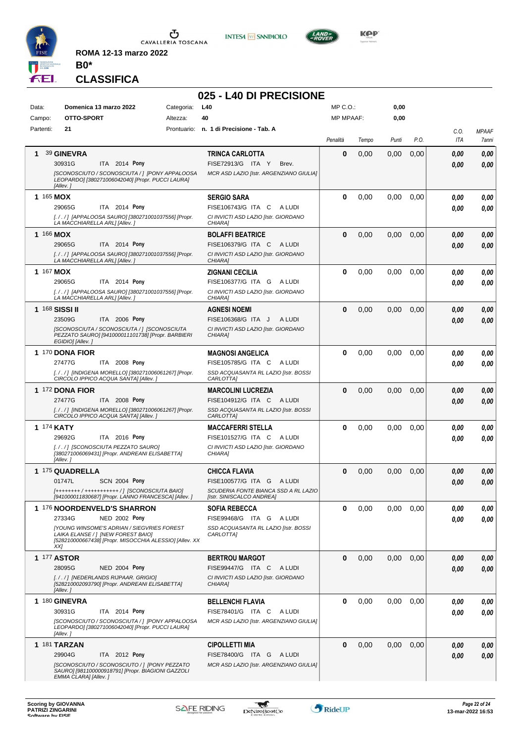ROMA 12-13 marzo 2022

**B0***

## CLASSIFICA

# 025 - L40 DI PRECISIONE

| Data: | Domenica 13 marzo 2022 | Categoria: | L40 | MP C.O.: | 0,00 |
|---|---|---|---|---|---|
| Campo: | OTTO-SPORT | Altezza: | 40 | MP MPAAF: | 0,00 |
| Partenti: | 21 | Prontuario: | n. 1 di Precisione - Tab. A | | |

| Cl. | Cavallo | Cavaliere | Penalità | Tempo | Punti | P.O. | C.O. ITA | MPAAF 7anni |
|---|---|---|---|---|---|---|---|---|
| 1 | 39 **GINEVRA** 30931G ITA 2014 **Pony** *[SCONOSCIUTO / SCONOSCIUTA / ] [PONY APPALOOSA LEOPARDO] [380271006042040] [Propr. PUCCI LAURA] [Allev. ]* | **TRINCA CARLOTTA** FISE72913/G ITA Y Brev. *MCR ASD LAZIO [Istr. ARGENZIANO GIULIA]* | 0 | 0,00 | 0,00 | 0,00 | 0,00 / 0,00 | 0,00 / 0,00 |
| 1 | 165 **MOX** 29065G ITA 2014 **Pony** *[. / . / ] [APPALOOSA SAURO] [380271001037556] [Propr. LA MACCHIARELLA ARL] [Allev. ]* | **SERGIO SARA** FISE106743/G ITA C A LUDI *CI INVICTI ASD LAZIO [Istr. GIORDANO CHIARA]* | 0 | 0,00 | 0,00 | 0,00 | 0,00 / 0,00 | 0,00 / 0,00 |
| 1 | 166 **MOX** 29065G ITA 2014 **Pony** *[. / . / ] [APPALOOSA SAURO] [380271001037556] [Propr. LA MACCHIARELLA ARL] [Allev. ]* | **BOLAFFI BEATRICE** FISE106379/G ITA C A LUDI *CI INVICTI ASD LAZIO [Istr. GIORDANO CHIARA]* | 0 | 0,00 | 0,00 | 0,00 | 0,00 / 0,00 | 0,00 / 0,00 |
| 1 | 167 **MOX** 29065G ITA 2014 **Pony** *[. / . / ] [APPALOOSA SAURO] [380271001037556] [Propr. LA MACCHIARELLA ARL] [Allev. ]* | **ZIGNANI CECILIA** FISE106377/G ITA G A LUDI *CI INVICTI ASD LAZIO [Istr. GIORDANO CHIARA]* | 0 | 0,00 | 0,00 | 0,00 | 0,00 / 0,00 | 0,00 / 0,00 |
| 1 | 168 **SISSI II** 23509G ITA 2006 **Pony** *[SCONOSCIUTA / SCONOSCIUTA / ] [SCONOSCIUTA PEZZATO SAURO] [941000011101738] [Propr. BARBIERI EGIDIO] [Allev. ]* | **AGNESI NOEMI** FISE106368/G ITA J A LUDI *CI INVICTI ASD LAZIO [Istr. GIORDANO CHIARA]* | 0 | 0,00 | 0,00 | 0,00 | 0,00 / 0,00 | 0,00 / 0,00 |
| 1 | 170 **DONA FIOR** 27477G ITA 2008 **Pony** *[. / . / ] [INDIGENA MORELLO] [380271006061267] [Propr. CIRCOLO IPPICO ACQUA SANTA] [Allev. ]* | **MAGNOSI ANGELICA** FISE105785/G ITA C A LUDI *SSD ACQUASANTA RL LAZIO [Istr. BOSSI CARLOTTA]* | 0 | 0,00 | 0,00 | 0,00 | 0,00 / 0,00 | 0,00 / 0,00 |
| 1 | 172 **DONA FIOR** 27477G ITA 2008 **Pony** *[. / . / ] [INDIGENA MORELLO] [380271006061267] [Propr. CIRCOLO IPPICO ACQUA SANTA] [Allev. ]* | **MARCOLINI LUCREZIA** FISE104912/G ITA C A LUDI *SSD ACQUASANTA RL LAZIO [Istr. BOSSI CARLOTTA]* | 0 | 0,00 | 0,00 | 0,00 | 0,00 / 0,00 | 0,00 / 0,00 |
| 1 | 174 **KATY** 29692G ITA 2016 **Pony** *[. / . / ] [SCONOSCIUTA PEZZATO SAURO] [380271006069431] [Propr. ANDREANI ELISABETTA] [Allev. ]* | **MACCAFERRI STELLA** FISE101527/G ITA C A LUDI *CI INVICTI ASD LAZIO [Istr. GIORDANO CHIARA]* | 0 | 0,00 | 0,00 | 0,00 | 0,00 / 0,00 | 0,00 / 0,00 |
| 1 | 175 **QUADRELLA** 01747L SCN 2004 **Pony** *[++++++++ / +++++++++++ / ] [SCONOSCIUTA BAIO] [941000011830687] [Propr. LANNO FRANCESCA] [Allev. ]* | **CHICCA FLAVIA** FISE100577/G ITA G A LUDI *SCUDERIA FONTE BIANCA SSD A RL LAZIO [Istr. SINISCALCO ANDREA]* | 0 | 0,00 | 0,00 | 0,00 | 0,00 / 0,00 | 0,00 / 0,00 |
| 1 | 176 **NOORDENVELD'S SHARRON** 27334G NED 2002 **Pony** *[YOUNG WINSOME'S ADRIAN / SIEGVRIES FOREST LAIKA ELANSE / ] [NEW FOREST BAIO] [528210000667438] [Propr. MISOCCHIA ALESSIO] [Allev. XX XX]* | **SOFIA REBECCA** FISE99468/G ITA G A LUDI *SSD ACQUASANTA RL LAZIO [Istr. BOSSI CARLOTTA]* | 0 | 0,00 | 0,00 | 0,00 | 0,00 / 0,00 | 0,00 / 0,00 |
| 1 | 177 **ASTOR** 28095G NED 2004 **Pony** *[. / . / ] [NEDERLANDS RIJPAAR. GRIGIO] [528210002093790] [Propr. ANDREANI ELISABETTA] [Allev. ]* | **BERTROU MARGOT** FISE99447/G ITA C A LUDI *CI INVICTI ASD LAZIO [Istr. GIORDANO CHIARA]* | 0 | 0,00 | 0,00 | 0,00 | 0,00 / 0,00 | 0,00 / 0,00 |
| 1 | 180 **GINEVRA** 30931G ITA 2014 **Pony** *[SCONOSCIUTO / SCONOSCIUTA / ] [PONY APPALOOSA LEOPARDO] [380271006042040] [Propr. PUCCI LAURA] [Allev. ]* | **BELLENCHI FLAVIA** FISE78401/G ITA C A LUDI *MCR ASD LAZIO [Istr. ARGENZIANO GIULIA]* | 0 | 0,00 | 0,00 | 0,00 | 0,00 / 0,00 | 0,00 / 0,00 |
| 1 | 181 **TARZAN** 29904G ITA 2012 **Pony** *[SCONOSCIUTO / SCONOSCIUTO / ] [PONY PEZZATO SAURO] [981100000918791] [Propr. BIAGIONI GAZZOLI EMMA CLARA] [Allev. ]* | **CIPOLLETTI MIA** FISE78400/G ITA G A LUDI *MCR ASD LAZIO [Istr. ARGENZIANO GIULIA]* | 0 | 0,00 | 0,00 | 0,00 | 0,00 / 0,00 | 0,00 / 0,00 |

Scoring by GIOVANNA PATRIZI ZINGARINI
Software by FISE

13-mar-2022 16:53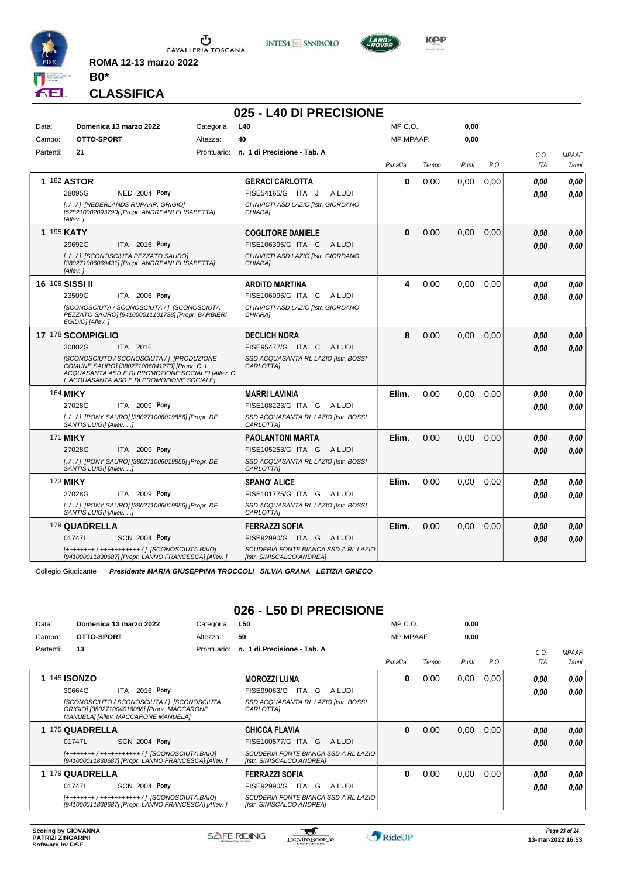**ROMA 12-13 marzo 2022**

**B0***

**CLASSIFICA**

## 025 - L40 DI PRECISIONE

| Data: | Domenica 13 marzo 2022 | Categoria: | L40 | MP C.O.: | 0,00 |
|---|---|---|---|---|---|
| Campo: | OTTO-SPORT | Altezza: | 40 | MP MPAAF: | 0,00 |
| Partenti: | 21 | Prontuario: | n. 1 di Precisione - Tab. A | | |

| Cl. | N. Cavallo | Cavaliere | Penalità | Tempo | Punti | P.O. | C.O. ITA | MPAAF 7anni |
|---|---|---|---|---|---|---|---|---|
| 1 | 182 **ASTOR**<br>28095G NED 2004 **Pony**<br>[. / . / ] [NEDERLANDS RIJPAAR. GRIGIO] [528210002093790] [Propr. ANDREANI ELISABETTA] [Allev. ] | **GERACI CARLOTTA**<br>FISE54165/G ITA J A LUDI<br>CI INVICTI ASD LAZIO [Istr. GIORDANO CHIARA] | 0 | 0,00 | 0,00 | 0,00 | 0,00<br>0,00 | 0,00<br>0,00 |
| 1 | 195 **KATY**<br>29692G ITA 2016 **Pony**<br>[. / . / ] [SCONOSCIUTA PEZZATO SAURO] [380271006069431] [Propr. ANDREANI ELISABETTA] [Allev. ] | **COGLITORE DANIELE**<br>FISE106395/G ITA C A LUDI<br>CI INVICTI ASD LAZIO [Istr. GIORDANO CHIARA] | 0 | 0,00 | 0,00 | 0,00 | 0,00<br>0,00 | 0,00<br>0,00 |
| 16 | 169 **SISSI II**<br>23509G ITA 2006 **Pony**<br>[SCONOSCIUTA / SCONOSCIUTA / ] [SCONOSCIUTA PEZZATO SAURO] [941000011101738] [Propr. BARBIERI EGIDIO] [Allev. ] | **ARDITO MARTINA**<br>FISE106095/G ITA C A LUDI<br>CI INVICTI ASD LAZIO [Istr. GIORDANO CHIARA] | 4 | 0,00 | 0,00 | 0,00 | 0,00<br>0,00 | 0,00<br>0,00 |
| 17 | 178 **SCOMPIGLIO**<br>30802G ITA 2016<br>[SCONOSCIUTO / SCONOSCIUTA / ] [PRODUZIONE COMUNE SAURO] [380271006041270] [Propr. C. I. ACQUASANTA ASD E DI PROMOZIONE SOCIALE] [Allev. C. I. ACQUASANTA ASD E DI PROMOZIONE SOCIALE] | **DECLICH NORA**<br>FISE95477/G ITA C A LUDI<br>SSD ACQUASANTA RL LAZIO [Istr. BOSSI CARLOTTA] | 8 | 0,00 | 0,00 | 0,00 | 0,00<br>0,00 | 0,00<br>0,00 |
| | 164 **MIKY**<br>27028G ITA 2009 **Pony**<br>[. / . / ] [PONY SAURO] [380271006019856] [Propr. DE SANTIS LUIGI] [Allev. . . ] | **MARRI LAVINIA**<br>FISE108223/G ITA G A LUDI<br>SSD ACQUASANTA RL LAZIO [Istr. BOSSI CARLOTTA] | Elim. | 0,00 | 0,00 | 0,00 | 0,00<br>0,00 | 0,00<br>0,00 |
| | 171 **MIKY**<br>27028G ITA 2009 **Pony**<br>[. / . / ] [PONY SAURO] [380271006019856] [Propr. DE SANTIS LUIGI] [Allev. . . ] | **PAOLANTONI MARTA**<br>FISE105253/G ITA G A LUDI<br>SSD ACQUASANTA RL LAZIO [Istr. BOSSI CARLOTTA] | Elim. | 0,00 | 0,00 | 0,00 | 0,00<br>0,00 | 0,00<br>0,00 |
| | 173 **MIKY**<br>27028G ITA 2009 **Pony**<br>[. / . / ] [PONY SAURO] [380271006019856] [Propr. DE SANTIS LUIGI] [Allev. . . ] | **SPANO' ALICE**<br>FISE101775/G ITA G A LUDI<br>SSD ACQUASANTA RL LAZIO [Istr. BOSSI CARLOTTA] | Elim. | 0,00 | 0,00 | 0,00 | 0,00<br>0,00 | 0,00<br>0,00 |
| | 179 **QUADRELLA**<br>01747L SCN 2004 **Pony**<br>[++++++++ / +++++++++++ / ] [SCONOSCIUTA BAIO] [941000011830687] [Propr. LANNO FRANCESCA] [Allev. ] | **FERRAZZI SOFIA**<br>FISE92990/G ITA G A LUDI<br>SCUDERIA FONTE BIANCA SSD A RL LAZIO [Istr. SINISCALCO ANDREA] | Elim. | 0,00 | 0,00 | 0,00 | 0,00<br>0,00 | 0,00<br>0,00 |

Collegio Giudicante *Presidente MARIA GIUSEPPINA TROCCOLI SILVIA GRANA LETIZIA GRIECO*

## 026 - L50 DI PRECISIONE

| Data: | Domenica 13 marzo 2022 | Categoria: | L50 | MP C.O.: | 0,00 |
|---|---|---|---|---|---|
| Campo: | OTTO-SPORT | Altezza: | 50 | MP MPAAF: | 0,00 |
| Partenti: | 13 | Prontuario: | n. 1 di Precisione - Tab. A | | |

| Cl. | N. Cavallo | Cavaliere | Penalità | Tempo | Punti | P.O. | C.O. ITA | MPAAF 7anni |
|---|---|---|---|---|---|---|---|---|
| 1 | 145 **ISONZO**<br>30664G ITA 2016 **Pony**<br>[SCONOSCIUTO / SCONOSCIUTA / ] [SCONOSCIUTA GRIGIO] [380271004016088] [Propr. MACCARONE MANUELA] [Allev. MACCARONE MANUELA] | **MOROZZI LUNA**<br>FISE99063/G ITA G A LUDI<br>SSD ACQUASANTA RL LAZIO [Istr. BOSSI CARLOTTA] | 0 | 0,00 | 0,00 | 0,00 | 0,00<br>0,00 | 0,00<br>0,00 |
| 1 | 175 **QUADRELLA**<br>01747L SCN 2004 **Pony**<br>[++++++++ / +++++++++++ / ] [SCONOSCIUTA BAIO] [941000011830687] [Propr. LANNO FRANCESCA] [Allev. ] | **CHICCA FLAVIA**<br>FISE100577/G ITA G A LUDI<br>SCUDERIA FONTE BIANCA SSD A RL LAZIO [Istr. SINISCALCO ANDREA] | 0 | 0,00 | 0,00 | 0,00 | 0,00<br>0,00 | 0,00<br>0,00 |
| 1 | 179 **QUADRELLA**<br>01747L SCN 2004 **Pony**<br>[++++++++ / +++++++++++ / ] [SCONOSCIUTA BAIO] [941000011830687] [Propr. LANNO FRANCESCA] [Allev. ] | **FERRAZZI SOFIA**<br>FISE92990/G ITA G A LUDI<br>SCUDERIA FONTE BIANCA SSD A RL LAZIO [Istr. SINISCALCO ANDREA] | 0 | 0,00 | 0,00 | 0,00 | 0,00<br>0,00 | 0,00<br>0,00 |

Scoring by GIOVANNA PATRIZI ZINGARINI
Software by FISE

13-mar-2022 16:53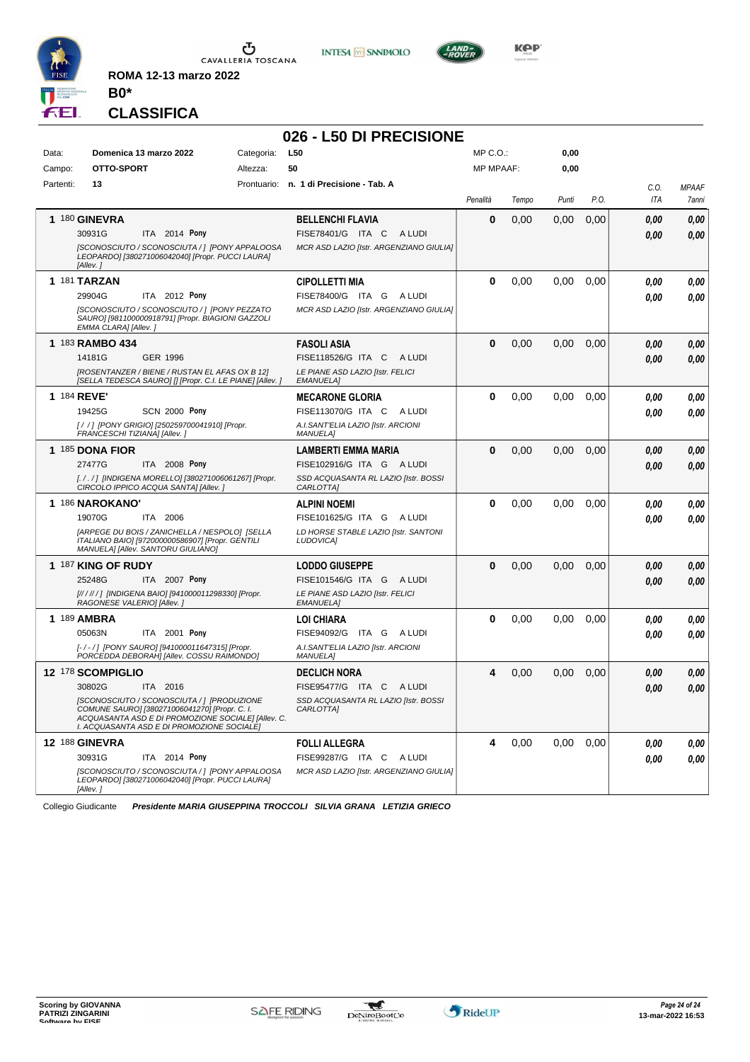ROMA 12-13 marzo 2022

**B0***

## CLASSIFICA

# 026 - L50 DI PRECISIONE

| | | | | | |
|---|---|---|---|---|---|
| Data: | Domenica 13 marzo 2022 | Categoria: | L50 | MP C.O.: | 0,00 |
| Campo: | OTTO-SPORT | Altezza: | 50 | MP MPAAF: | 0,00 |
| Partenti: | 13 | Prontuario: | n. 1 di Precisione - Tab. A | | |

| Cl. | Cavallo | Cavaliere | Penalità | Tempo | Punti | P.O. | C.O. ITA | MPAAF 7anni |
|---|---|---|---|---|---|---|---|---|
| 1 | 180 **GINEVRA**<br>30931G ITA 2014 **Pony**<br>*[SCONOSCIUTO / SCONOSCIUTA / ] [PONY APPALOOSA LEOPARDO] [380271006042040] [Propr. PUCCI LAURA] [Allev. ]* | **BELLENCHI FLAVIA**<br>FISE78401/G ITA C A LUDI<br>*MCR ASD LAZIO [Istr. ARGENZIANO GIULIA]* | 0 | 0,00 | 0,00 | 0,00 | 0,00<br>0,00 | 0,00<br>0,00 |
| 1 | 181 **TARZAN**<br>29904G ITA 2012 **Pony**<br>*[SCONOSCIUTO / SCONOSCIUTO / ] [PONY PEZZATO SAURO] [981100000918791] [Propr. BIAGIONI GAZZOLI EMMA CLARA] [Allev. ]* | **CIPOLLETTI MIA**<br>FISE78400/G ITA G A LUDI<br>*MCR ASD LAZIO [Istr. ARGENZIANO GIULIA]* | 0 | 0,00 | 0,00 | 0,00 | 0,00<br>0,00 | 0,00<br>0,00 |
| 1 | 183 **RAMBO 434**<br>14181G GER 1996<br>*[ROSENTANZER / BIENE / RUSTAN EL AFAS OX B 12] [SELLA TEDESCA SAURO] [] [Propr. C.I. LE PIANE] [Allev. ]* | **FASOLI ASIA**<br>FISE118526/G ITA C A LUDI<br>*LE PIANE ASD LAZIO [Istr. FELICI EMANUELA]* | 0 | 0,00 | 0,00 | 0,00 | 0,00<br>0,00 | 0,00<br>0,00 |
| 1 | 184 **REVE'**<br>19425G SCN 2000 **Pony**<br>*[ / / ] [PONY GRIGIO] [250259700041910] [Propr. FRANCESCHI TIZIANA] [Allev. ]* | **MECARONE GLORIA**<br>FISE113070/G ITA C A LUDI<br>*A.I.SANT'ELIA LAZIO [Istr. ARCIONI MANUELA]* | 0 | 0,00 | 0,00 | 0,00 | 0,00<br>0,00 | 0,00<br>0,00 |
| 1 | 185 **DONA FIOR**<br>27477G ITA 2008 **Pony**<br>*[. / . / ] [INDIGENA MORELLO] [380271006061267] [Propr. CIRCOLO IPPICO ACQUA SANTA] [Allev. ]* | **LAMBERTI EMMA MARIA**<br>FISE102916/G ITA G A LUDI<br>*SSD ACQUASANTA RL LAZIO [Istr. BOSSI CARLOTTA]* | 0 | 0,00 | 0,00 | 0,00 | 0,00<br>0,00 | 0,00<br>0,00 |
| 1 | 186 **NAROKANO'**<br>19070G ITA 2006<br>*[ARPEGE DU BOIS / ZANICHELLA / NESPOLO] [SELLA ITALIANO BAIO] [972000000586907] [Propr. GENTILI MANUELA] [Allev. SANTORU GIULIANO]* | **ALPINI NOEMI**<br>FISE101625/G ITA G A LUDI<br>*LD HORSE STABLE LAZIO [Istr. SANTONI LUDOVICA]* | 0 | 0,00 | 0,00 | 0,00 | 0,00<br>0,00 | 0,00<br>0,00 |
| 1 | 187 **KING OF RUDY**<br>25248G ITA 2007 **Pony**<br>*[// / // / ] [INDIGENA BAIO] [941000011298330] [Propr. RAGONESE VALERIO] [Allev. ]* | **LODDO GIUSEPPE**<br>FISE101546/G ITA G A LUDI<br>*LE PIANE ASD LAZIO [Istr. FELICI EMANUELA]* | 0 | 0,00 | 0,00 | 0,00 | 0,00<br>0,00 | 0,00<br>0,00 |
| 1 | 189 **AMBRA**<br>05063N ITA 2001 **Pony**<br>*[- / - / ] [PONY SAURO] [941000011647315] [Propr. PORCEDDA DEBORAH] [Allev. COSSU RAIMONDO]* | **LOI CHIARA**<br>FISE94092/G ITA G A LUDI<br>*A.I.SANT'ELIA LAZIO [Istr. ARCIONI MANUELA]* | 0 | 0,00 | 0,00 | 0,00 | 0,00<br>0,00 | 0,00<br>0,00 |
| 12 | 178 **SCOMPIGLIO**<br>30802G ITA 2016<br>*[SCONOSCIUTO / SCONOSCIUTA / ] [PRODUZIONE COMUNE SAURO] [380271006041270] [Propr. C. I. ACQUASANTA ASD E DI PROMOZIONE SOCIALE] [Allev. C. I. ACQUASANTA ASD E DI PROMOZIONE SOCIALE]* | **DECLICH NORA**<br>FISE95477/G ITA C A LUDI<br>*SSD ACQUASANTA RL LAZIO [Istr. BOSSI CARLOTTA]* | 4 | 0,00 | 0,00 | 0,00 | 0,00<br>0,00 | 0,00<br>0,00 |
| 12 | 188 **GINEVRA**<br>30931G ITA 2014 **Pony**<br>*[SCONOSCIUTO / SCONOSCIUTA / ] [PONY APPALOOSA LEOPARDO] [380271006042040] [Propr. PUCCI LAURA] [Allev. ]* | **FOLLI ALLEGRA**<br>FISE99287/G ITA C A LUDI<br>*MCR ASD LAZIO [Istr. ARGENZIANO GIULIA]* | 4 | 0,00 | 0,00 | 0,00 | 0,00<br>0,00 | 0,00<br>0,00 |

Collegio Giudicante ***Presidente MARIA GIUSEPPINA TROCCOLI SILVIA GRANA LETIZIA GRIECO***